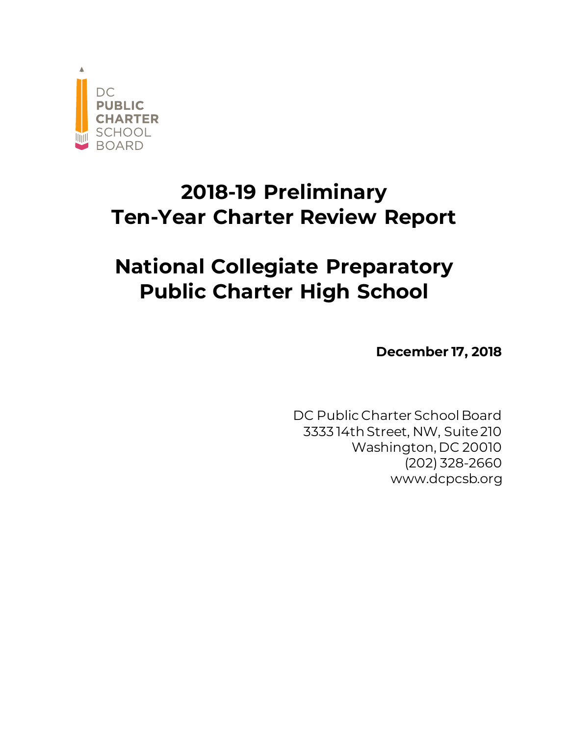DC
PUBLIC
CHARTER
SCHOOL
BOARD

# 2018-19 Preliminary Ten-Year Charter Review Report

# National Collegiate Preparatory Public Charter High School

**December 17, 2018**

DC Public Charter School Board
3333 14th Street, NW, Suite 210
Washington, DC 20010
(202) 328-2660
www.dcpcsb.org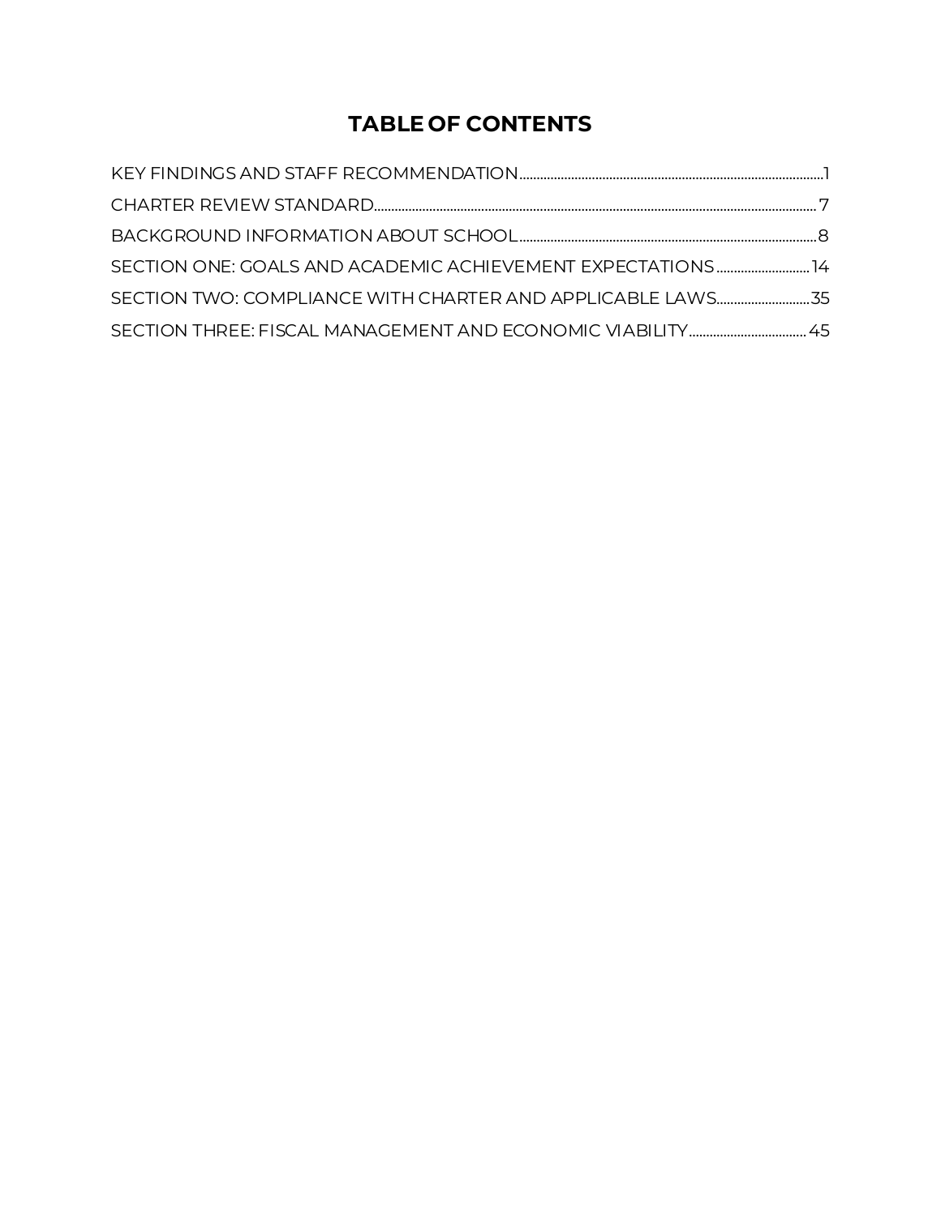# TABLE OF CONTENTS

KEY FINDINGS AND STAFF RECOMMENDATION........................................................................................1

CHARTER REVIEW STANDARD........................................................................................................7

BACKGROUND INFORMATION ABOUT SCHOOL...................................................................................8

SECTION ONE: GOALS AND ACADEMIC ACHIEVEMENT EXPECTATIONS..........................14

SECTION TWO: COMPLIANCE WITH CHARTER AND APPLICABLE LAWS...........................35

SECTION THREE: FISCAL MANAGEMENT AND ECONOMIC VIABILITY...............................45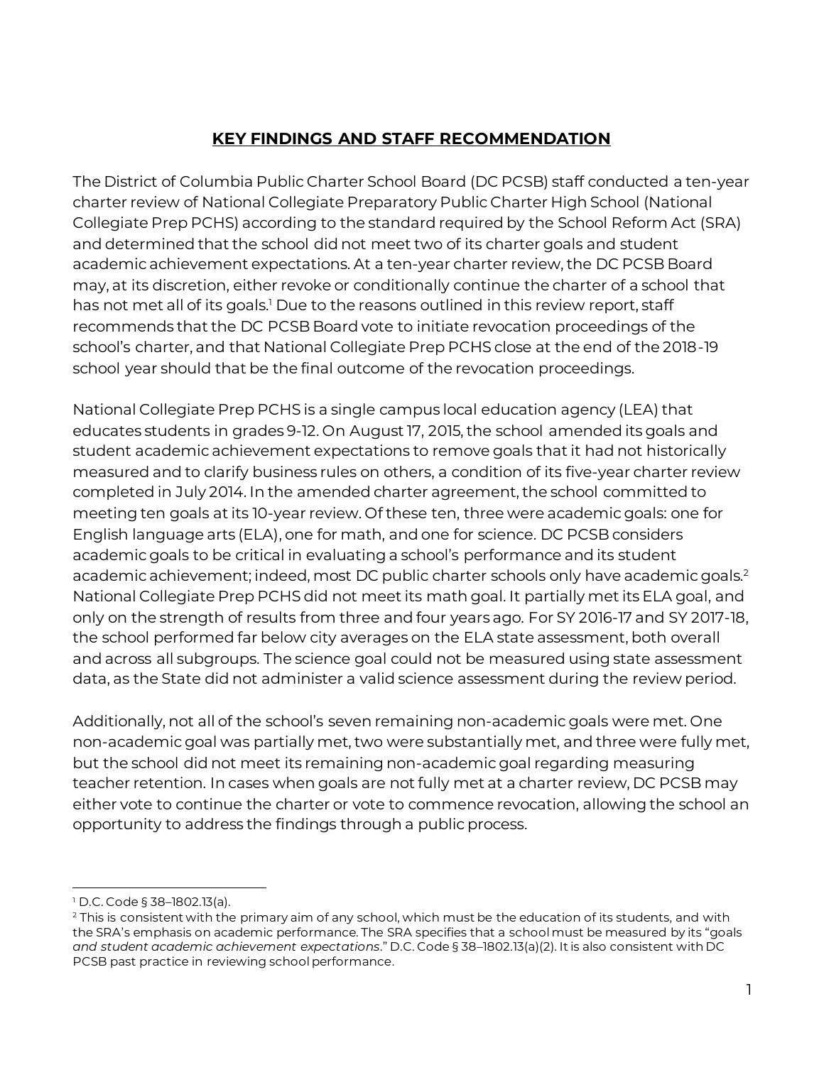## KEY FINDINGS AND STAFF RECOMMENDATION

The District of Columbia Public Charter School Board (DC PCSB) staff conducted a ten-year charter review of National Collegiate Preparatory Public Charter High School (National Collegiate Prep PCHS) according to the standard required by the School Reform Act (SRA) and determined that the school did not meet two of its charter goals and student academic achievement expectations. At a ten-year charter review, the DC PCSB Board may, at its discretion, either revoke or conditionally continue the charter of a school that has not met all of its goals.[1] Due to the reasons outlined in this review report, staff recommends that the DC PCSB Board vote to initiate revocation proceedings of the school's charter, and that National Collegiate Prep PCHS close at the end of the 2018-19 school year should that be the final outcome of the revocation proceedings.

National Collegiate Prep PCHS is a single campus local education agency (LEA) that educates students in grades 9-12. On August 17, 2015, the school amended its goals and student academic achievement expectations to remove goals that it had not historically measured and to clarify business rules on others, a condition of its five-year charter review completed in July 2014. In the amended charter agreement, the school committed to meeting ten goals at its 10-year review. Of these ten, three were academic goals: one for English language arts (ELA), one for math, and one for science. DC PCSB considers academic goals to be critical in evaluating a school's performance and its student academic achievement; indeed, most DC public charter schools only have academic goals.[2] National Collegiate Prep PCHS did not meet its math goal. It partially met its ELA goal, and only on the strength of results from three and four years ago. For SY 2016-17 and SY 2017-18, the school performed far below city averages on the ELA state assessment, both overall and across all subgroups. The science goal could not be measured using state assessment data, as the State did not administer a valid science assessment during the review period.

Additionally, not all of the school's seven remaining non-academic goals were met. One non-academic goal was partially met, two were substantially met, and three were fully met, but the school did not meet its remaining non-academic goal regarding measuring teacher retention. In cases when goals are not fully met at a charter review, DC PCSB may either vote to continue the charter or vote to commence revocation, allowing the school an opportunity to address the findings through a public process.

---

[1] D.C. Code § 38–1802.13(a).

[2] This is consistent with the primary aim of any school, which must be the education of its students, and with the SRA's emphasis on academic performance. The SRA specifies that a school must be measured by its "goals *and student academic achievement expectations*." D.C. Code § 38–1802.13(a)(2). It is also consistent with DC PCSB past practice in reviewing school performance.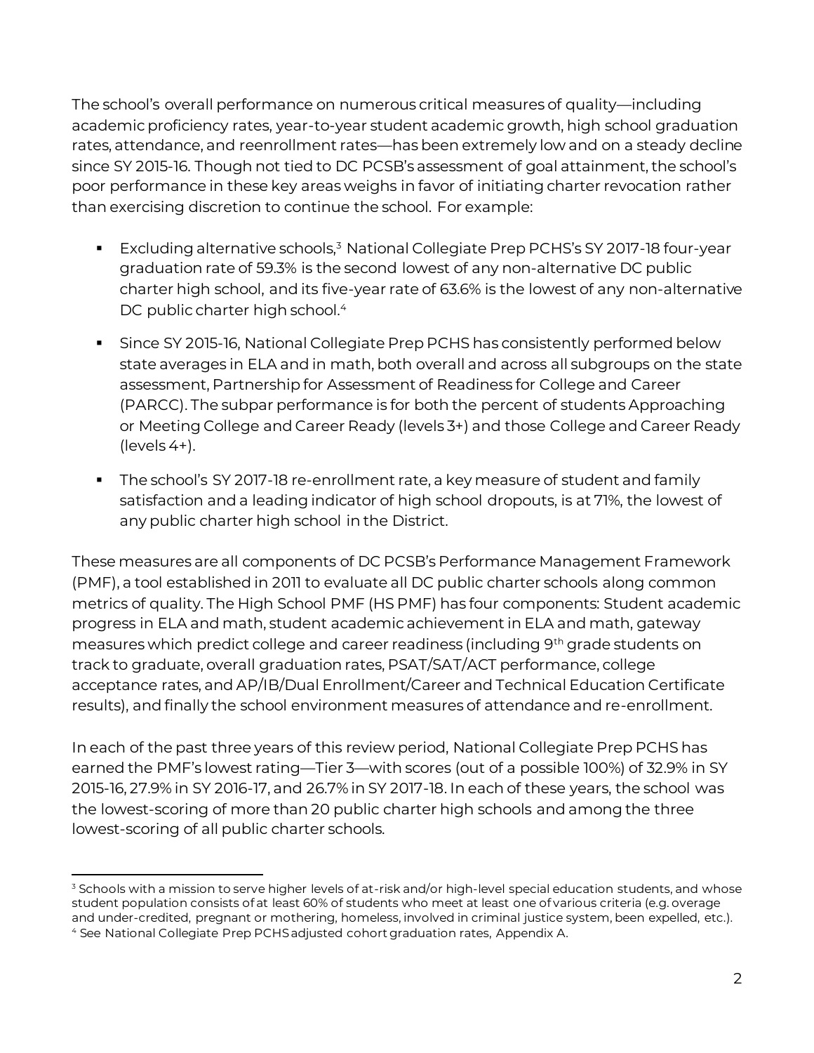The school's overall performance on numerous critical measures of quality—including academic proficiency rates, year-to-year student academic growth, high school graduation rates, attendance, and reenrollment rates—has been extremely low and on a steady decline since SY 2015-16. Though not tied to DC PCSB's assessment of goal attainment, the school's poor performance in these key areas weighs in favor of initiating charter revocation rather than exercising discretion to continue the school. For example:

- Excluding alternative schools,[3] National Collegiate Prep PCHS's SY 2017-18 four-year graduation rate of 59.3% is the second lowest of any non-alternative DC public charter high school, and its five-year rate of 63.6% is the lowest of any non-alternative DC public charter high school.[4]
- Since SY 2015-16, National Collegiate Prep PCHS has consistently performed below state averages in ELA and in math, both overall and across all subgroups on the state assessment, Partnership for Assessment of Readiness for College and Career (PARCC). The subpar performance is for both the percent of students Approaching or Meeting College and Career Ready (levels 3+) and those College and Career Ready (levels 4+).
- The school's SY 2017-18 re-enrollment rate, a key measure of student and family satisfaction and a leading indicator of high school dropouts, is at 71%, the lowest of any public charter high school in the District.

These measures are all components of DC PCSB's Performance Management Framework (PMF), a tool established in 2011 to evaluate all DC public charter schools along common metrics of quality. The High School PMF (HS PMF) has four components: Student academic progress in ELA and math, student academic achievement in ELA and math, gateway measures which predict college and career readiness (including 9th grade students on track to graduate, overall graduation rates, PSAT/SAT/ACT performance, college acceptance rates, and AP/IB/Dual Enrollment/Career and Technical Education Certificate results), and finally the school environment measures of attendance and re-enrollment.

In each of the past three years of this review period, National Collegiate Prep PCHS has earned the PMF's lowest rating—Tier 3—with scores (out of a possible 100%) of 32.9% in SY 2015-16, 27.9% in SY 2016-17, and 26.7% in SY 2017-18. In each of these years, the school was the lowest-scoring of more than 20 public charter high schools and among the three lowest-scoring of all public charter schools.

[3] Schools with a mission to serve higher levels of at-risk and/or high-level special education students, and whose student population consists of at least 60% of students who meet at least one of various criteria (e.g. overage and under-credited, pregnant or mothering, homeless, involved in criminal justice system, been expelled, etc.).

[4] See National Collegiate Prep PCHS adjusted cohort graduation rates, Appendix A.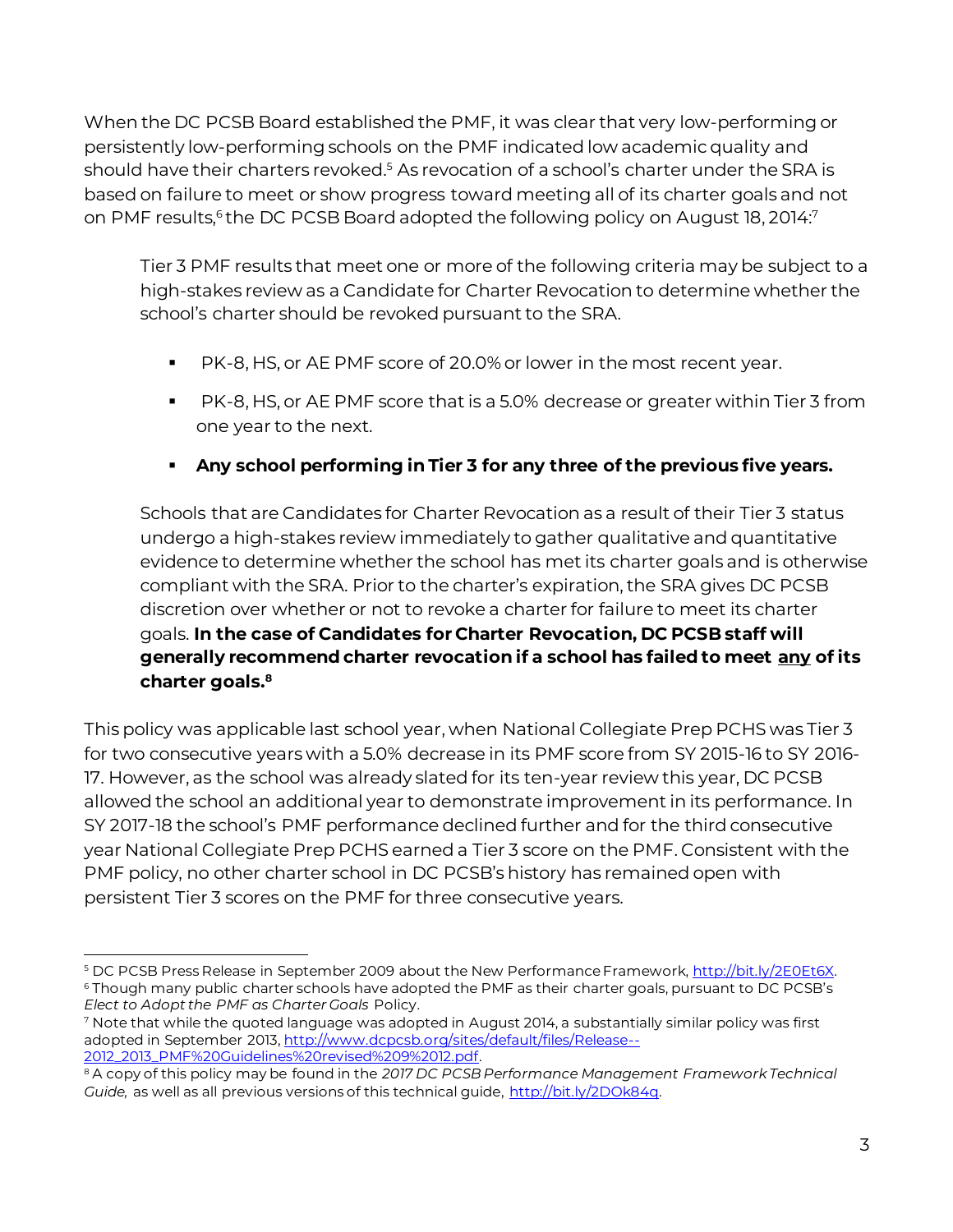When the DC PCSB Board established the PMF, it was clear that very low-performing or persistently low-performing schools on the PMF indicated low academic quality and should have their charters revoked.[5] As revocation of a school's charter under the SRA is based on failure to meet or show progress toward meeting all of its charter goals and not on PMF results,[6] the DC PCSB Board adopted the following policy on August 18, 2014:[7]

> Tier 3 PMF results that meet one or more of the following criteria may be subject to a high-stakes review as a Candidate for Charter Revocation to determine whether the school's charter should be revoked pursuant to the SRA.
>
> - PK-8, HS, or AE PMF score of 20.0% or lower in the most recent year.
> - PK-8, HS, or AE PMF score that is a 5.0% decrease or greater within Tier 3 from one year to the next.
> - **Any school performing in Tier 3 for any three of the previous five years.**
>
> Schools that are Candidates for Charter Revocation as a result of their Tier 3 status undergo a high-stakes review immediately to gather qualitative and quantitative evidence to determine whether the school has met its charter goals and is otherwise compliant with the SRA. Prior to the charter's expiration, the SRA gives DC PCSB discretion over whether or not to revoke a charter for failure to meet its charter goals. **In the case of Candidates for Charter Revocation, DC PCSB staff will generally recommend charter revocation if a school has failed to meet <u>any</u> of its charter goals.**[8]

This policy was applicable last school year, when National Collegiate Prep PCHS was Tier 3 for two consecutive years with a 5.0% decrease in its PMF score from SY 2015-16 to SY 2016-17. However, as the school was already slated for its ten-year review this year, DC PCSB allowed the school an additional year to demonstrate improvement in its performance. In SY 2017-18 the school's PMF performance declined further and for the third consecutive year National Collegiate Prep PCHS earned a Tier 3 score on the PMF. Consistent with the PMF policy, no other charter school in DC PCSB's history has remained open with persistent Tier 3 scores on the PMF for three consecutive years.

---

[5] DC PCSB Press Release in September 2009 about the New Performance Framework, http://bit.ly/2E0Et6X.

[6] Though many public charter schools have adopted the PMF as their charter goals, pursuant to DC PCSB's *Elect to Adopt the PMF as Charter Goals* Policy.

[7] Note that while the quoted language was adopted in August 2014, a substantially similar policy was first adopted in September 2013, http://www.dcpcsb.org/sites/default/files/Release--2012_2013_PMF%20Guidelines%20revised%209%2012.pdf.

[8] A copy of this policy may be found in the *2017 DC PCSB Performance Management Framework Technical Guide,* as well as all previous versions of this technical guide, http://bit.ly/2DOk84q.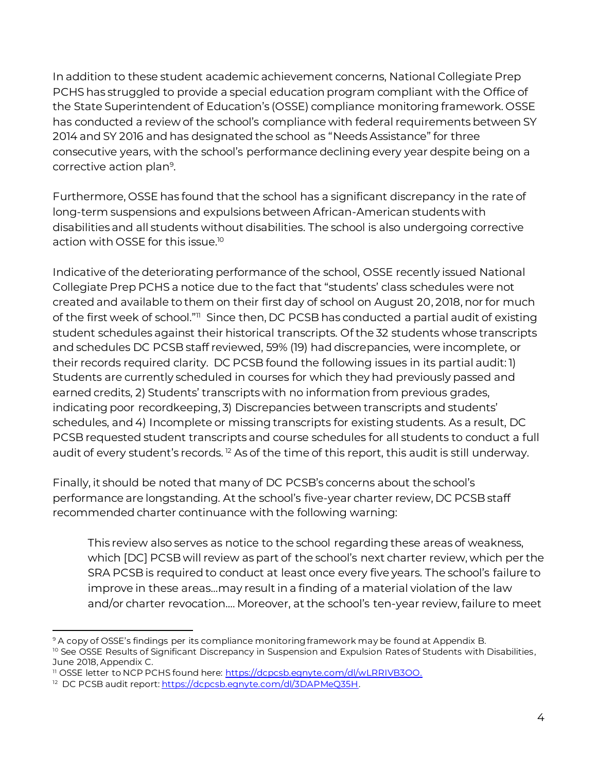In addition to these student academic achievement concerns, National Collegiate Prep PCHS has struggled to provide a special education program compliant with the Office of the State Superintendent of Education's (OSSE) compliance monitoring framework. OSSE has conducted a review of the school's compliance with federal requirements between SY 2014 and SY 2016 and has designated the school as "Needs Assistance" for three consecutive years, with the school's performance declining every year despite being on a corrective action plan[9].

Furthermore, OSSE has found that the school has a significant discrepancy in the rate of long-term suspensions and expulsions between African-American students with disabilities and all students without disabilities. The school is also undergoing corrective action with OSSE for this issue.[10]

Indicative of the deteriorating performance of the school, OSSE recently issued National Collegiate Prep PCHS a notice due to the fact that "students' class schedules were not created and available to them on their first day of school on August 20, 2018, nor for much of the first week of school."[11] Since then, DC PCSB has conducted a partial audit of existing student schedules against their historical transcripts. Of the 32 students whose transcripts and schedules DC PCSB staff reviewed, 59% (19) had discrepancies, were incomplete, or their records required clarity. DC PCSB found the following issues in its partial audit: 1) Students are currently scheduled in courses for which they had previously passed and earned credits, 2) Students' transcripts with no information from previous grades, indicating poor recordkeeping, 3) Discrepancies between transcripts and students' schedules, and 4) Incomplete or missing transcripts for existing students. As a result, DC PCSB requested student transcripts and course schedules for all students to conduct a full audit of every student's records. [12] As of the time of this report, this audit is still underway.

Finally, it should be noted that many of DC PCSB's concerns about the school's performance are longstanding. At the school's five-year charter review, DC PCSB staff recommended charter continuance with the following warning:

> This review also serves as notice to the school regarding these areas of weakness, which [DC] PCSB will review as part of the school's next charter review, which per the SRA PCSB is required to conduct at least once every five years. The school's failure to improve in these areas…may result in a finding of a material violation of the law and/or charter revocation…. Moreover, at the school's ten-year review, failure to meet

---

[9] A copy of OSSE's findings per its compliance monitoring framework may be found at Appendix B.

[10] See OSSE Results of Significant Discrepancy in Suspension and Expulsion Rates of Students with Disabilities, June 2018, Appendix C.

[11] OSSE letter to NCP PCHS found here: https://dcpcsb.egnyte.com/dl/wLRRIVB3OO.

[12] DC PCSB audit report: https://dcpcsb.egnyte.com/dl/3DAPMeQ35H.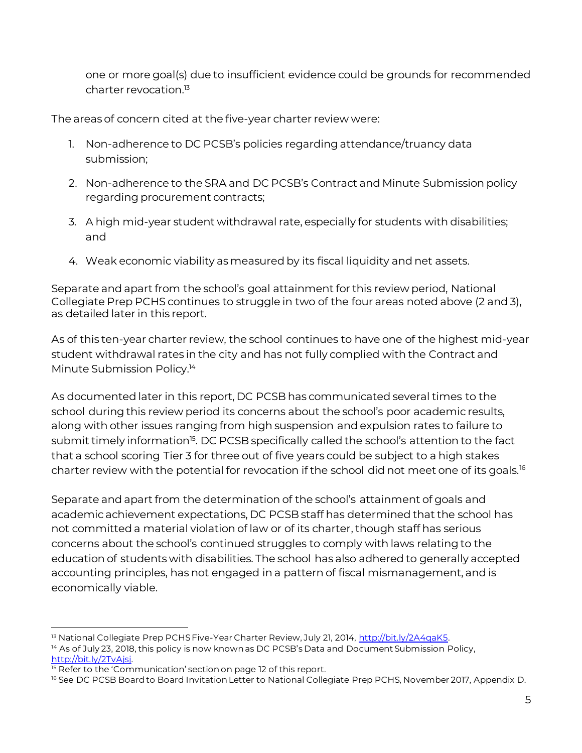one or more goal(s) due to insufficient evidence could be grounds for recommended charter revocation.[13]

The areas of concern cited at the five-year charter review were:

1. Non-adherence to DC PCSB's policies regarding attendance/truancy data submission;
2. Non-adherence to the SRA and DC PCSB's Contract and Minute Submission policy regarding procurement contracts;
3. A high mid-year student withdrawal rate, especially for students with disabilities; and
4. Weak economic viability as measured by its fiscal liquidity and net assets.

Separate and apart from the school's goal attainment for this review period, National Collegiate Prep PCHS continues to struggle in two of the four areas noted above (2 and 3), as detailed later in this report.

As of this ten-year charter review, the school continues to have one of the highest mid-year student withdrawal rates in the city and has not fully complied with the Contract and Minute Submission Policy.[14]

As documented later in this report, DC PCSB has communicated several times to the school during this review period its concerns about the school's poor academic results, along with other issues ranging from high suspension and expulsion rates to failure to submit timely information[15]. DC PCSB specifically called the school's attention to the fact that a school scoring Tier 3 for three out of five years could be subject to a high stakes charter review with the potential for revocation if the school did not meet one of its goals.[16]

Separate and apart from the determination of the school's attainment of goals and academic achievement expectations, DC PCSB staff has determined that the school has not committed a material violation of law or of its charter, though staff has serious concerns about the school's continued struggles to comply with laws relating to the education of students with disabilities. The school has also adhered to generally accepted accounting principles, has not engaged in a pattern of fiscal mismanagement, and is economically viable.

---

[13] National Collegiate Prep PCHS Five-Year Charter Review, July 21, 2014, http://bit.ly/2A4qaK5.

[14] As of July 23, 2018, this policy is now known as DC PCSB's Data and Document Submission Policy, http://bit.ly/2TvAjsj.

[15] Refer to the 'Communication' section on page 12 of this report.

[16] See DC PCSB Board to Board Invitation Letter to National Collegiate Prep PCHS, November 2017, Appendix D.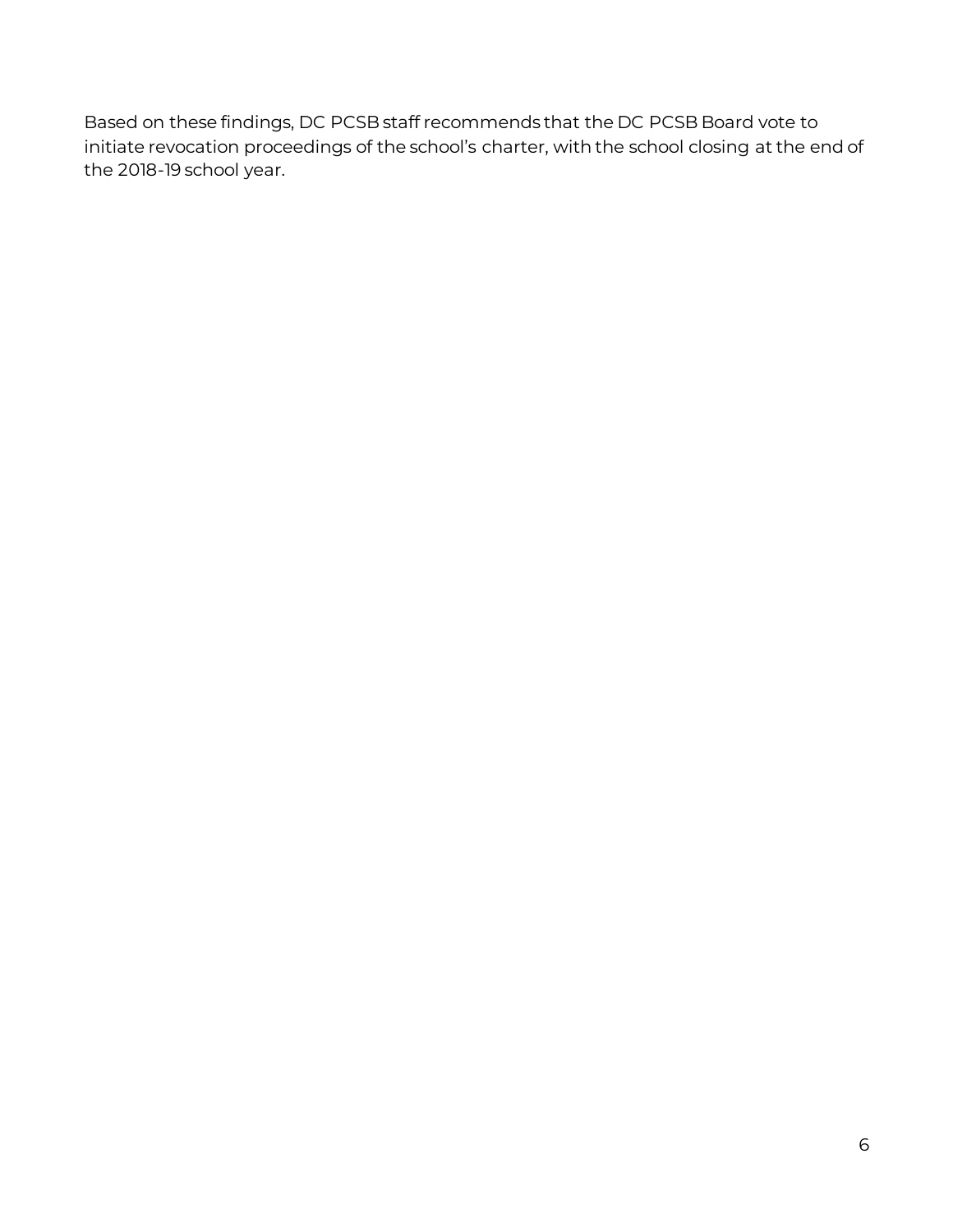Based on these findings, DC PCSB staff recommends that the DC PCSB Board vote to initiate revocation proceedings of the school's charter, with the school closing at the end of the 2018-19 school year.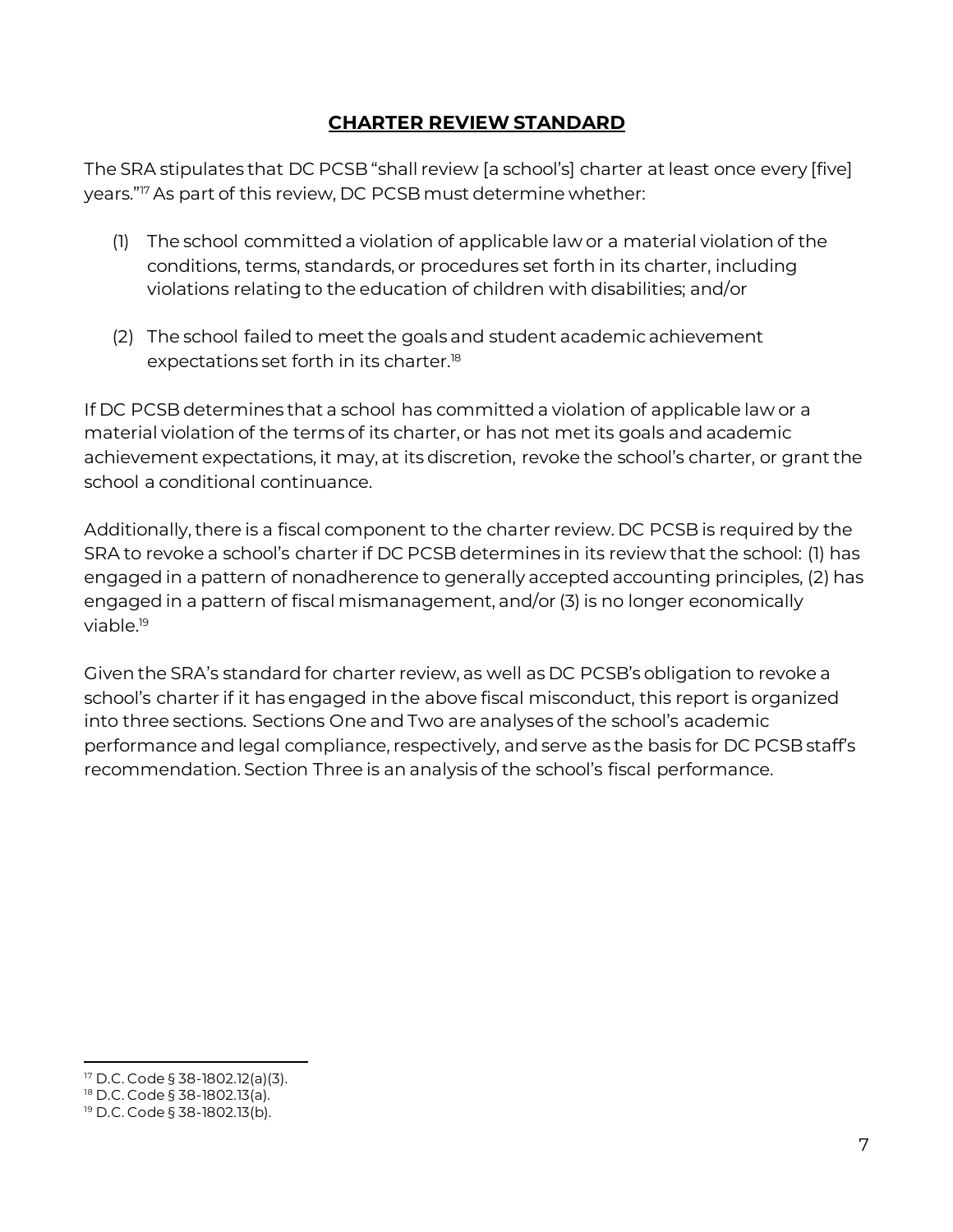## CHARTER REVIEW STANDARD

The SRA stipulates that DC PCSB "shall review [a school's] charter at least once every [five] years."[17] As part of this review, DC PCSB must determine whether:

(1) The school committed a violation of applicable law or a material violation of the conditions, terms, standards, or procedures set forth in its charter, including violations relating to the education of children with disabilities; and/or

(2) The school failed to meet the goals and student academic achievement expectations set forth in its charter.[18]

If DC PCSB determines that a school has committed a violation of applicable law or a material violation of the terms of its charter, or has not met its goals and academic achievement expectations, it may, at its discretion, revoke the school's charter, or grant the school a conditional continuance.

Additionally, there is a fiscal component to the charter review. DC PCSB is required by the SRA to revoke a school's charter if DC PCSB determines in its review that the school: (1) has engaged in a pattern of nonadherence to generally accepted accounting principles, (2) has engaged in a pattern of fiscal mismanagement, and/or (3) is no longer economically viable.[19]

Given the SRA's standard for charter review, as well as DC PCSB's obligation to revoke a school's charter if it has engaged in the above fiscal misconduct, this report is organized into three sections. Sections One and Two are analyses of the school's academic performance and legal compliance, respectively, and serve as the basis for DC PCSB staff's recommendation. Section Three is an analysis of the school's fiscal performance.

---

[17] D.C. Code § 38-1802.12(a)(3).

[18] D.C. Code § 38-1802.13(a).

[19] D.C. Code § 38-1802.13(b).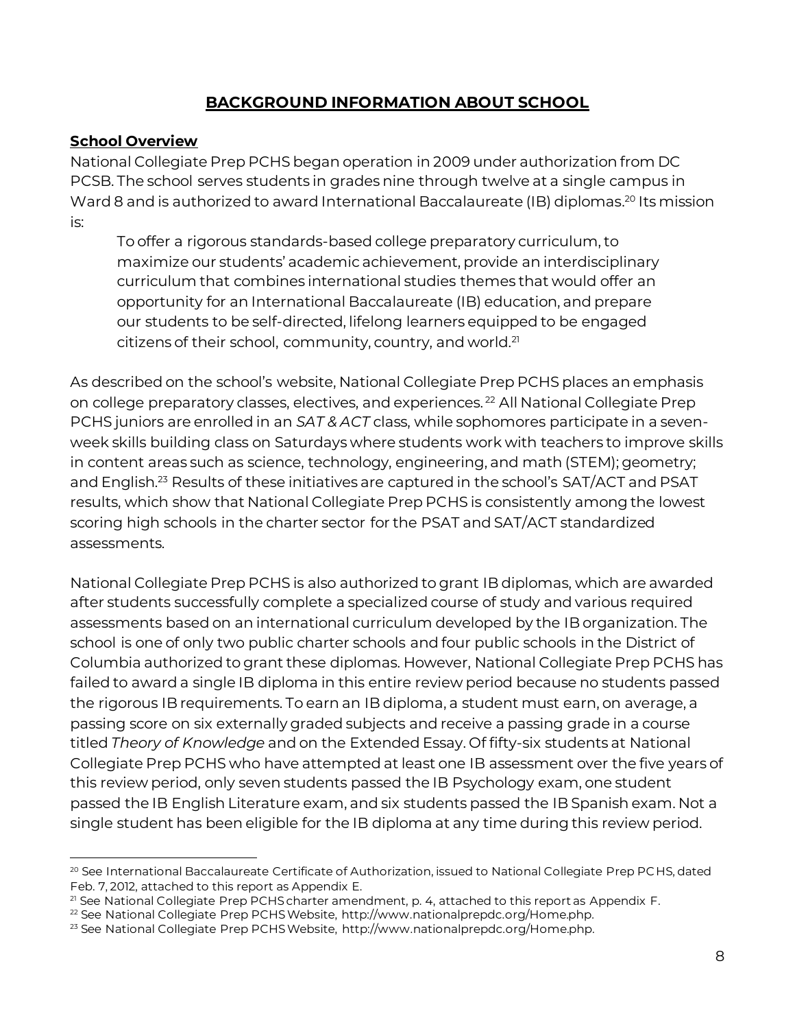## BACKGROUND INFORMATION ABOUT SCHOOL

### School Overview

National Collegiate Prep PCHS began operation in 2009 under authorization from DC PCSB. The school serves students in grades nine through twelve at a single campus in Ward 8 and is authorized to award International Baccalaureate (IB) diplomas.[20] Its mission is:

> To offer a rigorous standards-based college preparatory curriculum, to maximize our students' academic achievement, provide an interdisciplinary curriculum that combines international studies themes that would offer an opportunity for an International Baccalaureate (IB) education, and prepare our students to be self-directed, lifelong learners equipped to be engaged citizens of their school, community, country, and world.[21]

As described on the school's website, National Collegiate Prep PCHS places an emphasis on college preparatory classes, electives, and experiences.[22] All National Collegiate Prep PCHS juniors are enrolled in an *SAT & ACT* class, while sophomores participate in a seven-week skills building class on Saturdays where students work with teachers to improve skills in content areas such as science, technology, engineering, and math (STEM); geometry; and English.[23] Results of these initiatives are captured in the school's SAT/ACT and PSAT results, which show that National Collegiate Prep PCHS is consistently among the lowest scoring high schools in the charter sector for the PSAT and SAT/ACT standardized assessments.

National Collegiate Prep PCHS is also authorized to grant IB diplomas, which are awarded after students successfully complete a specialized course of study and various required assessments based on an international curriculum developed by the IB organization. The school is one of only two public charter schools and four public schools in the District of Columbia authorized to grant these diplomas. However, National Collegiate Prep PCHS has failed to award a single IB diploma in this entire review period because no students passed the rigorous IB requirements. To earn an IB diploma, a student must earn, on average, a passing score on six externally graded subjects and receive a passing grade in a course titled *Theory of Knowledge* and on the Extended Essay. Of fifty-six students at National Collegiate Prep PCHS who have attempted at least one IB assessment over the five years of this review period, only seven students passed the IB Psychology exam, one student passed the IB English Literature exam, and six students passed the IB Spanish exam. Not a single student has been eligible for the IB diploma at any time during this review period.

---

[20] See International Baccalaureate Certificate of Authorization, issued to National Collegiate Prep PCHS, dated Feb. 7, 2012, attached to this report as Appendix E.

[21] See National Collegiate Prep PCHS charter amendment, p. 4, attached to this report as Appendix F.

[22] See National Collegiate Prep PCHS Website, http://www.nationalprepdc.org/Home.php.

[23] See National Collegiate Prep PCHS Website, http://www.nationalprepdc.org/Home.php.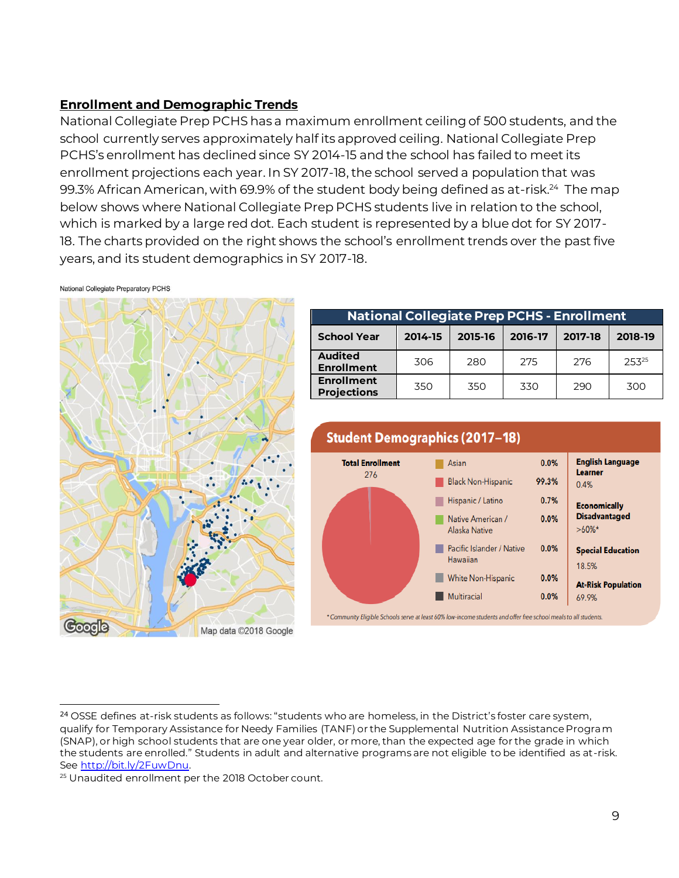## Enrollment and Demographic Trends

National Collegiate Prep PCHS has a maximum enrollment ceiling of 500 students, and the school currently serves approximately half its approved ceiling. National Collegiate Prep PCHS's enrollment has declined since SY 2014-15 and the school has failed to meet its enrollment projections each year. In SY 2017-18, the school served a population that was 99.3% African American, with 69.9% of the student body being defined as at-risk.[24] The map below shows where National Collegiate Prep PCHS students live in relation to the school, which is marked by a large red dot. Each student is represented by a blue dot for SY 2017-18. The charts provided on the right shows the school's enrollment trends over the past five years, and its student demographics in SY 2017-18.

National Collegiate Preparatory PCHS

Map data ©2018 Google

| National Collegiate Prep PCHS - Enrollment | | | | | |
|---|---|---|---|---|---|
| School Year | 2014-15 | 2015-16 | 2016-17 | 2017-18 | 2018-19 |
| Audited Enrollment | 306 | 280 | 275 | 276 | 253[25] |
| Enrollment Projections | 350 | 350 | 330 | 290 | 300 |

**Student Demographics (2017–18)**

Total Enrollment: 276

| Race/Ethnicity | Percent |
|---|---|
| Asian | 0.0% |
| Black Non-Hispanic | 99.3% |
| Hispanic / Latino | 0.7% |
| Native American / Alaska Native | 0.0% |
| Pacific Islander / Native Hawaiian | 0.0% |
| White Non-Hispanic | 0.0% |
| Multiracial | 0.0% |

| Subgroup | Percent |
|---|---|
| English Language Learner | 0.4% |
| Economically Disadvantaged | >60%* |
| Special Education | 18.5% |
| At-Risk Population | 69.9% |

*Community Eligible Schools serve at least 60% low-income students and offer free school meals to all students.

---

[24] OSSE defines at-risk students as follows: "students who are homeless, in the District's foster care system, qualify for Temporary Assistance for Needy Families (TANF) or the Supplemental Nutrition Assistance Program (SNAP), or high school students that are one year older, or more, than the expected age for the grade in which the students are enrolled." Students in adult and alternative programs are not eligible to be identified as at-risk. See http://bit.ly/2FuwDnu.

[25] Unaudited enrollment per the 2018 October count.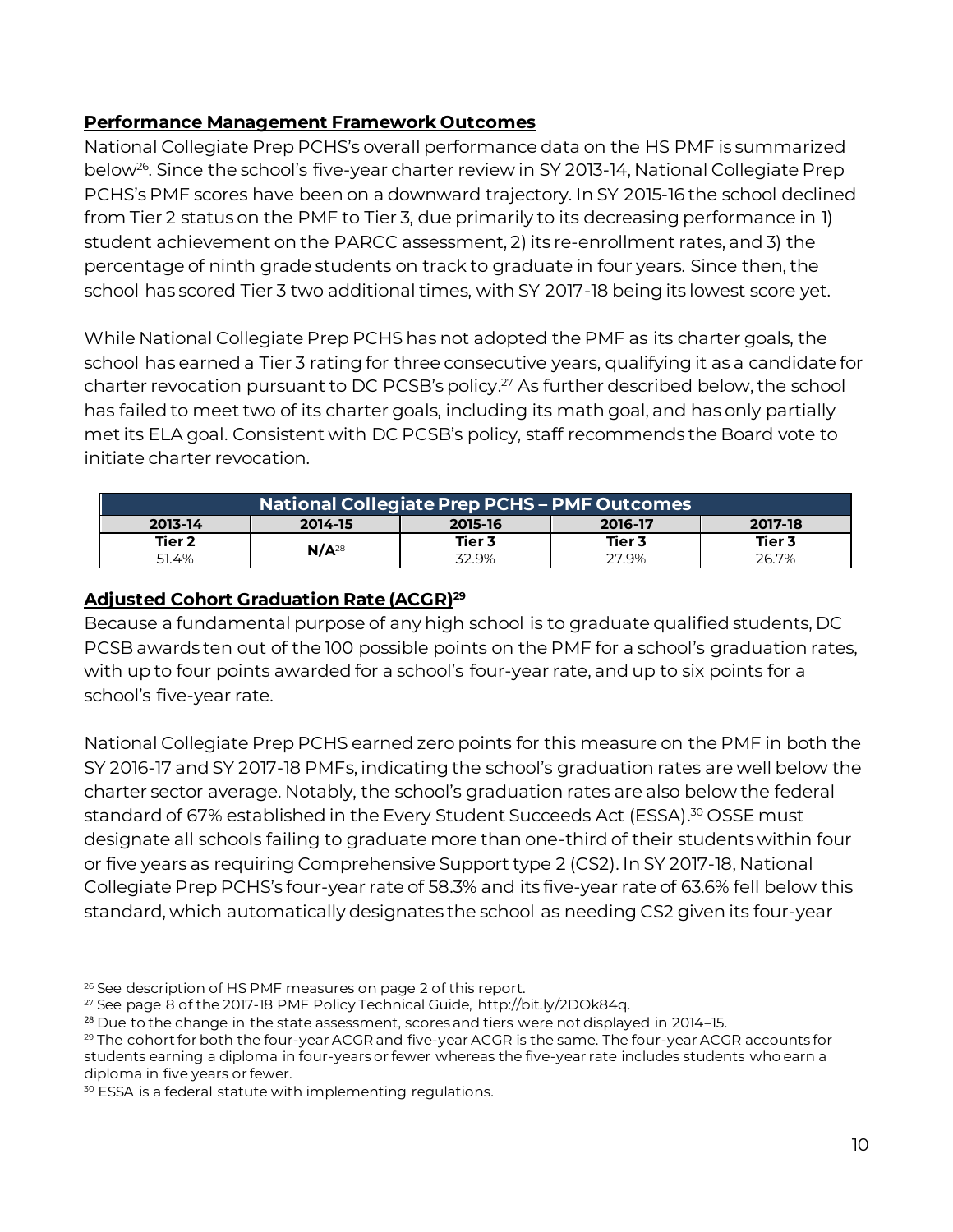## Performance Management Framework Outcomes

National Collegiate Prep PCHS's overall performance data on the HS PMF is summarized below[26]. Since the school's five-year charter review in SY 2013-14, National Collegiate Prep PCHS's PMF scores have been on a downward trajectory. In SY 2015-16 the school declined from Tier 2 status on the PMF to Tier 3, due primarily to its decreasing performance in 1) student achievement on the PARCC assessment, 2) its re-enrollment rates, and 3) the percentage of ninth grade students on track to graduate in four years. Since then, the school has scored Tier 3 two additional times, with SY 2017-18 being its lowest score yet.

While National Collegiate Prep PCHS has not adopted the PMF as its charter goals, the school has earned a Tier 3 rating for three consecutive years, qualifying it as a candidate for charter revocation pursuant to DC PCSB's policy.[27] As further described below, the school has failed to meet two of its charter goals, including its math goal, and has only partially met its ELA goal. Consistent with DC PCSB's policy, staff recommends the Board vote to initiate charter revocation.

| National Collegiate Prep PCHS – PMF Outcomes | | | | |
|---|---|---|---|---|
| **2013-14** | **2014-15** | **2015-16** | **2016-17** | **2017-18** |
| **Tier 2** 51.4% | **N/A**[28] | **Tier 3** 32.9% | **Tier 3** 27.9% | **Tier 3** 26.7% |

## Adjusted Cohort Graduation Rate (ACGR)[29]

Because a fundamental purpose of any high school is to graduate qualified students, DC PCSB awards ten out of the 100 possible points on the PMF for a school's graduation rates, with up to four points awarded for a school's four-year rate, and up to six points for a school's five-year rate.

National Collegiate Prep PCHS earned zero points for this measure on the PMF in both the SY 2016-17 and SY 2017-18 PMFs, indicating the school's graduation rates are well below the charter sector average. Notably, the school's graduation rates are also below the federal standard of 67% established in the Every Student Succeeds Act (ESSA).[30] OSSE must designate all schools failing to graduate more than one-third of their students within four or five years as requiring Comprehensive Support type 2 (CS2). In SY 2017-18, National Collegiate Prep PCHS's four-year rate of 58.3% and its five-year rate of 63.6% fell below this standard, which automatically designates the school as needing CS2 given its four-year

---

[26] See description of HS PMF measures on page 2 of this report.

[27] See page 8 of the 2017-18 PMF Policy Technical Guide, http://bit.ly/2DOk84q.

[28] Due to the change in the state assessment, scores and tiers were not displayed in 2014–15.

[29] The cohort for both the four-year ACGR and five-year ACGR is the same. The four-year ACGR accounts for students earning a diploma in four-years or fewer whereas the five-year rate includes students who earn a diploma in five years or fewer.

[30] ESSA is a federal statute with implementing regulations.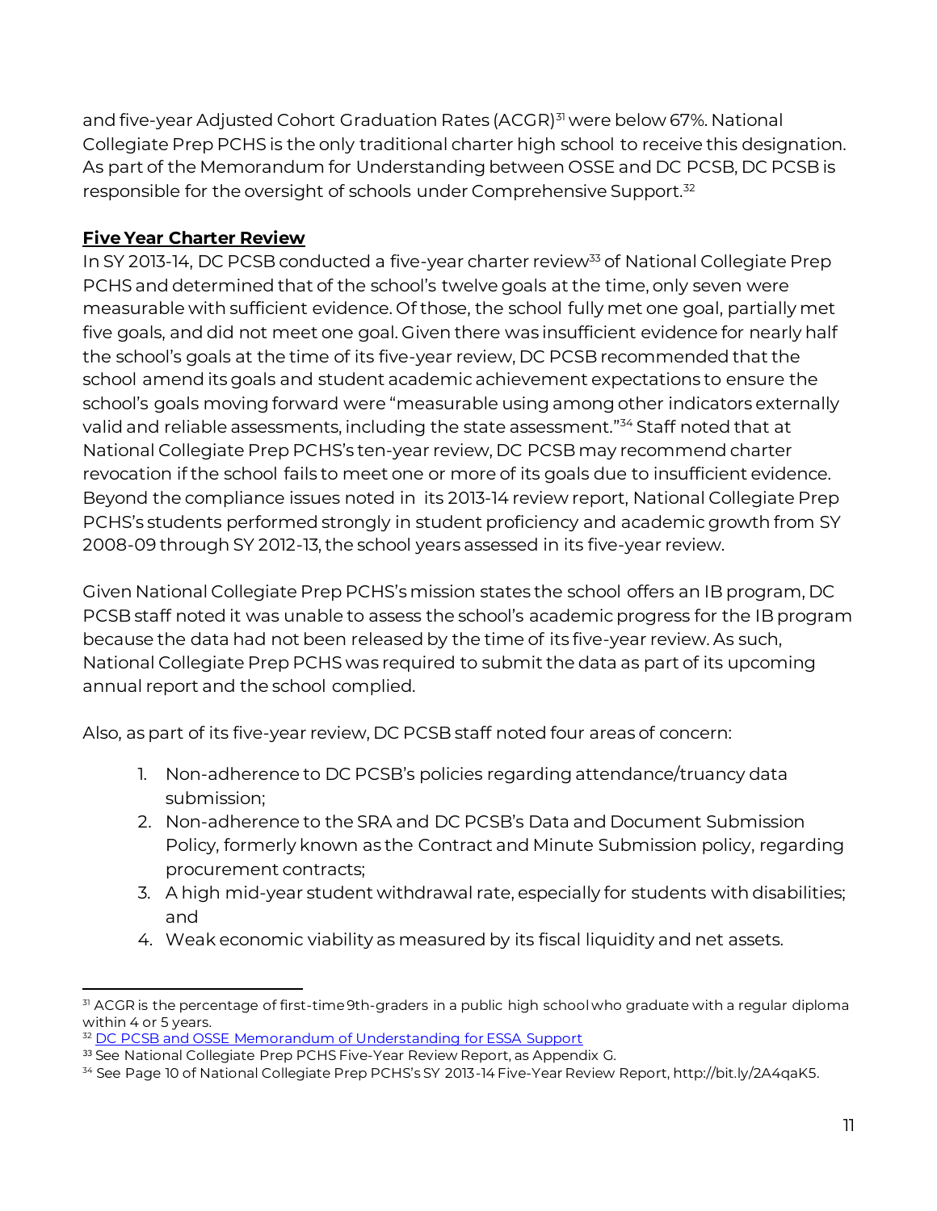and five-year Adjusted Cohort Graduation Rates (ACGR)[31] were below 67%. National Collegiate Prep PCHS is the only traditional charter high school to receive this designation. As part of the Memorandum for Understanding between OSSE and DC PCSB, DC PCSB is responsible for the oversight of schools under Comprehensive Support.[32]

## Five Year Charter Review

In SY 2013-14, DC PCSB conducted a five-year charter review[33] of National Collegiate Prep PCHS and determined that of the school's twelve goals at the time, only seven were measurable with sufficient evidence. Of those, the school fully met one goal, partially met five goals, and did not meet one goal. Given there was insufficient evidence for nearly half the school's goals at the time of its five-year review, DC PCSB recommended that the school amend its goals and student academic achievement expectations to ensure the school's goals moving forward were "measurable using among other indicators externally valid and reliable assessments, including the state assessment."[34] Staff noted that at National Collegiate Prep PCHS's ten-year review, DC PCSB may recommend charter revocation if the school fails to meet one or more of its goals due to insufficient evidence. Beyond the compliance issues noted in its 2013-14 review report, National Collegiate Prep PCHS's students performed strongly in student proficiency and academic growth from SY 2008-09 through SY 2012-13, the school years assessed in its five-year review.

Given National Collegiate Prep PCHS's mission states the school offers an IB program, DC PCSB staff noted it was unable to assess the school's academic progress for the IB program because the data had not been released by the time of its five-year review. As such, National Collegiate Prep PCHS was required to submit the data as part of its upcoming annual report and the school complied.

Also, as part of its five-year review, DC PCSB staff noted four areas of concern:

1. Non-adherence to DC PCSB's policies regarding attendance/truancy data submission;
2. Non-adherence to the SRA and DC PCSB's Data and Document Submission Policy, formerly known as the Contract and Minute Submission policy, regarding procurement contracts;
3. A high mid-year student withdrawal rate, especially for students with disabilities; and
4. Weak economic viability as measured by its fiscal liquidity and net assets.

---

[31] ACGR is the percentage of first-time 9th-graders in a public high school who graduate with a regular diploma within 4 or 5 years.

[32] DC PCSB and OSSE Memorandum of Understanding for ESSA Support

[33] See National Collegiate Prep PCHS Five-Year Review Report, as Appendix G.

[34] See Page 10 of National Collegiate Prep PCHS's SY 2013-14 Five-Year Review Report, http://bit.ly/2A4qaK5.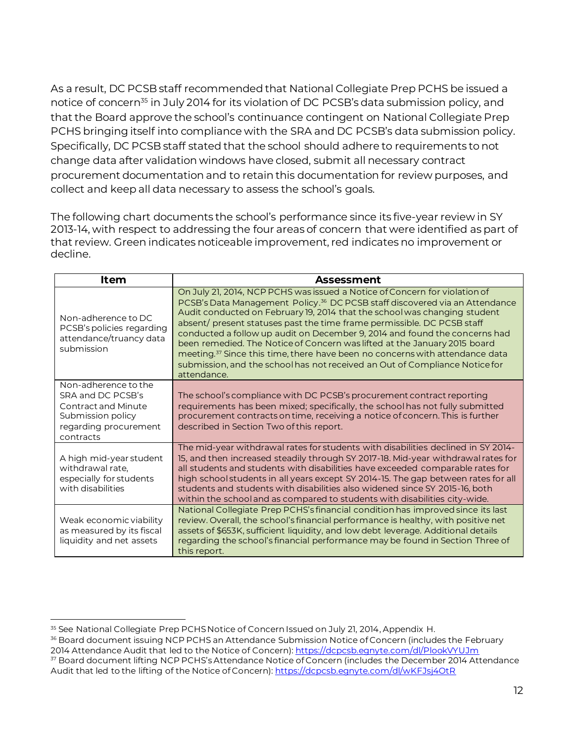As a result, DC PCSB staff recommended that National Collegiate Prep PCHS be issued a notice of concern[35] in July 2014 for its violation of DC PCSB's data submission policy, and that the Board approve the school's continuance contingent on National Collegiate Prep PCHS bringing itself into compliance with the SRA and DC PCSB's data submission policy. Specifically, DC PCSB staff stated that the school should adhere to requirements to not change data after validation windows have closed, submit all necessary contract procurement documentation and to retain this documentation for review purposes, and collect and keep all data necessary to assess the school's goals.

The following chart documents the school's performance since its five-year review in SY 2013-14, with respect to addressing the four areas of concern that were identified as part of that review. Green indicates noticeable improvement, red indicates no improvement or decline.

| Item | Assessment |
|---|---|
| Non-adherence to DC PCSB's policies regarding attendance/truancy data submission | On July 21, 2014, NCP PCHS was issued a Notice of Concern for violation of PCSB's Data Management Policy.[36] DC PCSB staff discovered via an Attendance Audit conducted on February 19, 2014 that the school was changing student absent/ present statuses past the time frame permissible. DC PCSB staff conducted a follow up audit on December 9, 2014 and found the concerns had been remedied. The Notice of Concern was lifted at the January 2015 board meeting.[37] Since this time, there have been no concerns with attendance data submission, and the school has not received an Out of Compliance Notice for attendance. |
| Non-adherence to the SRA and DC PCSB's Contract and Minute Submission policy regarding procurement contracts | The school's compliance with DC PCSB's procurement contract reporting requirements has been mixed; specifically, the school has not fully submitted procurement contracts on time, receiving a notice of concern. This is further described in Section Two of this report. |
| A high mid-year student withdrawal rate, especially for students with disabilities | The mid-year withdrawal rates for students with disabilities declined in SY 2014-15, and then increased steadily through SY 2017-18. Mid-year withdrawal rates for all students and students with disabilities have exceeded comparable rates for high school students in all years except SY 2014-15. The gap between rates for all students and students with disabilities also widened since SY 2015-16, both within the school and as compared to students with disabilities city-wide. |
| Weak economic viability as measured by its fiscal liquidity and net assets | National Collegiate Prep PCHS's financial condition has improved since its last review. Overall, the school's financial performance is healthy, with positive net assets of $653K, sufficient liquidity, and low debt leverage. Additional details regarding the school's financial performance may be found in Section Three of this report. |

[35] See National Collegiate Prep PCHS Notice of Concern Issued on July 21, 2014, Appendix H.

[36] Board document issuing NCP PCHS an Attendance Submission Notice of Concern (includes the February 2014 Attendance Audit that led to the Notice of Concern): https://dcpcsb.egnyte.com/dl/PlookVYUJm

[37] Board document lifting NCP PCHS's Attendance Notice of Concern (includes the December 2014 Attendance Audit that led to the lifting of the Notice of Concern): https://dcpcsb.egnyte.com/dl/wKFJsj4OtR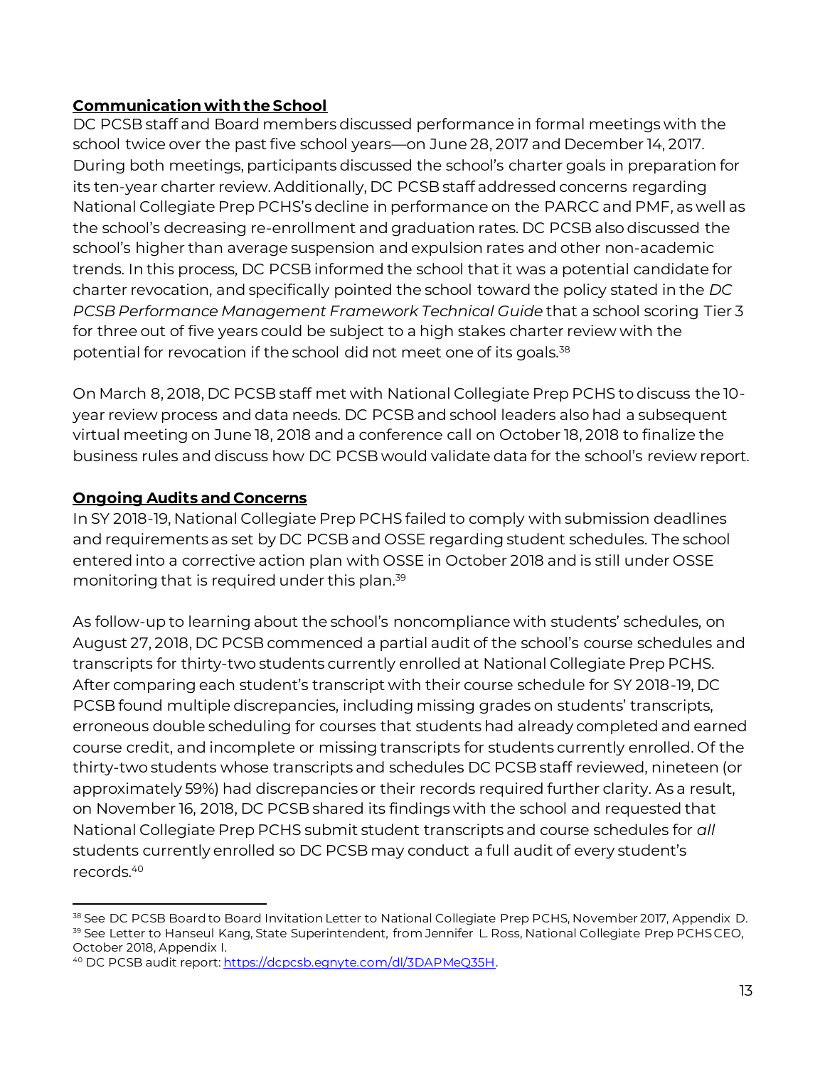**Communication with the School**

DC PCSB staff and Board members discussed performance in formal meetings with the school twice over the past five school years—on June 28, 2017 and December 14, 2017. During both meetings, participants discussed the school's charter goals in preparation for its ten-year charter review. Additionally, DC PCSB staff addressed concerns regarding National Collegiate Prep PCHS's decline in performance on the PARCC and PMF, as well as the school's decreasing re-enrollment and graduation rates. DC PCSB also discussed the school's higher than average suspension and expulsion rates and other non-academic trends. In this process, DC PCSB informed the school that it was a potential candidate for charter revocation, and specifically pointed the school toward the policy stated in the *DC PCSB Performance Management Framework Technical Guide* that a school scoring Tier 3 for three out of five years could be subject to a high stakes charter review with the potential for revocation if the school did not meet one of its goals.[38]

On March 8, 2018, DC PCSB staff met with National Collegiate Prep PCHS to discuss the 10-year review process and data needs. DC PCSB and school leaders also had a subsequent virtual meeting on June 18, 2018 and a conference call on October 18, 2018 to finalize the business rules and discuss how DC PCSB would validate data for the school's review report.

**Ongoing Audits and Concerns**

In SY 2018-19, National Collegiate Prep PCHS failed to comply with submission deadlines and requirements as set by DC PCSB and OSSE regarding student schedules. The school entered into a corrective action plan with OSSE in October 2018 and is still under OSSE monitoring that is required under this plan.[39]

As follow-up to learning about the school's noncompliance with students' schedules, on August 27, 2018, DC PCSB commenced a partial audit of the school's course schedules and transcripts for thirty-two students currently enrolled at National Collegiate Prep PCHS. After comparing each student's transcript with their course schedule for SY 2018-19, DC PCSB found multiple discrepancies, including missing grades on students' transcripts, erroneous double scheduling for courses that students had already completed and earned course credit, and incomplete or missing transcripts for students currently enrolled. Of the thirty-two students whose transcripts and schedules DC PCSB staff reviewed, nineteen (or approximately 59%) had discrepancies or their records required further clarity. As a result, on November 16, 2018, DC PCSB shared its findings with the school and requested that National Collegiate Prep PCHS submit student transcripts and course schedules for *all* students currently enrolled so DC PCSB may conduct a full audit of every student's records.[40]

---

[38] See DC PCSB Board to Board Invitation Letter to National Collegiate Prep PCHS, November 2017, Appendix D.

[39] See Letter to Hanseul Kang, State Superintendent, from Jennifer L. Ross, National Collegiate Prep PCHS CEO, October 2018, Appendix I.

[40] DC PCSB audit report: https://dcpcsb.egnyte.com/dl/3DAPMeQ35H.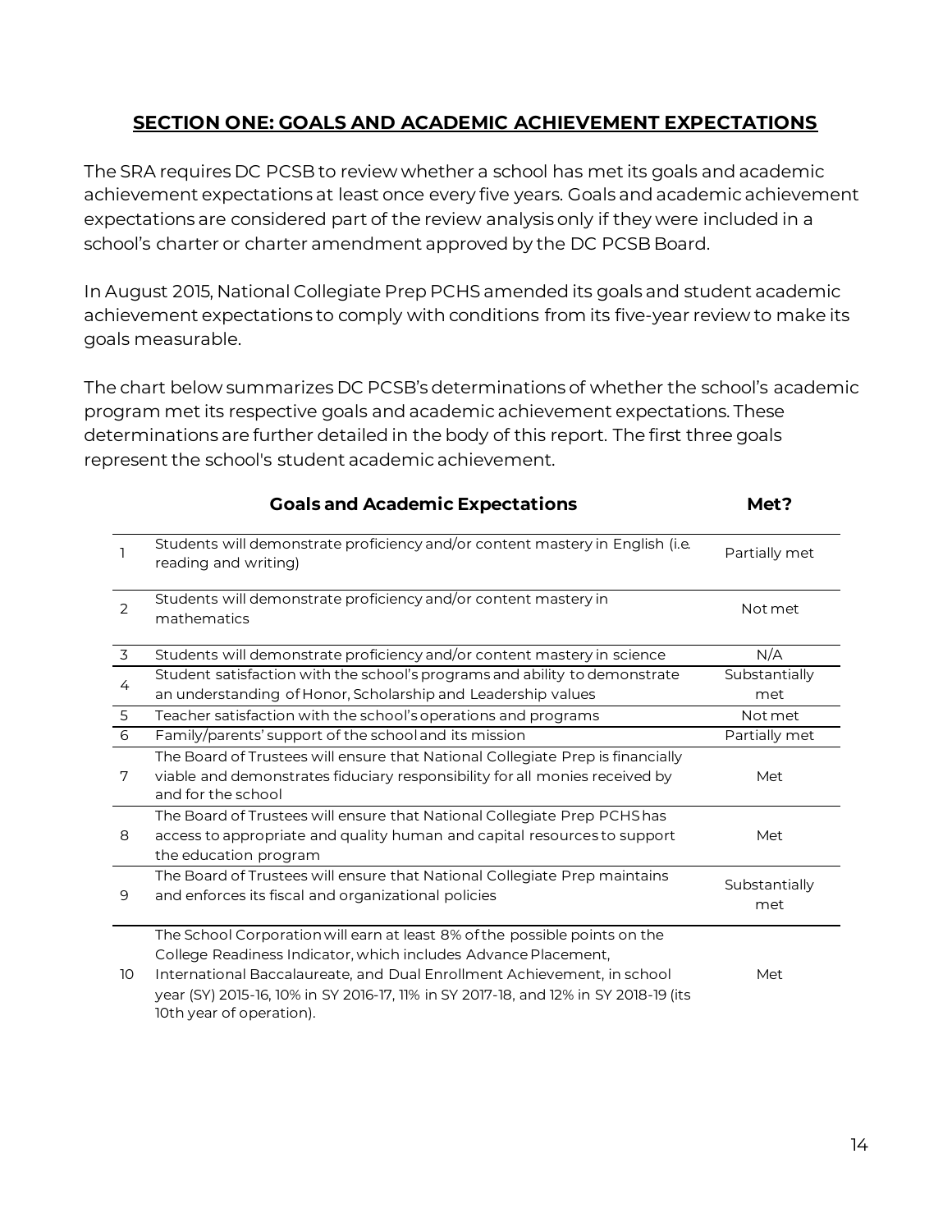## SECTION ONE: GOALS AND ACADEMIC ACHIEVEMENT EXPECTATIONS

The SRA requires DC PCSB to review whether a school has met its goals and academic achievement expectations at least once every five years. Goals and academic achievement expectations are considered part of the review analysis only if they were included in a school's charter or charter amendment approved by the DC PCSB Board.

In August 2015, National Collegiate Prep PCHS amended its goals and student academic achievement expectations to comply with conditions from its five-year review to make its goals measurable.

The chart below summarizes DC PCSB's determinations of whether the school's academic program met its respective goals and academic achievement expectations. These determinations are further detailed in the body of this report. The first three goals represent the school's student academic achievement.

| | Goals and Academic Expectations | Met? |
|---|---|---|
| 1 | Students will demonstrate proficiency and/or content mastery in English (i.e. reading and writing) | Partially met |
| 2 | Students will demonstrate proficiency and/or content mastery in mathematics | Not met |
| 3 | Students will demonstrate proficiency and/or content mastery in science | N/A |
| 4 | Student satisfaction with the school's programs and ability to demonstrate an understanding of Honor, Scholarship and Leadership values | Substantially met |
| 5 | Teacher satisfaction with the school's operations and programs | Not met |
| 6 | Family/parents' support of the school and its mission | Partially met |
| 7 | The Board of Trustees will ensure that National Collegiate Prep is financially viable and demonstrates fiduciary responsibility for all monies received by and for the school | Met |
| 8 | The Board of Trustees will ensure that National Collegiate Prep PCHS has access to appropriate and quality human and capital resources to support the education program | Met |
| 9 | The Board of Trustees will ensure that National Collegiate Prep maintains and enforces its fiscal and organizational policies | Substantially met |
| 10 | The School Corporation will earn at least 8% of the possible points on the College Readiness Indicator, which includes Advance Placement, International Baccalaureate, and Dual Enrollment Achievement, in school year (SY) 2015-16, 10% in SY 2016-17, 11% in SY 2017-18, and 12% in SY 2018-19 (its 10th year of operation). | Met |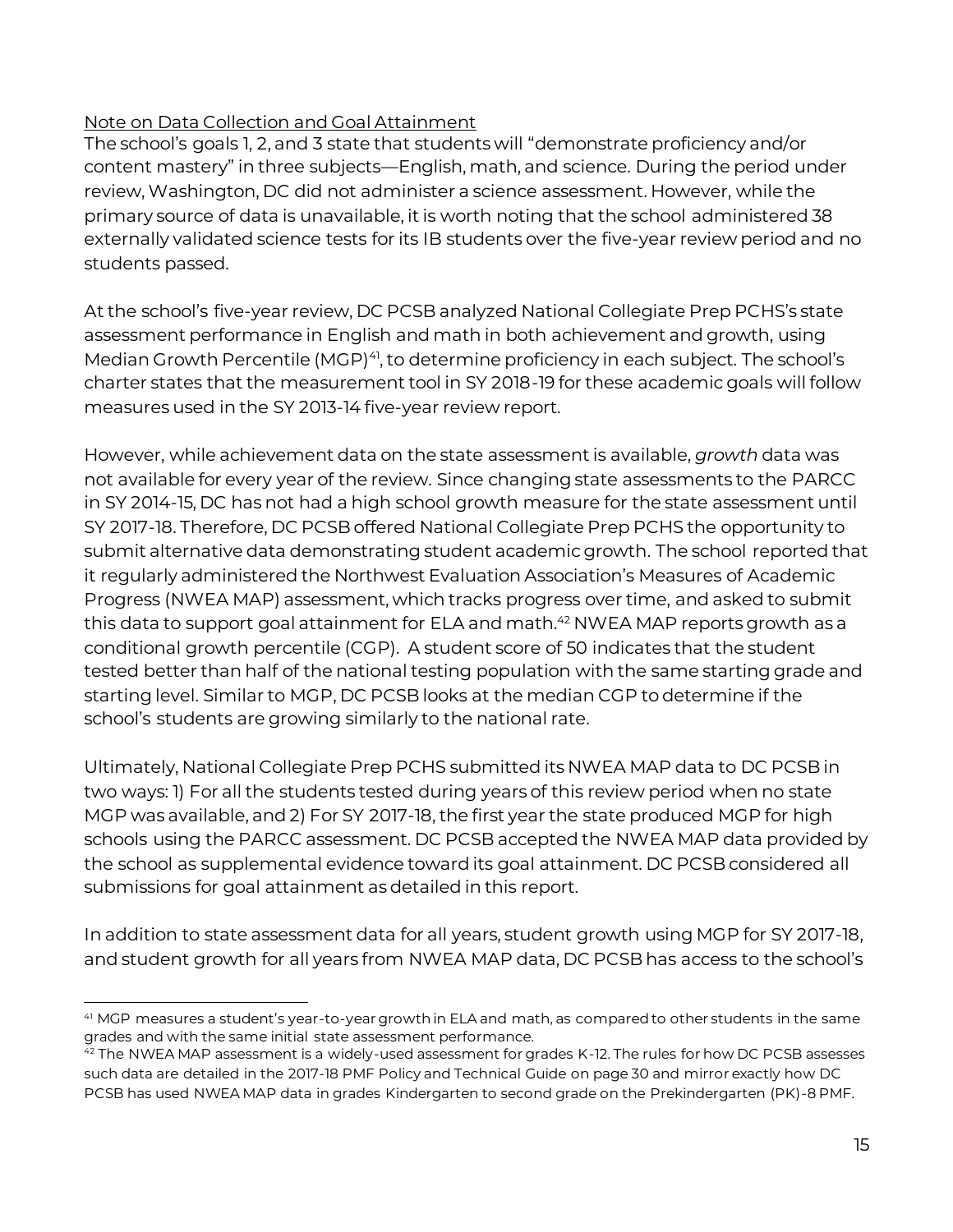Note on Data Collection and Goal Attainment

The school's goals 1, 2, and 3 state that students will "demonstrate proficiency and/or content mastery" in three subjects—English, math, and science. During the period under review, Washington, DC did not administer a science assessment. However, while the primary source of data is unavailable, it is worth noting that the school administered 38 externally validated science tests for its IB students over the five-year review period and no students passed.

At the school's five-year review, DC PCSB analyzed National Collegiate Prep PCHS's state assessment performance in English and math in both achievement and growth, using Median Growth Percentile (MGP)[41], to determine proficiency in each subject. The school's charter states that the measurement tool in SY 2018-19 for these academic goals will follow measures used in the SY 2013-14 five-year review report.

However, while achievement data on the state assessment is available, *growth* data was not available for every year of the review. Since changing state assessments to the PARCC in SY 2014-15, DC has not had a high school growth measure for the state assessment until SY 2017-18. Therefore, DC PCSB offered National Collegiate Prep PCHS the opportunity to submit alternative data demonstrating student academic growth. The school reported that it regularly administered the Northwest Evaluation Association's Measures of Academic Progress (NWEA MAP) assessment, which tracks progress over time, and asked to submit this data to support goal attainment for ELA and math.[42] NWEA MAP reports growth as a conditional growth percentile (CGP). A student score of 50 indicates that the student tested better than half of the national testing population with the same starting grade and starting level. Similar to MGP, DC PCSB looks at the median CGP to determine if the school's students are growing similarly to the national rate.

Ultimately, National Collegiate Prep PCHS submitted its NWEA MAP data to DC PCSB in two ways: 1) For all the students tested during years of this review period when no state MGP was available, and 2) For SY 2017-18, the first year the state produced MGP for high schools using the PARCC assessment. DC PCSB accepted the NWEA MAP data provided by the school as supplemental evidence toward its goal attainment. DC PCSB considered all submissions for goal attainment as detailed in this report.

In addition to state assessment data for all years, student growth using MGP for SY 2017-18, and student growth for all years from NWEA MAP data, DC PCSB has access to the school's

[41] MGP measures a student's year-to-year growth in ELA and math, as compared to other students in the same grades and with the same initial state assessment performance.

[42] The NWEA MAP assessment is a widely-used assessment for grades K-12. The rules for how DC PCSB assesses such data are detailed in the 2017-18 PMF Policy and Technical Guide on page 30 and mirror exactly how DC PCSB has used NWEA MAP data in grades Kindergarten to second grade on the Prekindergarten (PK)-8 PMF.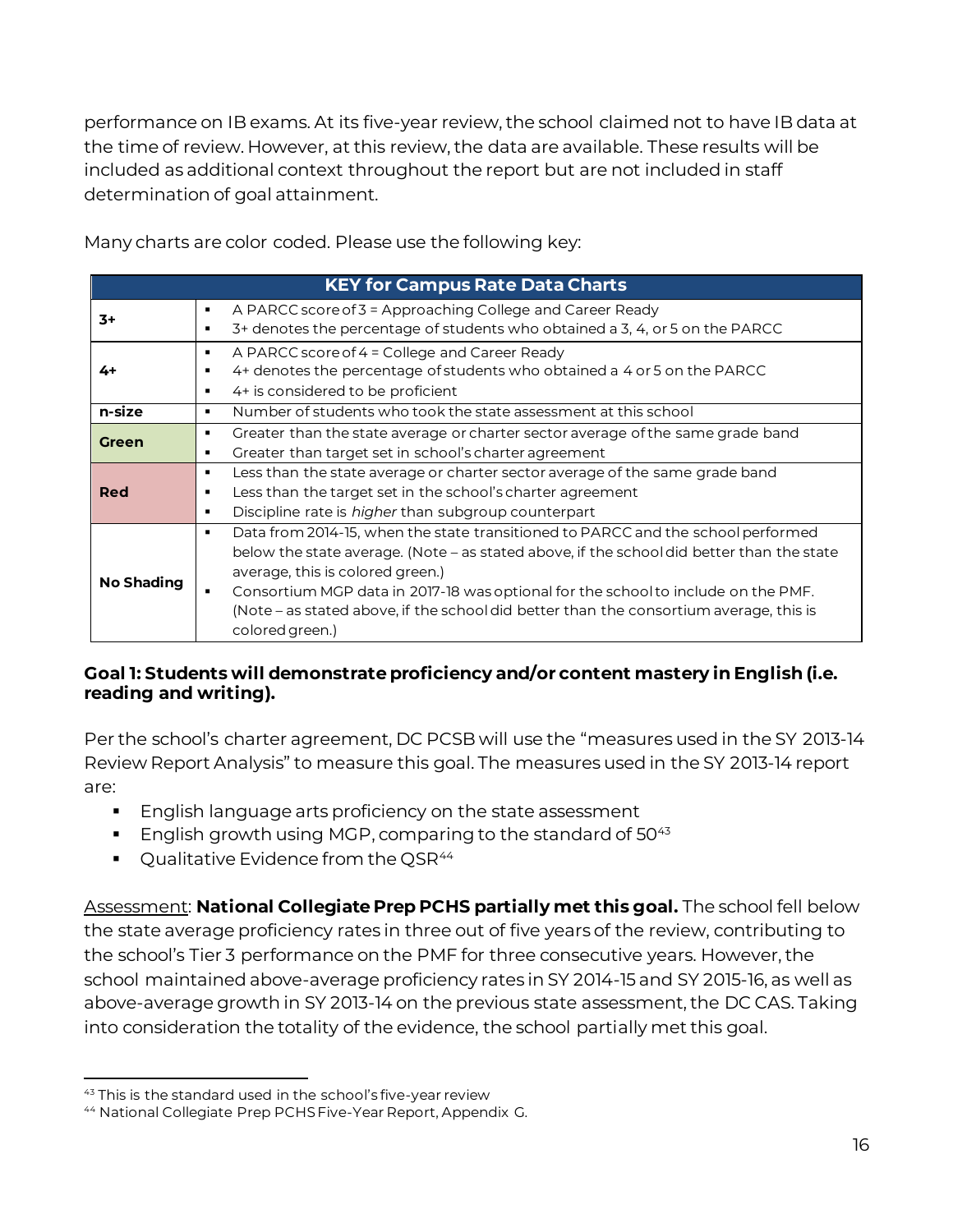performance on IB exams. At its five-year review, the school claimed not to have IB data at the time of review. However, at this review, the data are available. These results will be included as additional context throughout the report but are not included in staff determination of goal attainment.

Many charts are color coded. Please use the following key:

| KEY for Campus Rate Data Charts | |
|---|---|
| **3+** | ▪ A PARCC score of 3 = Approaching College and Career Ready<br>▪ 3+ denotes the percentage of students who obtained a 3, 4, or 5 on the PARCC |
| **4+** | ▪ A PARCC score of 4 = College and Career Ready<br>▪ 4+ denotes the percentage of students who obtained a 4 or 5 on the PARCC<br>▪ 4+ is considered to be proficient |
| **n-size** | ▪ Number of students who took the state assessment at this school |
| **Green** | ▪ Greater than the state average or charter sector average of the same grade band<br>▪ Greater than target set in school's charter agreement |
| **Red** | ▪ Less than the state average or charter sector average of the same grade band<br>▪ Less than the target set in the school's charter agreement<br>▪ Discipline rate is *higher* than subgroup counterpart |
| **No Shading** | ▪ Data from 2014-15, when the state transitioned to PARCC and the school performed below the state average. (Note – as stated above, if the school did better than the state average, this is colored green.)<br>▪ Consortium MGP data in 2017-18 was optional for the school to include on the PMF. (Note – as stated above, if the school did better than the consortium average, this is colored green.) |

**Goal 1: Students will demonstrate proficiency and/or content mastery in English (i.e. reading and writing).**

Per the school's charter agreement, DC PCSB will use the "measures used in the SY 2013-14 Review Report Analysis" to measure this goal. The measures used in the SY 2013-14 report are:

- English language arts proficiency on the state assessment
- English growth using MGP, comparing to the standard of 50[43]
- Qualitative Evidence from the QSR[44]

Assessment: **National Collegiate Prep PCHS partially met this goal.** The school fell below the state average proficiency rates in three out of five years of the review, contributing to the school's Tier 3 performance on the PMF for three consecutive years. However, the school maintained above-average proficiency rates in SY 2014-15 and SY 2015-16, as well as above-average growth in SY 2013-14 on the previous state assessment, the DC CAS. Taking into consideration the totality of the evidence, the school partially met this goal.

[43] This is the standard used in the school's five-year review

[44] National Collegiate Prep PCHS Five-Year Report, Appendix G.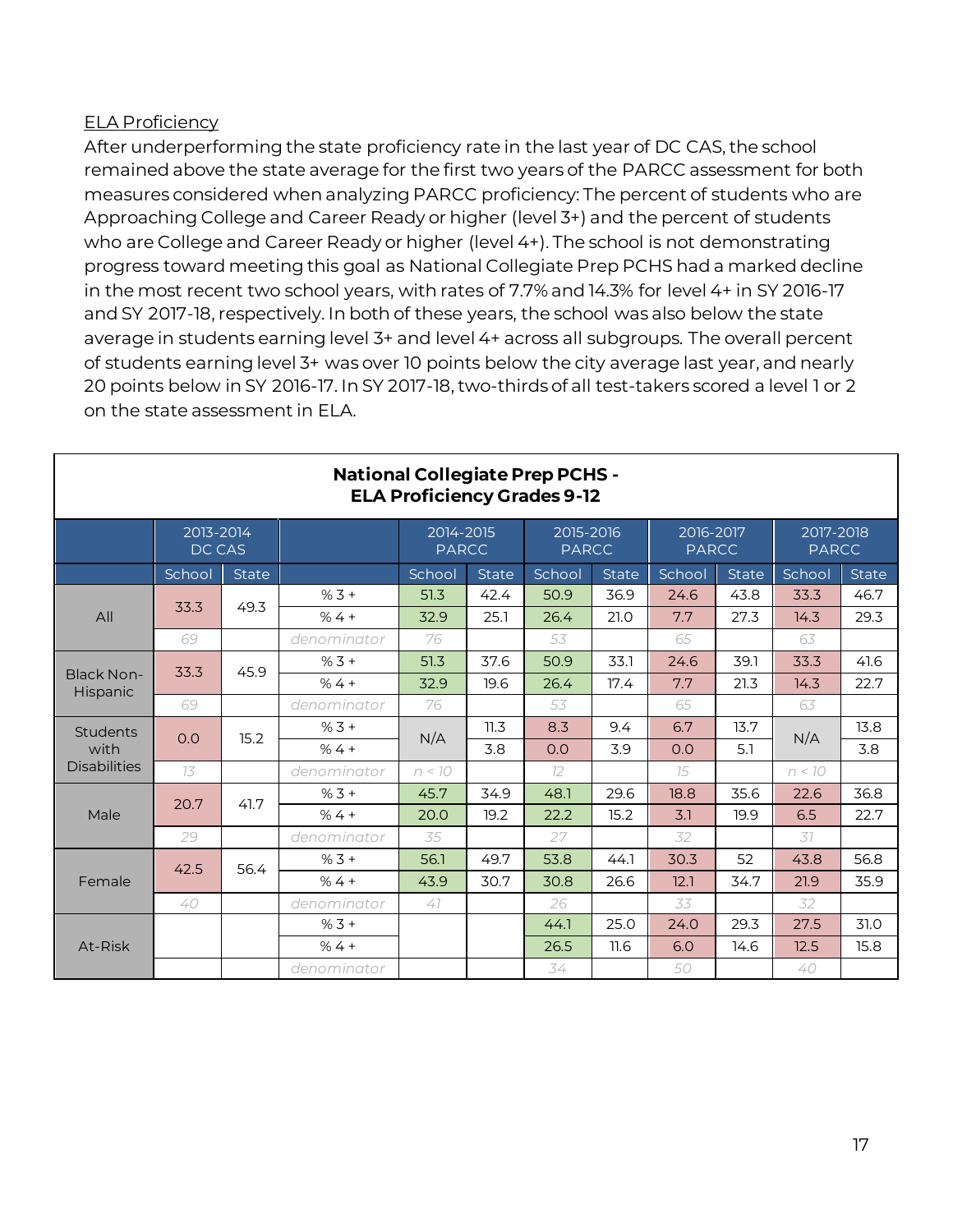ELA Proficiency

After underperforming the state proficiency rate in the last year of DC CAS, the school remained above the state average for the first two years of the PARCC assessment for both measures considered when analyzing PARCC proficiency: The percent of students who are Approaching College and Career Ready or higher (level 3+) and the percent of students who are College and Career Ready or higher (level 4+). The school is not demonstrating progress toward meeting this goal as National Collegiate Prep PCHS had a marked decline in the most recent two school years, with rates of 7.7% and 14.3% for level 4+ in SY 2016-17 and SY 2017-18, respectively. In both of these years, the school was also below the state average in students earning level 3+ and level 4+ across all subgroups. The overall percent of students earning level 3+ was over 10 points below the city average last year, and nearly 20 points below in SY 2016-17. In SY 2017-18, two-thirds of all test-takers scored a level 1 or 2 on the state assessment in ELA.

**National Collegiate Prep PCHS - ELA Proficiency Grades 9-12**

| | 2013-2014 DC CAS | | | 2014-2015 PARCC | | 2015-2016 PARCC | | 2016-2017 PARCC | | 2017-2018 PARCC | |
|---|---|---|---|---|---|---|---|---|---|---|---|
| | School | State | | School | State | School | State | School | State | School | State |
| All | 33.3 | 49.3 | % 3 + | 51.3 | 42.4 | 50.9 | 36.9 | 24.6 | 43.8 | 33.3 | 46.7 |
| | | | % 4 + | 32.9 | 25.1 | 26.4 | 21.0 | 7.7 | 27.3 | 14.3 | 29.3 |
| | 69 | | denominator | 76 | | 53 | | 65 | | 63 | |
| Black Non-Hispanic | 33.3 | 45.9 | % 3 + | 51.3 | 37.6 | 50.9 | 33.1 | 24.6 | 39.1 | 33.3 | 41.6 |
| | | | % 4 + | 32.9 | 19.6 | 26.4 | 17.4 | 7.7 | 21.3 | 14.3 | 22.7 |
| | 69 | | denominator | 76 | | 53 | | 65 | | 63 | |
| Students with Disabilities | 0.0 | 15.2 | % 3 + | N/A | 11.3 | 8.3 | 9.4 | 6.7 | 13.7 | N/A | 13.8 |
| | | | % 4 + | | 3.8 | 0.0 | 3.9 | 0.0 | 5.1 | | 3.8 |
| | 13 | | denominator | n < 10 | | 12 | | 15 | | n < 10 | |
| Male | 20.7 | 41.7 | % 3 + | 45.7 | 34.9 | 48.1 | 29.6 | 18.8 | 35.6 | 22.6 | 36.8 |
| | | | % 4 + | 20.0 | 19.2 | 22.2 | 15.2 | 3.1 | 19.9 | 6.5 | 22.7 |
| | 29 | | denominator | 35 | | 27 | | 32 | | 31 | |
| Female | 42.5 | 56.4 | % 3 + | 56.1 | 49.7 | 53.8 | 44.1 | 30.3 | 52 | 43.8 | 56.8 |
| | | | % 4 + | 43.9 | 30.7 | 30.8 | 26.6 | 12.1 | 34.7 | 21.9 | 35.9 |
| | 40 | | denominator | 41 | | 26 | | 33 | | 32 | |
| At-Risk | | | % 3 + | | | 44.1 | 25.0 | 24.0 | 29.3 | 27.5 | 31.0 |
| | | | % 4 + | | | 26.5 | 11.6 | 6.0 | 14.6 | 12.5 | 15.8 |
| | | | denominator | | | 34 | | 50 | | 40 | |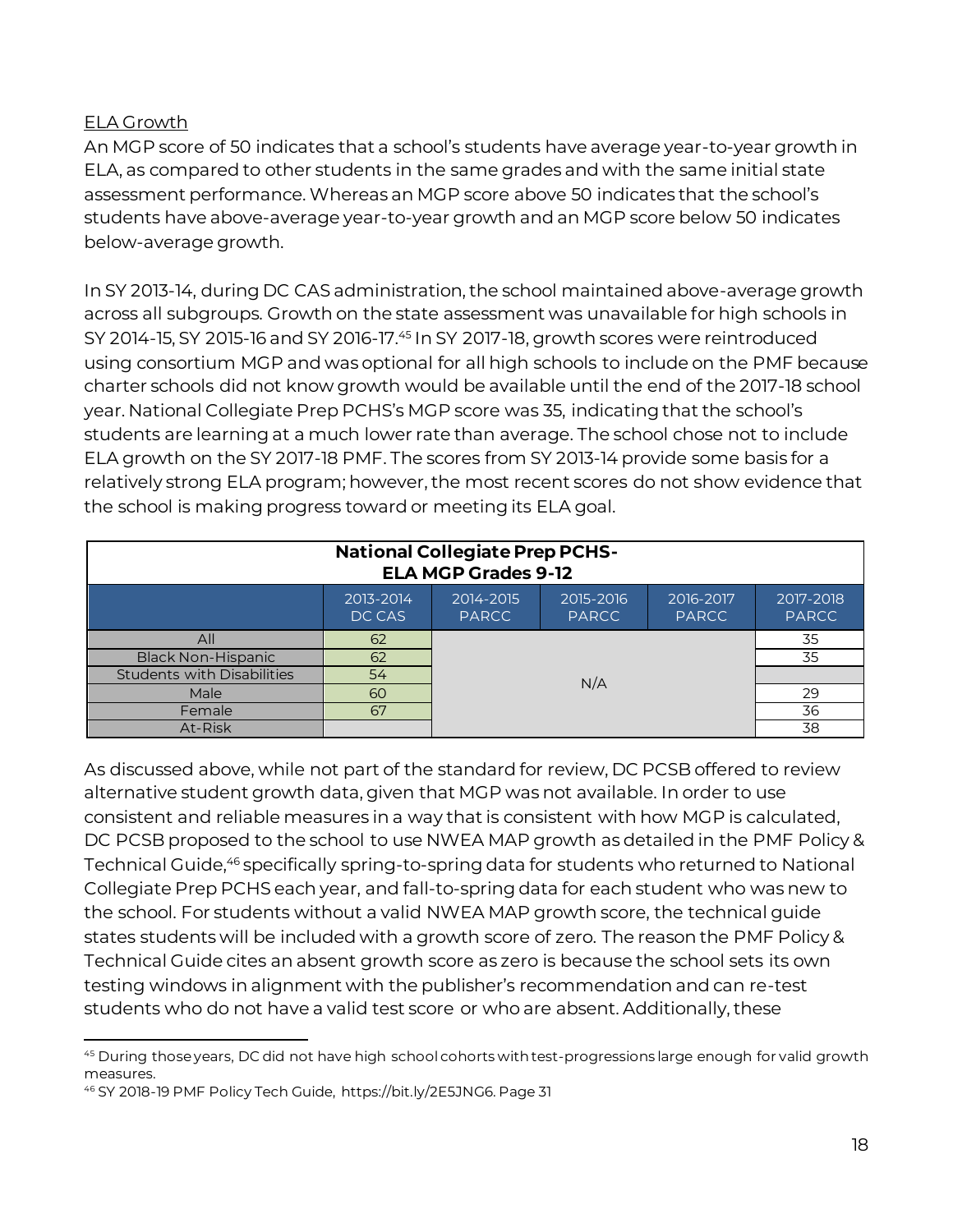ELA Growth

An MGP score of 50 indicates that a school's students have average year-to-year growth in ELA, as compared to other students in the same grades and with the same initial state assessment performance. Whereas an MGP score above 50 indicates that the school's students have above-average year-to-year growth and an MGP score below 50 indicates below-average growth.

In SY 2013-14, during DC CAS administration, the school maintained above-average growth across all subgroups. Growth on the state assessment was unavailable for high schools in SY 2014-15, SY 2015-16 and SY 2016-17.[45] In SY 2017-18, growth scores were reintroduced using consortium MGP and was optional for all high schools to include on the PMF because charter schools did not know growth would be available until the end of the 2017-18 school year. National Collegiate Prep PCHS's MGP score was 35, indicating that the school's students are learning at a much lower rate than average. The school chose not to include ELA growth on the SY 2017-18 PMF. The scores from SY 2013-14 provide some basis for a relatively strong ELA program; however, the most recent scores do not show evidence that the school is making progress toward or meeting its ELA goal.

**National Collegiate Prep PCHS- ELA MGP Grades 9-12**

| | 2013-2014 DC CAS | 2014-2015 PARCC | 2015-2016 PARCC | 2016-2017 PARCC | 2017-2018 PARCC |
|---|---|---|---|---|---|
| All | 62 | N/A | | | 35 |
| Black Non-Hispanic | 62 | | | | 35 |
| Students with Disabilities | 54 | | | | |
| Male | 60 | | | | 29 |
| Female | 67 | | | | 36 |
| At-Risk | | | | | 38 |

As discussed above, while not part of the standard for review, DC PCSB offered to review alternative student growth data, given that MGP was not available. In order to use consistent and reliable measures in a way that is consistent with how MGP is calculated, DC PCSB proposed to the school to use NWEA MAP growth as detailed in the PMF Policy & Technical Guide,[46] specifically spring-to-spring data for students who returned to National Collegiate Prep PCHS each year, and fall-to-spring data for each student who was new to the school. For students without a valid NWEA MAP growth score, the technical guide states students will be included with a growth score of zero. The reason the PMF Policy & Technical Guide cites an absent growth score as zero is because the school sets its own testing windows in alignment with the publisher's recommendation and can re-test students who do not have a valid test score or who are absent. Additionally, these

[45] During those years, DC did not have high school cohorts with test-progressions large enough for valid growth measures.

[46] SY 2018-19 PMF Policy Tech Guide, https://bit.ly/2E5JNG6. Page 31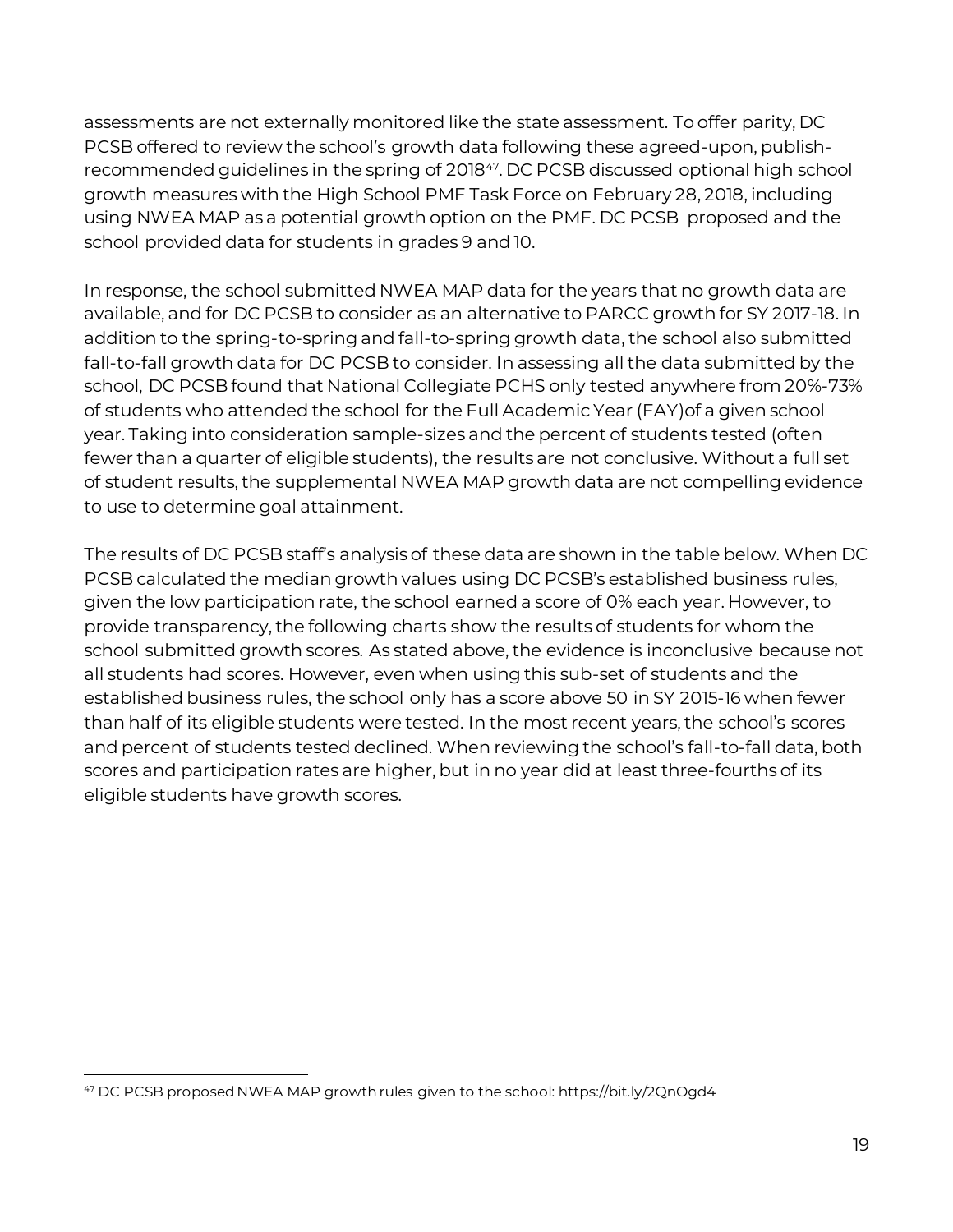assessments are not externally monitored like the state assessment. To offer parity, DC PCSB offered to review the school's growth data following these agreed-upon, publish-recommended guidelines in the spring of 2018[47]. DC PCSB discussed optional high school growth measures with the High School PMF Task Force on February 28, 2018, including using NWEA MAP as a potential growth option on the PMF. DC PCSB proposed and the school provided data for students in grades 9 and 10.

In response, the school submitted NWEA MAP data for the years that no growth data are available, and for DC PCSB to consider as an alternative to PARCC growth for SY 2017-18. In addition to the spring-to-spring and fall-to-spring growth data, the school also submitted fall-to-fall growth data for DC PCSB to consider. In assessing all the data submitted by the school, DC PCSB found that National Collegiate PCHS only tested anywhere from 20%-73% of students who attended the school for the Full Academic Year (FAY)of a given school year. Taking into consideration sample-sizes and the percent of students tested (often fewer than a quarter of eligible students), the results are not conclusive. Without a full set of student results, the supplemental NWEA MAP growth data are not compelling evidence to use to determine goal attainment.

The results of DC PCSB staff's analysis of these data are shown in the table below. When DC PCSB calculated the median growth values using DC PCSB's established business rules, given the low participation rate, the school earned a score of 0% each year. However, to provide transparency, the following charts show the results of students for whom the school submitted growth scores. As stated above, the evidence is inconclusive because not all students had scores. However, even when using this sub-set of students and the established business rules, the school only has a score above 50 in SY 2015-16 when fewer than half of its eligible students were tested. In the most recent years, the school's scores and percent of students tested declined. When reviewing the school's fall-to-fall data, both scores and participation rates are higher, but in no year did at least three-fourths of its eligible students have growth scores.

[47] DC PCSB proposed NWEA MAP growth rules given to the school: https://bit.ly/2QnOgd4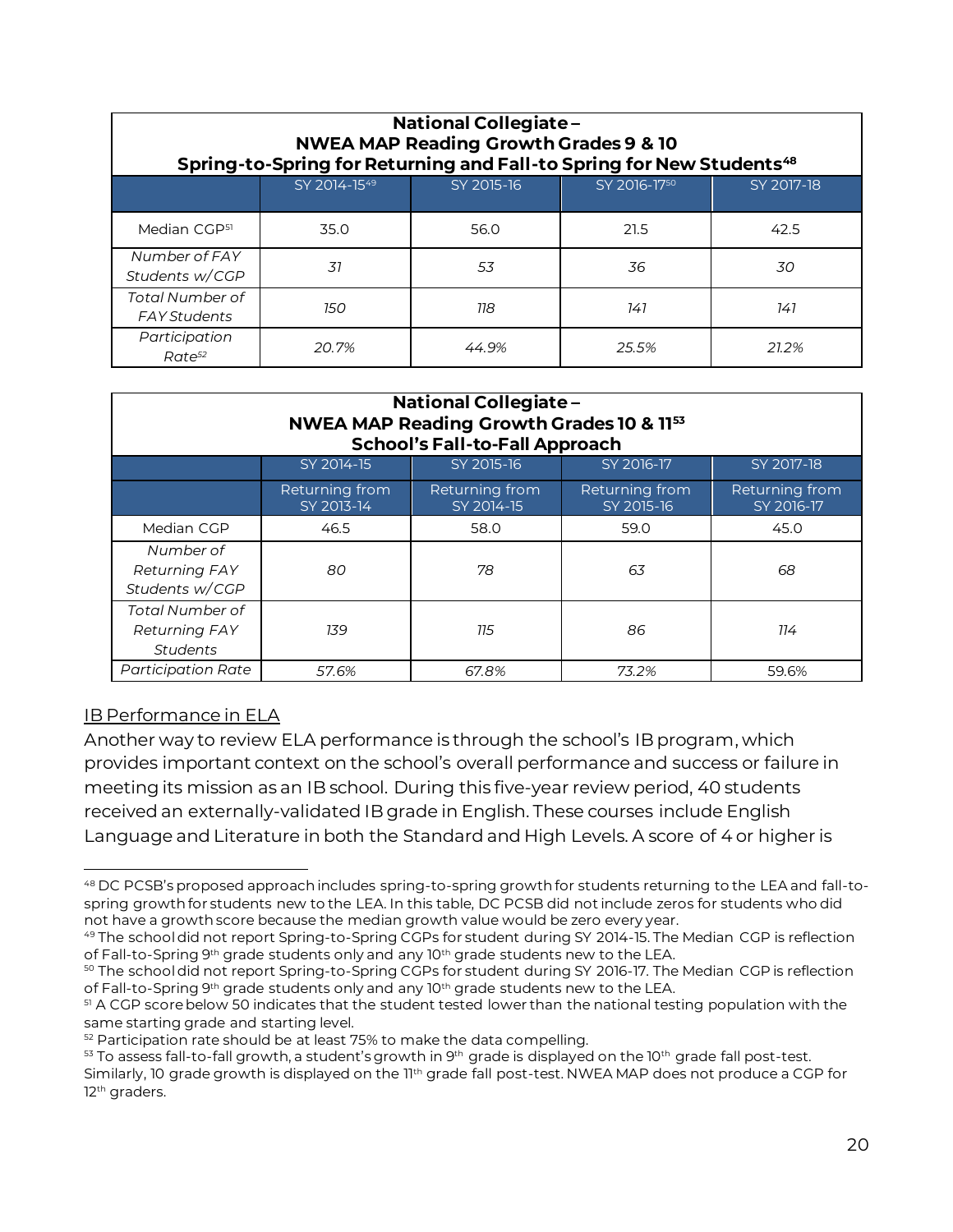| National Collegiate – NWEA MAP Reading Growth Grades 9 & 10 Spring-to-Spring for Returning and Fall-to Spring for New Students[48] | | | | |
|---|---|---|---|---|
| | SY 2014-15[49] | SY 2015-16 | SY 2016-17[50] | SY 2017-18 |
| Median CGP[51] | 35.0 | 56.0 | 21.5 | 42.5 |
| *Number of FAY Students w/CGP* | *31* | *53* | *36* | *30* |
| *Total Number of FAY Students* | *150* | *118* | *141* | *141* |
| *Participation Rate[52]* | *20.7%* | *44.9%* | *25.5%* | *21.2%* |

| National Collegiate – NWEA MAP Reading Growth Grades 10 & 11[53] School's Fall-to-Fall Approach | | | | |
|---|---|---|---|---|
| | SY 2014-15 | SY 2015-16 | SY 2016-17 | SY 2017-18 |
| | Returning from SY 2013-14 | Returning from SY 2014-15 | Returning from SY 2015-16 | Returning from SY 2016-17 |
| Median CGP | 46.5 | 58.0 | 59.0 | 45.0 |
| *Number of Returning FAY Students w/CGP* | *80* | *78* | *63* | *68* |
| *Total Number of Returning FAY Students* | *139* | *115* | *86* | *114* |
| *Participation Rate* | *57.6%* | *67.8%* | *73.2%* | 59.6% |

<u>IB Performance in ELA</u>

Another way to review ELA performance is through the school's IB program, which provides important context on the school's overall performance and success or failure in meeting its mission as an IB school. During this five-year review period, 40 students received an externally-validated IB grade in English. These courses include English Language and Literature in both the Standard and High Levels. A score of 4 or higher is

---

[48] DC PCSB's proposed approach includes spring-to-spring growth for students returning to the LEA and fall-to-spring growth for students new to the LEA. In this table, DC PCSB did not include zeros for students who did not have a growth score because the median growth value would be zero every year.

[49] The school did not report Spring-to-Spring CGPs for student during SY 2014-15. The Median CGP is reflection of Fall-to-Spring 9th grade students only and any 10th grade students new to the LEA.

[50] The school did not report Spring-to-Spring CGPs for student during SY 2016-17. The Median CGP is reflection of Fall-to-Spring 9th grade students only and any 10th grade students new to the LEA.

[51] A CGP score below 50 indicates that the student tested lower than the national testing population with the same starting grade and starting level.

[52] Participation rate should be at least 75% to make the data compelling.

[53] To assess fall-to-fall growth, a student's growth in 9th grade is displayed on the 10th grade fall post-test. Similarly, 10 grade growth is displayed on the 11th grade fall post-test. NWEA MAP does not produce a CGP for 12th graders.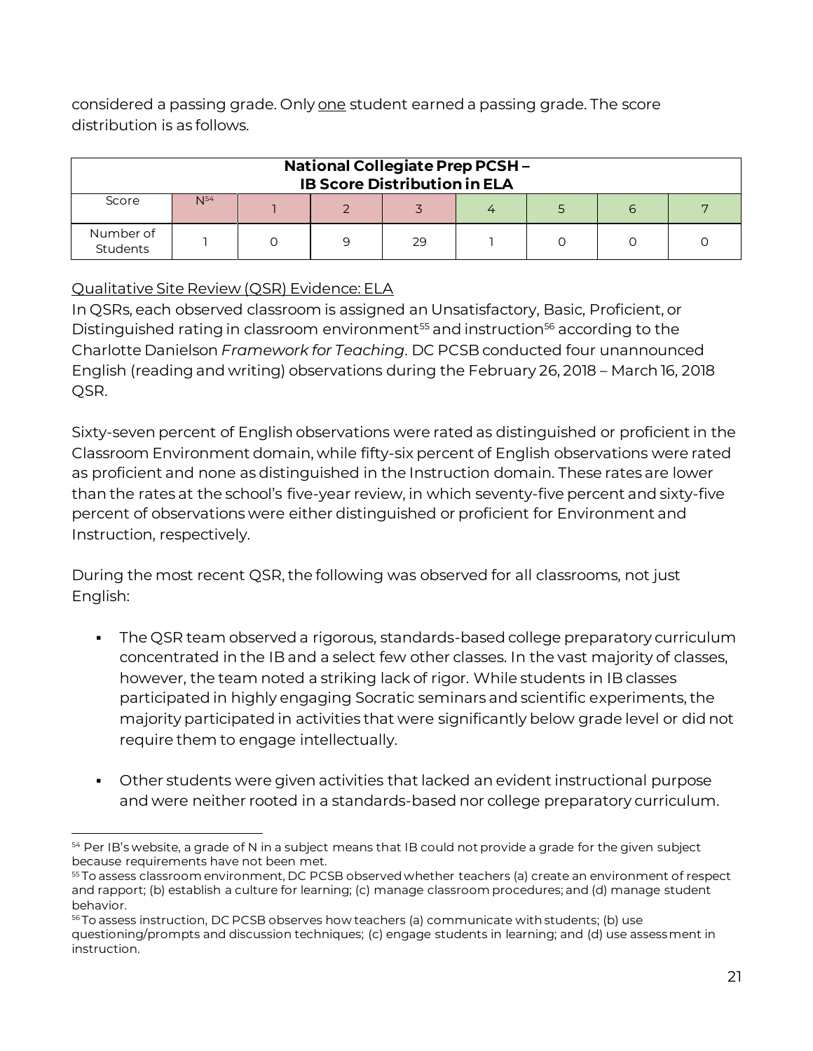considered a passing grade. Only one student earned a passing grade. The score distribution is as follows.

| National Collegiate Prep PCSH – IB Score Distribution in ELA | | | | | | | | |
|---|---|---|---|---|---|---|---|---|
| Score | N[54] | 1 | 2 | 3 | 4 | 5 | 6 | 7 |
| Number of Students | 1 | 0 | 9 | 29 | 1 | 0 | 0 | 0 |

Qualitative Site Review (QSR) Evidence: ELA

In QSRs, each observed classroom is assigned an Unsatisfactory, Basic, Proficient, or Distinguished rating in classroom environment[55] and instruction[56] according to the Charlotte Danielson *Framework for Teaching*. DC PCSB conducted four unannounced English (reading and writing) observations during the February 26, 2018 – March 16, 2018 QSR.

Sixty-seven percent of English observations were rated as distinguished or proficient in the Classroom Environment domain, while fifty-six percent of English observations were rated as proficient and none as distinguished in the Instruction domain. These rates are lower than the rates at the school's five-year review, in which seventy-five percent and sixty-five percent of observations were either distinguished or proficient for Environment and Instruction, respectively.

During the most recent QSR, the following was observed for all classrooms, not just English:

- The QSR team observed a rigorous, standards-based college preparatory curriculum concentrated in the IB and a select few other classes. In the vast majority of classes, however, the team noted a striking lack of rigor. While students in IB classes participated in highly engaging Socratic seminars and scientific experiments, the majority participated in activities that were significantly below grade level or did not require them to engage intellectually.

- Other students were given activities that lacked an evident instructional purpose and were neither rooted in a standards-based nor college preparatory curriculum.

[54] Per IB's website, a grade of N in a subject means that IB could not provide a grade for the given subject because requirements have not been met.

[55] To assess classroom environment, DC PCSB observed whether teachers (a) create an environment of respect and rapport; (b) establish a culture for learning; (c) manage classroom procedures; and (d) manage student behavior.

[56] To assess instruction, DC PCSB observes how teachers (a) communicate with students; (b) use questioning/prompts and discussion techniques; (c) engage students in learning; and (d) use assessment in instruction.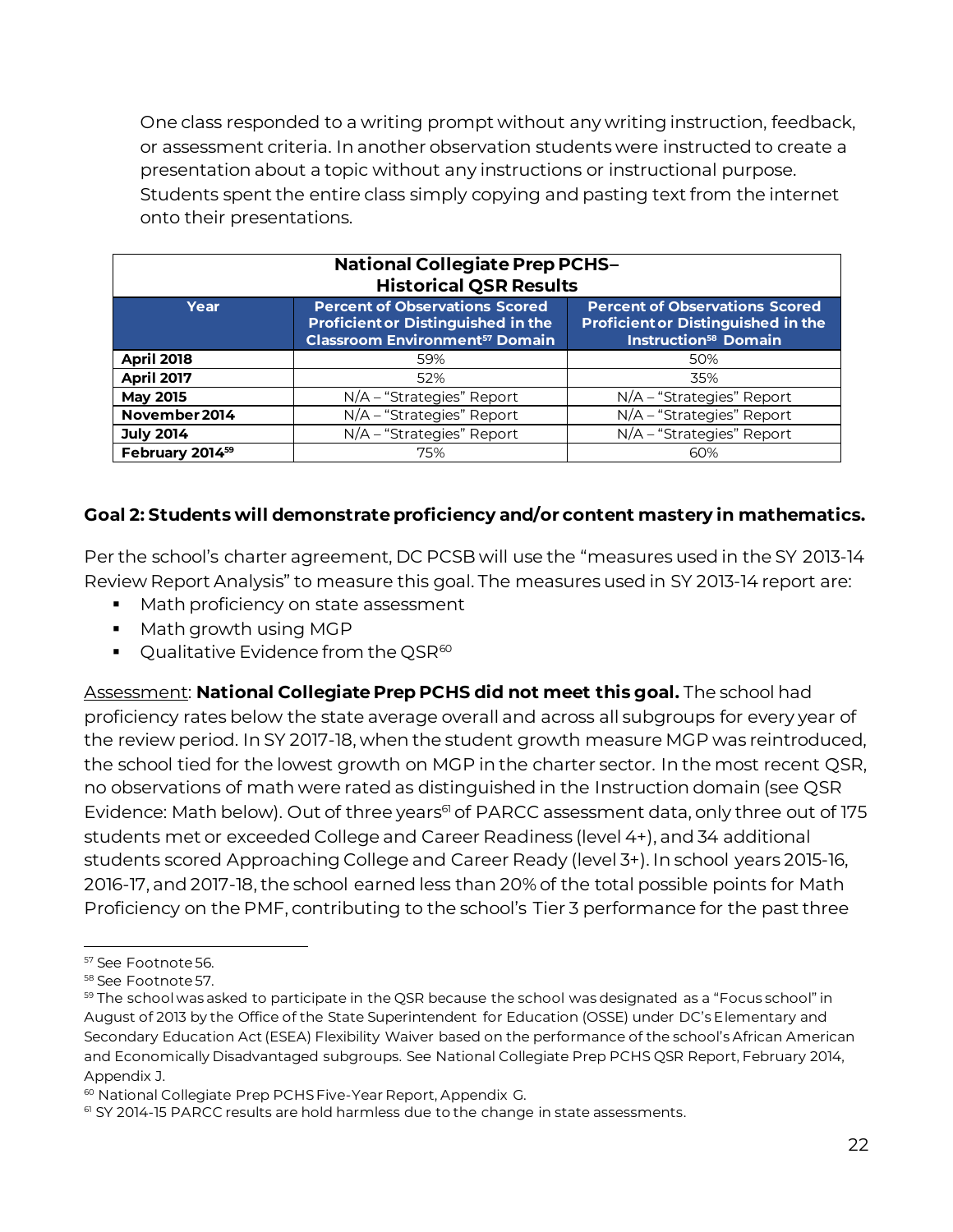One class responded to a writing prompt without any writing instruction, feedback, or assessment criteria. In another observation students were instructed to create a presentation about a topic without any instructions or instructional purpose. Students spent the entire class simply copying and pasting text from the internet onto their presentations.

| National Collegiate Prep PCHS– Historical QSR Results | | |
|---|---|---|
| **Year** | **Percent of Observations Scored Proficient or Distinguished in the Classroom Environment[57] Domain** | **Percent of Observations Scored Proficient or Distinguished in the Instruction[58] Domain** |
| **April 2018** | 59% | 50% |
| **April 2017** | 52% | 35% |
| **May 2015** | N/A – "Strategies" Report | N/A – "Strategies" Report |
| **November 2014** | N/A – "Strategies" Report | N/A – "Strategies" Report |
| **July 2014** | N/A – "Strategies" Report | N/A – "Strategies" Report |
| **February 2014[59]** | 75% | 60% |

**Goal 2: Students will demonstrate proficiency and/or content mastery in mathematics.**

Per the school's charter agreement, DC PCSB will use the "measures used in the SY 2013-14 Review Report Analysis" to measure this goal. The measures used in SY 2013-14 report are:

- Math proficiency on state assessment
- Math growth using MGP
- Qualitative Evidence from the QSR[60]

Assessment: **National Collegiate Prep PCHS did not meet this goal.** The school had proficiency rates below the state average overall and across all subgroups for every year of the review period. In SY 2017-18, when the student growth measure MGP was reintroduced, the school tied for the lowest growth on MGP in the charter sector. In the most recent QSR, no observations of math were rated as distinguished in the Instruction domain (see QSR Evidence: Math below). Out of three years[61] of PARCC assessment data, only three out of 175 students met or exceeded College and Career Readiness (level 4+), and 34 additional students scored Approaching College and Career Ready (level 3+). In school years 2015-16, 2016-17, and 2017-18, the school earned less than 20% of the total possible points for Math Proficiency on the PMF, contributing to the school's Tier 3 performance for the past three

---

[57] See Footnote 56.

[58] See Footnote 57.

[59] The school was asked to participate in the QSR because the school was designated as a "Focus school" in August of 2013 by the Office of the State Superintendent for Education (OSSE) under DC's Elementary and Secondary Education Act (ESEA) Flexibility Waiver based on the performance of the school's African American and Economically Disadvantaged subgroups. See National Collegiate Prep PCHS QSR Report, February 2014, Appendix J.

[60] National Collegiate Prep PCHS Five-Year Report, Appendix G.

[61] SY 2014-15 PARCC results are hold harmless due to the change in state assessments.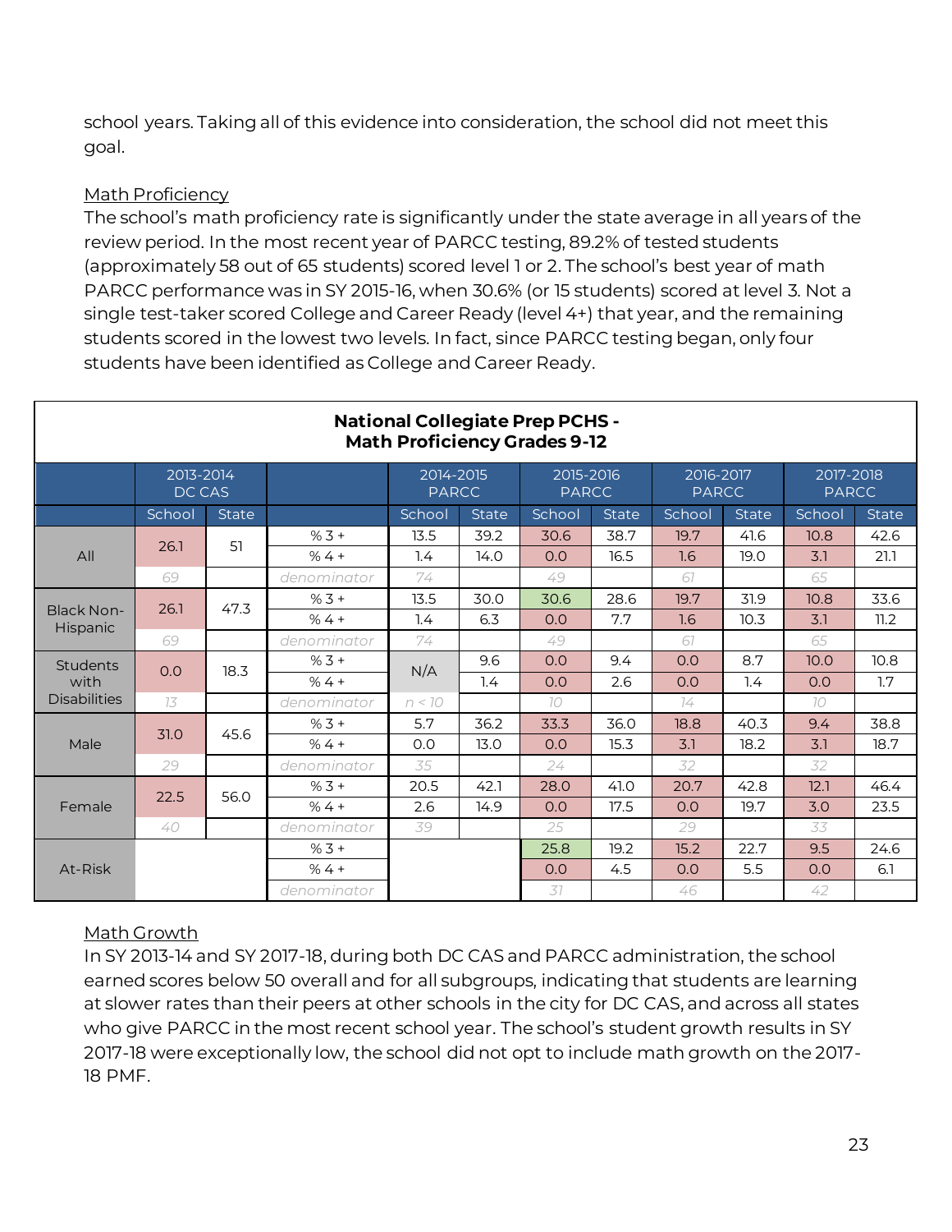school years. Taking all of this evidence into consideration, the school did not meet this goal.

Math Proficiency

The school's math proficiency rate is significantly under the state average in all years of the review period. In the most recent year of PARCC testing, 89.2% of tested students (approximately 58 out of 65 students) scored level 1 or 2. The school's best year of math PARCC performance was in SY 2015-16, when 30.6% (or 15 students) scored at level 3. Not a single test-taker scored College and Career Ready (level 4+) that year, and the remaining students scored in the lowest two levels. In fact, since PARCC testing began, only four students have been identified as College and Career Ready.

**National Collegiate Prep PCHS - Math Proficiency Grades 9-12**

| | 2013-2014 DC CAS | | | 2014-2015 PARCC | | 2015-2016 PARCC | | 2016-2017 PARCC | | 2017-2018 PARCC | |
|---|---|---|---|---|---|---|---|---|---|---|---|
| | School | State | | School | State | School | State | School | State | School | State |
| All | 26.1 | 51 | % 3 + | 13.5 | 39.2 | 30.6 | 38.7 | 19.7 | 41.6 | 10.8 | 42.6 |
| | | | % 4 + | 1.4 | 14.0 | 0.0 | 16.5 | 1.6 | 19.0 | 3.1 | 21.1 |
| | 69 | | denominator | 74 | | 49 | | 61 | | 65 | |
| Black Non-Hispanic | 26.1 | 47.3 | % 3 + | 13.5 | 30.0 | 30.6 | 28.6 | 19.7 | 31.9 | 10.8 | 33.6 |
| | | | % 4 + | 1.4 | 6.3 | 0.0 | 7.7 | 1.6 | 10.3 | 3.1 | 11.2 |
| | 69 | | denominator | 74 | | 49 | | 61 | | 65 | |
| Students with Disabilities | 0.0 | 18.3 | % 3 + | N/A | 9.6 | 0.0 | 9.4 | 0.0 | 8.7 | 10.0 | 10.8 |
| | | | % 4 + | | 1.4 | 0.0 | 2.6 | 0.0 | 1.4 | 0.0 | 1.7 |
| | 13 | | denominator | n < 10 | | 10 | | 14 | | 10 | |
| Male | 31.0 | 45.6 | % 3 + | 5.7 | 36.2 | 33.3 | 36.0 | 18.8 | 40.3 | 9.4 | 38.8 |
| | | | % 4 + | 0.0 | 13.0 | 0.0 | 15.3 | 3.1 | 18.2 | 3.1 | 18.7 |
| | 29 | | denominator | 35 | | 24 | | 32 | | 32 | |
| Female | 22.5 | 56.0 | % 3 + | 20.5 | 42.1 | 28.0 | 41.0 | 20.7 | 42.8 | 12.1 | 46.4 |
| | | | % 4 + | 2.6 | 14.9 | 0.0 | 17.5 | 0.0 | 19.7 | 3.0 | 23.5 |
| | 40 | | denominator | 39 | | 25 | | 29 | | 33 | |
| At-Risk | | | % 3 + | | | 25.8 | 19.2 | 15.2 | 22.7 | 9.5 | 24.6 |
| | | | % 4 + | | | 0.0 | 4.5 | 0.0 | 5.5 | 0.0 | 6.1 |
| | | | denominator | | | 31 | | 46 | | 42 | |

Math Growth

In SY 2013-14 and SY 2017-18, during both DC CAS and PARCC administration, the school earned scores below 50 overall and for all subgroups, indicating that students are learning at slower rates than their peers at other schools in the city for DC CAS, and across all states who give PARCC in the most recent school year. The school's student growth results in SY 2017-18 were exceptionally low, the school did not opt to include math growth on the 2017-18 PMF.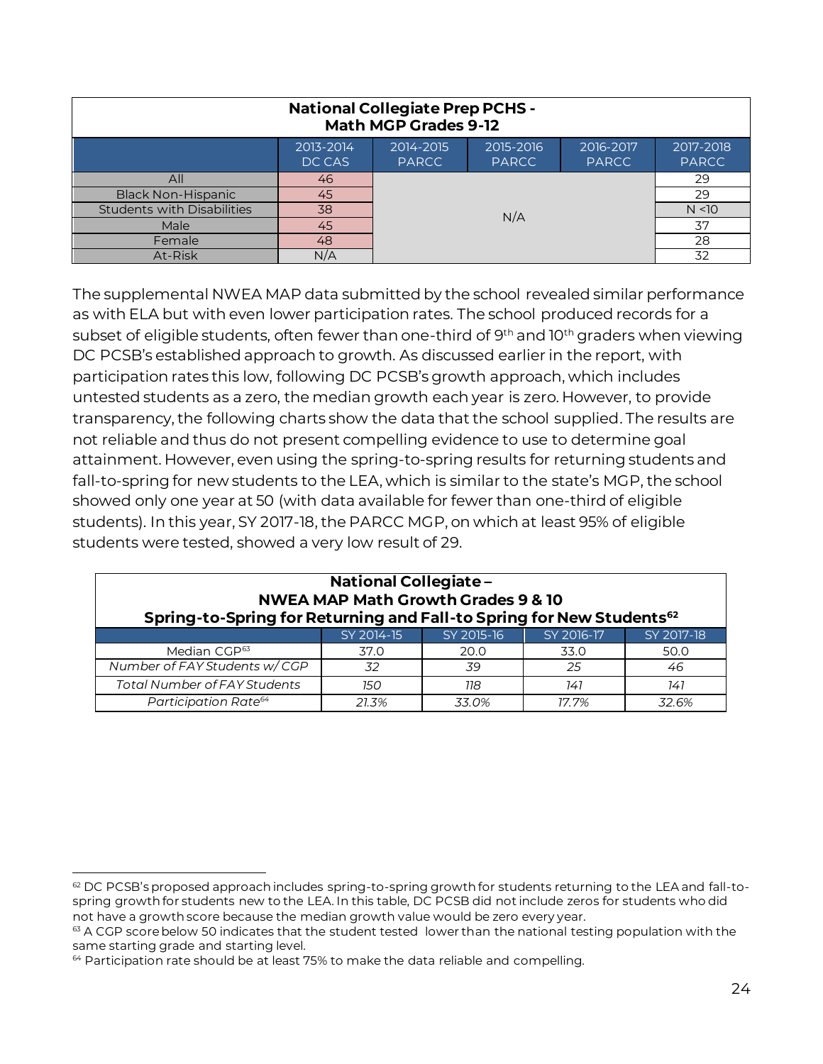| National Collegiate Prep PCHS - Math MGP Grades 9-12 | | | | | |
|---|---|---|---|---|---|
| | 2013-2014 DC CAS | 2014-2015 PARCC | 2015-2016 PARCC | 2016-2017 PARCC | 2017-2018 PARCC |
| All | 46 | N/A | | | 29 |
| Black Non-Hispanic | 45 | | | | 29 |
| Students with Disabilities | 38 | | | | N <10 |
| Male | 45 | | | | 37 |
| Female | 48 | | | | 28 |
| At-Risk | N/A | | | | 32 |

The supplemental NWEA MAP data submitted by the school revealed similar performance as with ELA but with even lower participation rates. The school produced records for a subset of eligible students, often fewer than one-third of 9th and 10th graders when viewing DC PCSB's established approach to growth. As discussed earlier in the report, with participation rates this low, following DC PCSB's growth approach, which includes untested students as a zero, the median growth each year is zero. However, to provide transparency, the following charts show the data that the school supplied. The results are not reliable and thus do not present compelling evidence to use to determine goal attainment. However, even using the spring-to-spring results for returning students and fall-to-spring for new students to the LEA, which is similar to the state's MGP, the school showed only one year at 50 (with data available for fewer than one-third of eligible students). In this year, SY 2017-18, the PARCC MGP, on which at least 95% of eligible students were tested, showed a very low result of 29.

| National Collegiate – NWEA MAP Math Growth Grades 9 & 10 Spring-to-Spring for Returning and Fall-to Spring for New Students[62] | | | | |
|---|---|---|---|---|
| | SY 2014-15 | SY 2015-16 | SY 2016-17 | SY 2017-18 |
| Median CGP[63] | 37.0 | 20.0 | 33.0 | 50.0 |
| *Number of FAY Students w/ CGP* | *32* | *39* | *25* | *46* |
| *Total Number of FAY Students* | *150* | *118* | *141* | *141* |
| *Participation Rate[64]* | *21.3%* | *33.0%* | *17.7%* | *32.6%* |

[62] DC PCSB's proposed approach includes spring-to-spring growth for students returning to the LEA and fall-to-spring growth for students new to the LEA. In this table, DC PCSB did not include zeros for students who did not have a growth score because the median growth value would be zero every year.

[63] A CGP score below 50 indicates that the student tested lower than the national testing population with the same starting grade and starting level.

[64] Participation rate should be at least 75% to make the data reliable and compelling.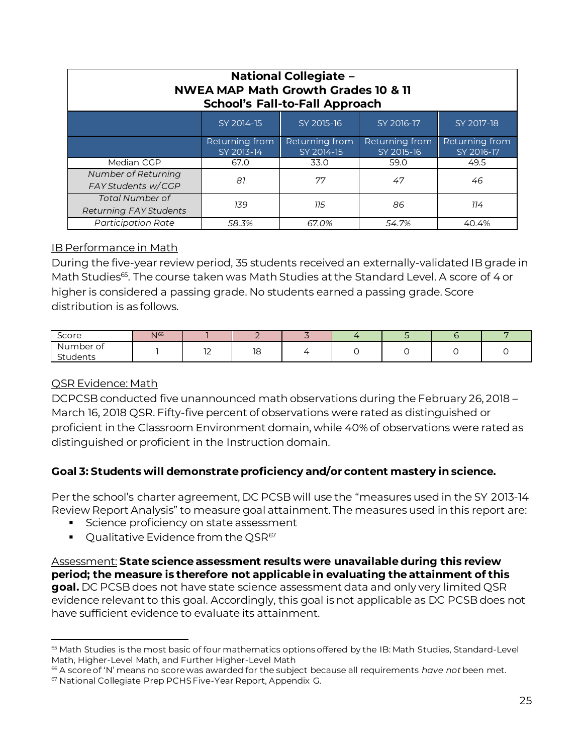| National Collegiate – NWEA MAP Math Growth Grades 10 & 11 School's Fall-to-Fall Approach | | | | |
|---|---|---|---|---|
| | SY 2014-15 | SY 2015-16 | SY 2016-17 | SY 2017-18 |
| | Returning from SY 2013-14 | Returning from SY 2014-15 | Returning from SY 2015-16 | Returning from SY 2016-17 |
| Median CGP | 67.0 | 33.0 | 59.0 | 49.5 |
| *Number of Returning FAY Students w/CGP* | *81* | *77* | *47* | *46* |
| *Total Number of Returning FAY Students* | *139* | *115* | *86* | *114* |
| *Participation Rate* | *58.3%* | *67.0%* | *54.7%* | 40.4% |

IB Performance in Math

During the five-year review period, 35 students received an externally-validated IB grade in Math Studies[65]. The course taken was Math Studies at the Standard Level. A score of 4 or higher is considered a passing grade. No students earned a passing grade. Score distribution is as follows.

| Score | N[66] | 1 | 2 | 3 | 4 | 5 | 6 | 7 |
|---|---|---|---|---|---|---|---|---|
| Number of Students | 1 | 12 | 18 | 4 | 0 | 0 | 0 | 0 |

QSR Evidence: Math

DCPCSB conducted five unannounced math observations during the February 26, 2018 – March 16, 2018 QSR. Fifty-five percent of observations were rated as distinguished or proficient in the Classroom Environment domain, while 40% of observations were rated as distinguished or proficient in the Instruction domain.

**Goal 3: Students will demonstrate proficiency and/or content mastery in science.**

Per the school's charter agreement, DC PCSB will use the "measures used in the SY 2013-14 Review Report Analysis" to measure goal attainment. The measures used in this report are:

- Science proficiency on state assessment
- Qualitative Evidence from the QSR[67]

Assessment: **State science assessment results were unavailable during this review period; the measure is therefore not applicable in evaluating the attainment of this goal.** DC PCSB does not have state science assessment data and only very limited QSR evidence relevant to this goal. Accordingly, this goal is not applicable as DC PCSB does not have sufficient evidence to evaluate its attainment.

[65] Math Studies is the most basic of four mathematics options offered by the IB: Math Studies, Standard-Level Math, Higher-Level Math, and Further Higher-Level Math

[66] A score of 'N' means no score was awarded for the subject because all requirements *have not* been met.

[67] National Collegiate Prep PCHS Five-Year Report, Appendix G.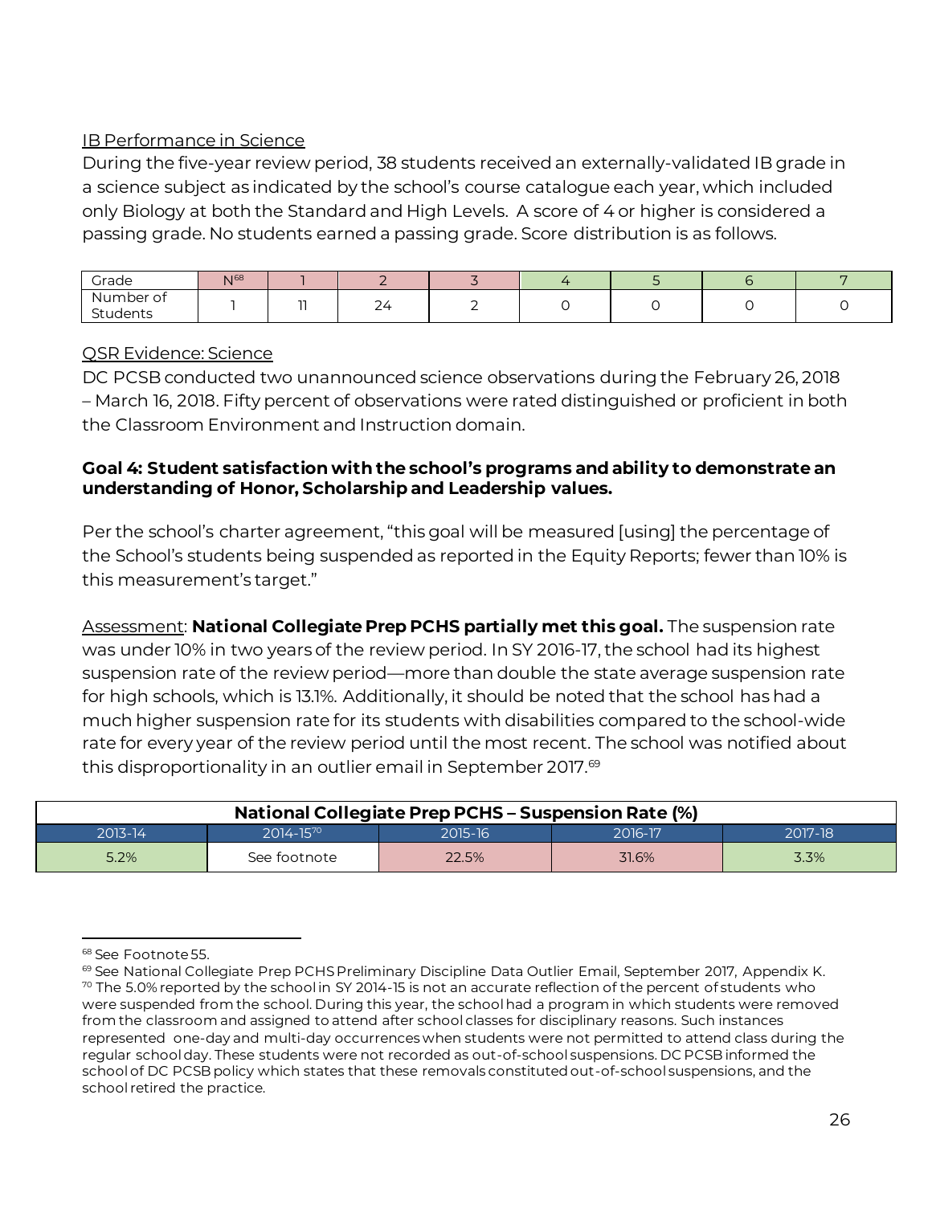IB Performance in Science

During the five-year review period, 38 students received an externally-validated IB grade in a science subject as indicated by the school's course catalogue each year, which included only Biology at both the Standard and High Levels. A score of 4 or higher is considered a passing grade. No students earned a passing grade. Score distribution is as follows.

| Grade | N[68] | 1 | 2 | 3 | 4 | 5 | 6 | 7 |
|---|---|---|---|---|---|---|---|---|
| Number of Students | 1 | 11 | 24 | 2 | 0 | 0 | 0 | 0 |

QSR Evidence: Science

DC PCSB conducted two unannounced science observations during the February 26, 2018 – March 16, 2018. Fifty percent of observations were rated distinguished or proficient in both the Classroom Environment and Instruction domain.

**Goal 4: Student satisfaction with the school's programs and ability to demonstrate an understanding of Honor, Scholarship and Leadership values.**

Per the school's charter agreement, "this goal will be measured [using] the percentage of the School's students being suspended as reported in the Equity Reports; fewer than 10% is this measurement's target."

Assessment: **National Collegiate Prep PCHS partially met this goal.** The suspension rate was under 10% in two years of the review period. In SY 2016-17, the school had its highest suspension rate of the review period—more than double the state average suspension rate for high schools, which is 13.1%. Additionally, it should be noted that the school has had a much higher suspension rate for its students with disabilities compared to the school-wide rate for every year of the review period until the most recent. The school was notified about this disproportionality in an outlier email in September 2017.[69]

| National Collegiate Prep PCHS – Suspension Rate (%) | | | | |
|---|---|---|---|---|
| 2013-14 | 2014-15[70] | 2015-16 | 2016-17 | 2017-18 |
| 5.2% | See footnote | 22.5% | 31.6% | 3.3% |

[68] See Footnote 55.

[69] See National Collegiate Prep PCHS Preliminary Discipline Data Outlier Email, September 2017, Appendix K.

[70] The 5.0% reported by the school in SY 2014-15 is not an accurate reflection of the percent of students who were suspended from the school. During this year, the school had a program in which students were removed from the classroom and assigned to attend after school classes for disciplinary reasons. Such instances represented one-day and multi-day occurrences when students were not permitted to attend class during the regular school day. These students were not recorded as out-of-school suspensions. DC PCSB informed the school of DC PCSB policy which states that these removals constituted out-of-school suspensions, and the school retired the practice.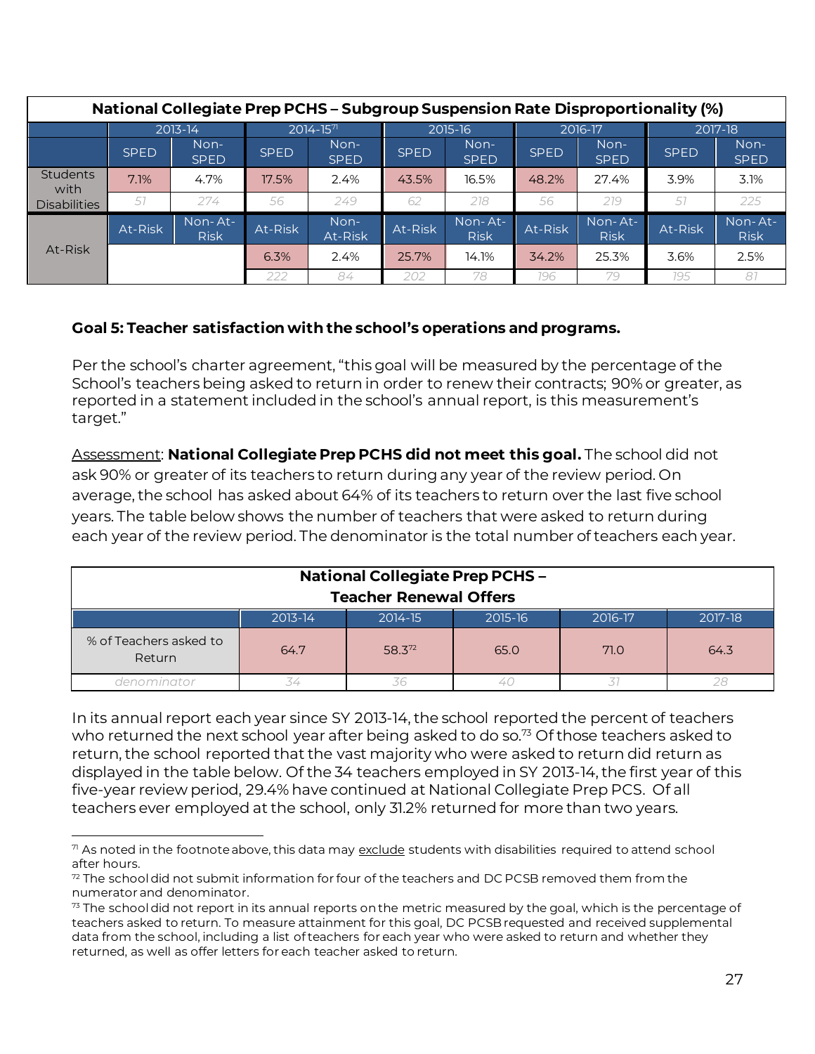| National Collegiate Prep PCHS – Subgroup Suspension Rate Disproportionality (%) | | | | | | | | | | |
|---|---|---|---|---|---|---|---|---|---|---|
| | 2013-14 | | 2014-15[71] | | 2015-16 | | 2016-17 | | 2017-18 | |
| | SPED | Non-SPED | SPED | Non-SPED | SPED | Non-SPED | SPED | Non-SPED | SPED | Non-SPED |
| Students with Disabilities | 7.1% | 4.7% | 17.5% | 2.4% | 43.5% | 16.5% | 48.2% | 27.4% | 3.9% | 3.1% |
| | *51* | *274* | *56* | *249* | *62* | *218* | *56* | *219* | *51* | *225* |
| At-Risk | At-Risk | Non-At-Risk | At-Risk | Non-At-Risk | At-Risk | Non-At-Risk | At-Risk | Non-At-Risk | At-Risk | Non-At-Risk |
| | | | 6.3% | 2.4% | 25.7% | 14.1% | 34.2% | 25.3% | 3.6% | 2.5% |
| | | | *222* | *84* | *202* | *78* | *196* | *79* | *195* | *81* |

**Goal 5: Teacher satisfaction with the school's operations and programs.**

Per the school's charter agreement, "this goal will be measured by the percentage of the School's teachers being asked to return in order to renew their contracts; 90% or greater, as reported in a statement included in the school's annual report, is this measurement's target."

Assessment: **National Collegiate Prep PCHS did not meet this goal.** The school did not ask 90% or greater of its teachers to return during any year of the review period. On average, the school has asked about 64% of its teachers to return over the last five school years. The table below shows the number of teachers that were asked to return during each year of the review period. The denominator is the total number of teachers each year.

| National Collegiate Prep PCHS – Teacher Renewal Offers | | | | | |
|---|---|---|---|---|---|
| | 2013-14 | 2014-15 | 2015-16 | 2016-17 | 2017-18 |
| % of Teachers asked to Return | 64.7 | 58.3[72] | 65.0 | 71.0 | 64.3 |
| *denominator* | *34* | *36* | *40* | *31* | *28* |

In its annual report each year since SY 2013-14, the school reported the percent of teachers who returned the next school year after being asked to do so.[73] Of those teachers asked to return, the school reported that the vast majority who were asked to return did return as displayed in the table below. Of the 34 teachers employed in SY 2013-14, the first year of this five-year review period, 29.4% have continued at National Collegiate Prep PCS. Of all teachers ever employed at the school, only 31.2% returned for more than two years.

---

[71] As noted in the footnote above, this data may exclude students with disabilities required to attend school after hours.

[72] The school did not submit information for four of the teachers and DC PCSB removed them from the numerator and denominator.

[73] The school did not report in its annual reports on the metric measured by the goal, which is the percentage of teachers asked to return. To measure attainment for this goal, DC PCSB requested and received supplemental data from the school, including a list of teachers for each year who were asked to return and whether they returned, as well as offer letters for each teacher asked to return.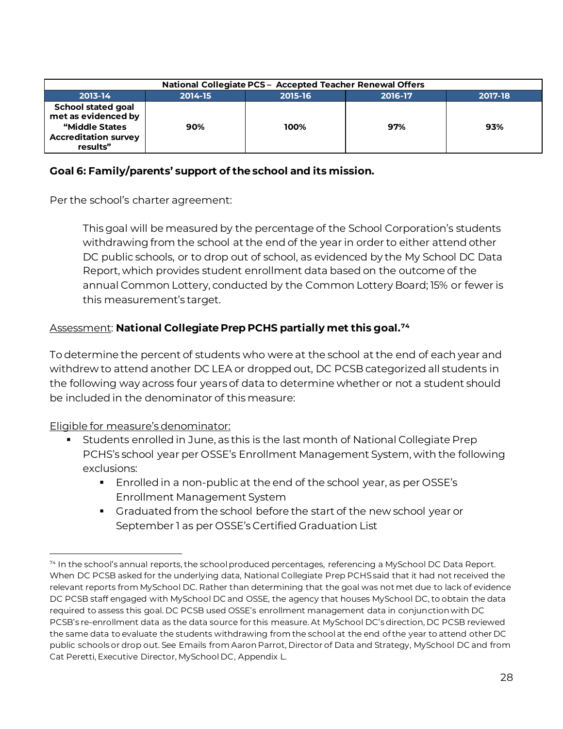| National Collegiate PCS – Accepted Teacher Renewal Offers | | | | |
|---|---|---|---|---|
| **2013-14** | **2014-15** | **2015-16** | **2016-17** | **2017-18** |
| **School stated goal met as evidenced by "Middle States Accreditation survey results"** | **90%** | **100%** | **97%** | **93%** |

### Goal 6: Family/parents' support of the school and its mission.

Per the school's charter agreement:

> This goal will be measured by the percentage of the School Corporation's students withdrawing from the school at the end of the year in order to either attend other DC public schools, or to drop out of school, as evidenced by the My School DC Data Report, which provides student enrollment data based on the outcome of the annual Common Lottery, conducted by the Common Lottery Board; 15% or fewer is this measurement's target.

Assessment: **National Collegiate Prep PCHS partially met this goal.**[74]

To determine the percent of students who were at the school at the end of each year and withdrew to attend another DC LEA or dropped out, DC PCSB categorized all students in the following way across four years of data to determine whether or not a student should be included in the denominator of this measure:

Eligible for measure's denominator:

- Students enrolled in June, as this is the last month of National Collegiate Prep PCHS's school year per OSSE's Enrollment Management System, with the following exclusions:
  - Enrolled in a non-public at the end of the school year, as per OSSE's Enrollment Management System
  - Graduated from the school before the start of the new school year or September 1 as per OSSE's Certified Graduation List

[74] In the school's annual reports, the school produced percentages, referencing a MySchool DC Data Report. When DC PCSB asked for the underlying data, National Collegiate Prep PCHS said that it had not received the relevant reports from MySchool DC. Rather than determining that the goal was not met due to lack of evidence DC PCSB staff engaged with MySchool DC and OSSE, the agency that houses MySchool DC, to obtain the data required to assess this goal. DC PCSB used OSSE's enrollment management data in conjunction with DC PCSB's re-enrollment data as the data source for this measure. At MySchool DC's direction, DC PCSB reviewed the same data to evaluate the students withdrawing from the school at the end of the year to attend other DC public schools or drop out. See Emails from Aaron Parrot, Director of Data and Strategy, MySchool DC and from Cat Peretti, Executive Director, MySchool DC, Appendix L.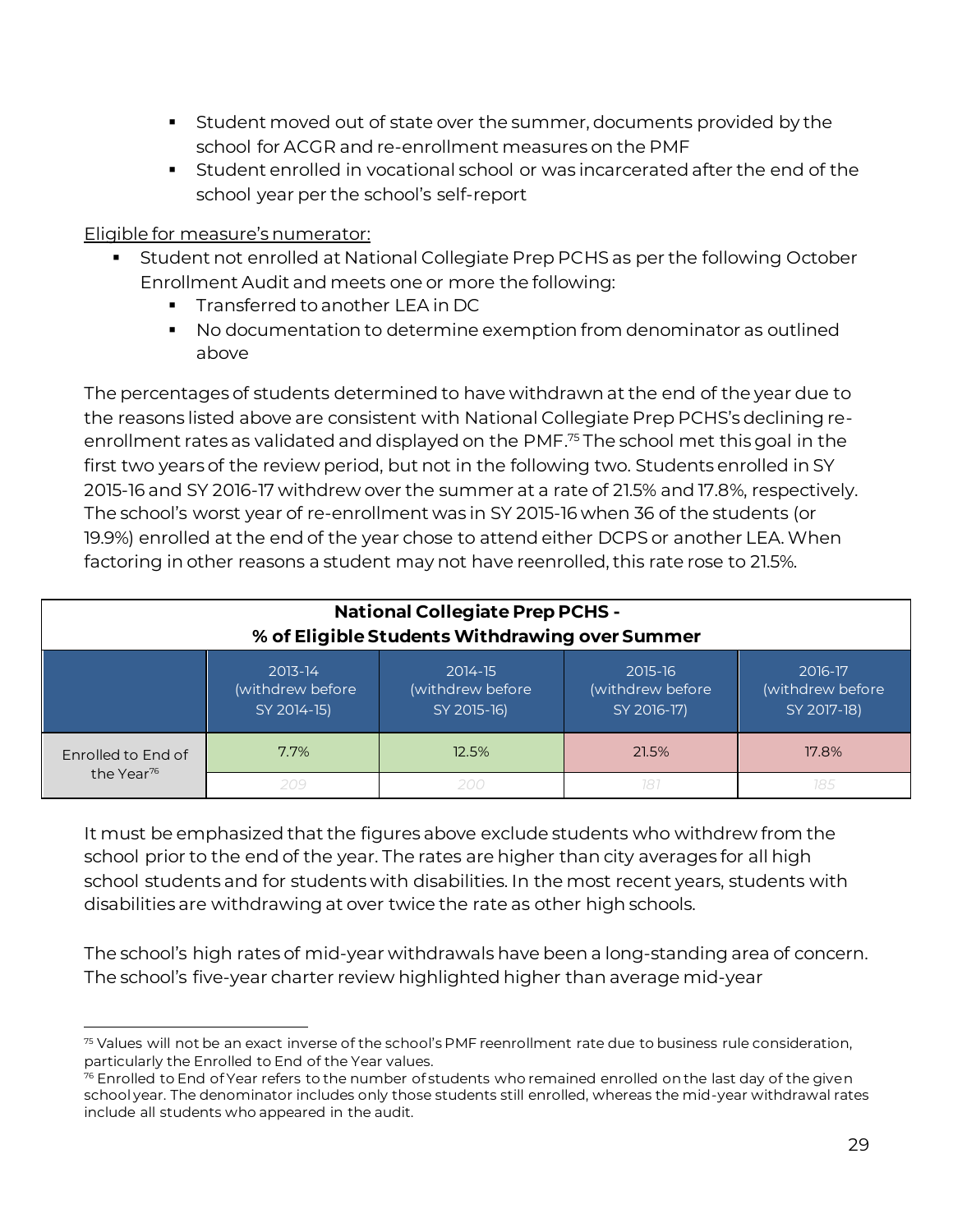- Student moved out of state over the summer, documents provided by the school for ACGR and re-enrollment measures on the PMF
- Student enrolled in vocational school or was incarcerated after the end of the school year per the school's self-report

Eligible for measure's numerator:

- Student not enrolled at National Collegiate Prep PCHS as per the following October Enrollment Audit and meets one or more the following:
  - Transferred to another LEA in DC
  - No documentation to determine exemption from denominator as outlined above

The percentages of students determined to have withdrawn at the end of the year due to the reasons listed above are consistent with National Collegiate Prep PCHS's declining re-enrollment rates as validated and displayed on the PMF.[75] The school met this goal in the first two years of the review period, but not in the following two. Students enrolled in SY 2015-16 and SY 2016-17 withdrew over the summer at a rate of 21.5% and 17.8%, respectively. The school's worst year of re-enrollment was in SY 2015-16 when 36 of the students (or 19.9%) enrolled at the end of the year chose to attend either DCPS or another LEA. When factoring in other reasons a student may not have reenrolled, this rate rose to 21.5%.

**National Collegiate Prep PCHS - % of Eligible Students Withdrawing over Summer**

| | 2013-14 (withdrew before SY 2014-15) | 2014-15 (withdrew before SY 2015-16) | 2015-16 (withdrew before SY 2016-17) | 2016-17 (withdrew before SY 2017-18) |
|---|---|---|---|---|
| Enrolled to End of the Year[76] | 7.7% | 12.5% | 21.5% | 17.8% |
| | 209 | 200 | 181 | 185 |

It must be emphasized that the figures above exclude students who withdrew from the school prior to the end of the year. The rates are higher than city averages for all high school students and for students with disabilities. In the most recent years, students with disabilities are withdrawing at over twice the rate as other high schools.

The school's high rates of mid-year withdrawals have been a long-standing area of concern. The school's five-year charter review highlighted higher than average mid-year

[75] Values will not be an exact inverse of the school's PMF reenrollment rate due to business rule consideration, particularly the Enrolled to End of the Year values.

[76] Enrolled to End of Year refers to the number of students who remained enrolled on the last day of the given school year. The denominator includes only those students still enrolled, whereas the mid-year withdrawal rates include all students who appeared in the audit.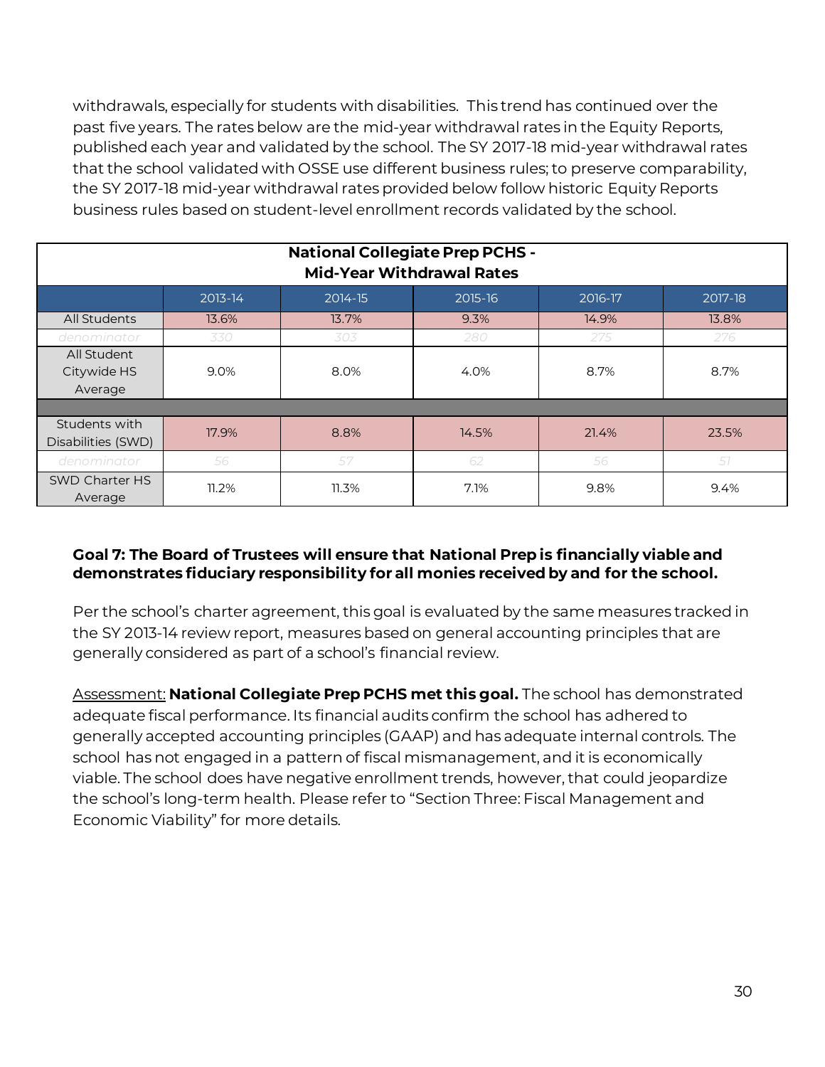withdrawals, especially for students with disabilities. This trend has continued over the past five years. The rates below are the mid-year withdrawal rates in the Equity Reports, published each year and validated by the school. The SY 2017-18 mid-year withdrawal rates that the school validated with OSSE use different business rules; to preserve comparability, the SY 2017-18 mid-year withdrawal rates provided below follow historic Equity Reports business rules based on student-level enrollment records validated by the school.

| National Collegiate Prep PCHS - Mid-Year Withdrawal Rates | | | | | |
|---|---|---|---|---|---|
| | 2013-14 | 2014-15 | 2015-16 | 2016-17 | 2017-18 |
| All Students | 13.6% | 13.7% | 9.3% | 14.9% | 13.8% |
| *denominator* | *330* | *303* | *280* | *275* | *276* |
| All Student Citywide HS Average | 9.0% | 8.0% | 4.0% | 8.7% | 8.7% |
| | | | | | |
| Students with Disabilities (SWD) | 17.9% | 8.8% | 14.5% | 21.4% | 23.5% |
| *denominator* | *56* | *57* | *62* | *56* | *51* |
| SWD Charter HS Average | 11.2% | 11.3% | 7.1% | 9.8% | 9.4% |

**Goal 7: The Board of Trustees will ensure that National Prep is financially viable and demonstrates fiduciary responsibility for all monies received by and for the school.**

Per the school's charter agreement, this goal is evaluated by the same measures tracked in the SY 2013-14 review report, measures based on general accounting principles that are generally considered as part of a school's financial review.

Assessment: **National Collegiate Prep PCHS met this goal.** The school has demonstrated adequate fiscal performance. Its financial audits confirm the school has adhered to generally accepted accounting principles (GAAP) and has adequate internal controls. The school has not engaged in a pattern of fiscal mismanagement, and it is economically viable. The school does have negative enrollment trends, however, that could jeopardize the school's long-term health. Please refer to "Section Three: Fiscal Management and Economic Viability" for more details.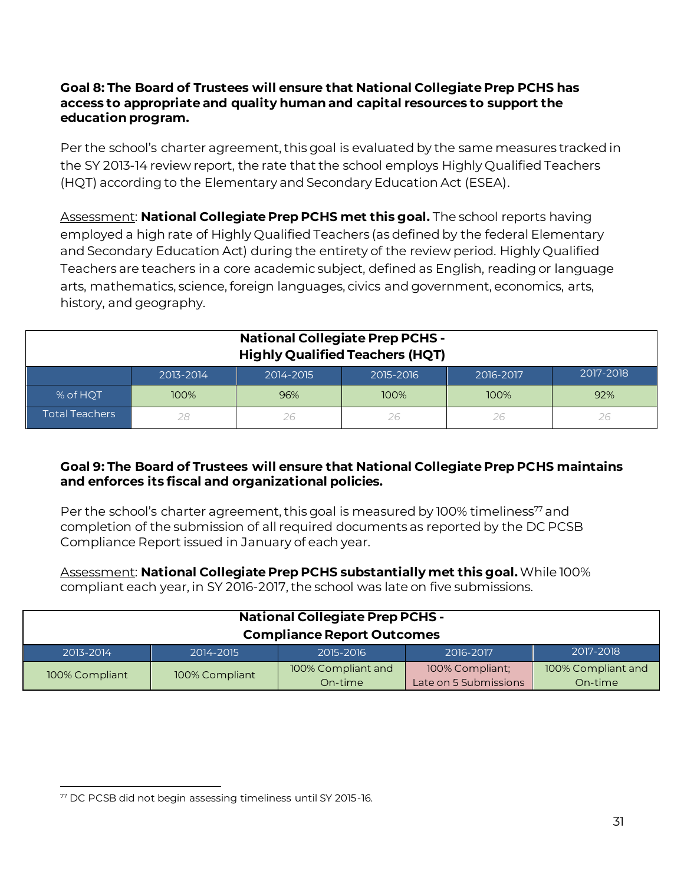**Goal 8: The Board of Trustees will ensure that National Collegiate Prep PCHS has access to appropriate and quality human and capital resources to support the education program.**

Per the school's charter agreement, this goal is evaluated by the same measures tracked in the SY 2013-14 review report, the rate that the school employs Highly Qualified Teachers (HQT) according to the Elementary and Secondary Education Act (ESEA).

Assessment: **National Collegiate Prep PCHS met this goal.** The school reports having employed a high rate of Highly Qualified Teachers (as defined by the federal Elementary and Secondary Education Act) during the entirety of the review period. Highly Qualified Teachers are teachers in a core academic subject, defined as English, reading or language arts, mathematics, science, foreign languages, civics and government, economics, arts, history, and geography.

| National Collegiate Prep PCHS - Highly Qualified Teachers (HQT) | | | | | |
|---|---|---|---|---|---|
| | 2013-2014 | 2014-2015 | 2015-2016 | 2016-2017 | 2017-2018 |
| % of HQT | 100% | 96% | 100% | 100% | 92% |
| Total Teachers | *28* | *26* | *26* | *26* | *26* |

**Goal 9: The Board of Trustees will ensure that National Collegiate Prep PCHS maintains and enforces its fiscal and organizational policies.**

Per the school's charter agreement, this goal is measured by 100% timeliness[77] and completion of the submission of all required documents as reported by the DC PCSB Compliance Report issued in January of each year.

Assessment: **National Collegiate Prep PCHS substantially met this goal.** While 100% compliant each year, in SY 2016-2017, the school was late on five submissions.

| National Collegiate Prep PCHS - Compliance Report Outcomes | | | | |
|---|---|---|---|---|
| 2013-2014 | 2014-2015 | 2015-2016 | 2016-2017 | 2017-2018 |
| 100% Compliant | 100% Compliant | 100% Compliant and On-time | 100% Compliant; Late on 5 Submissions | 100% Compliant and On-time |

[77] DC PCSB did not begin assessing timeliness until SY 2015-16.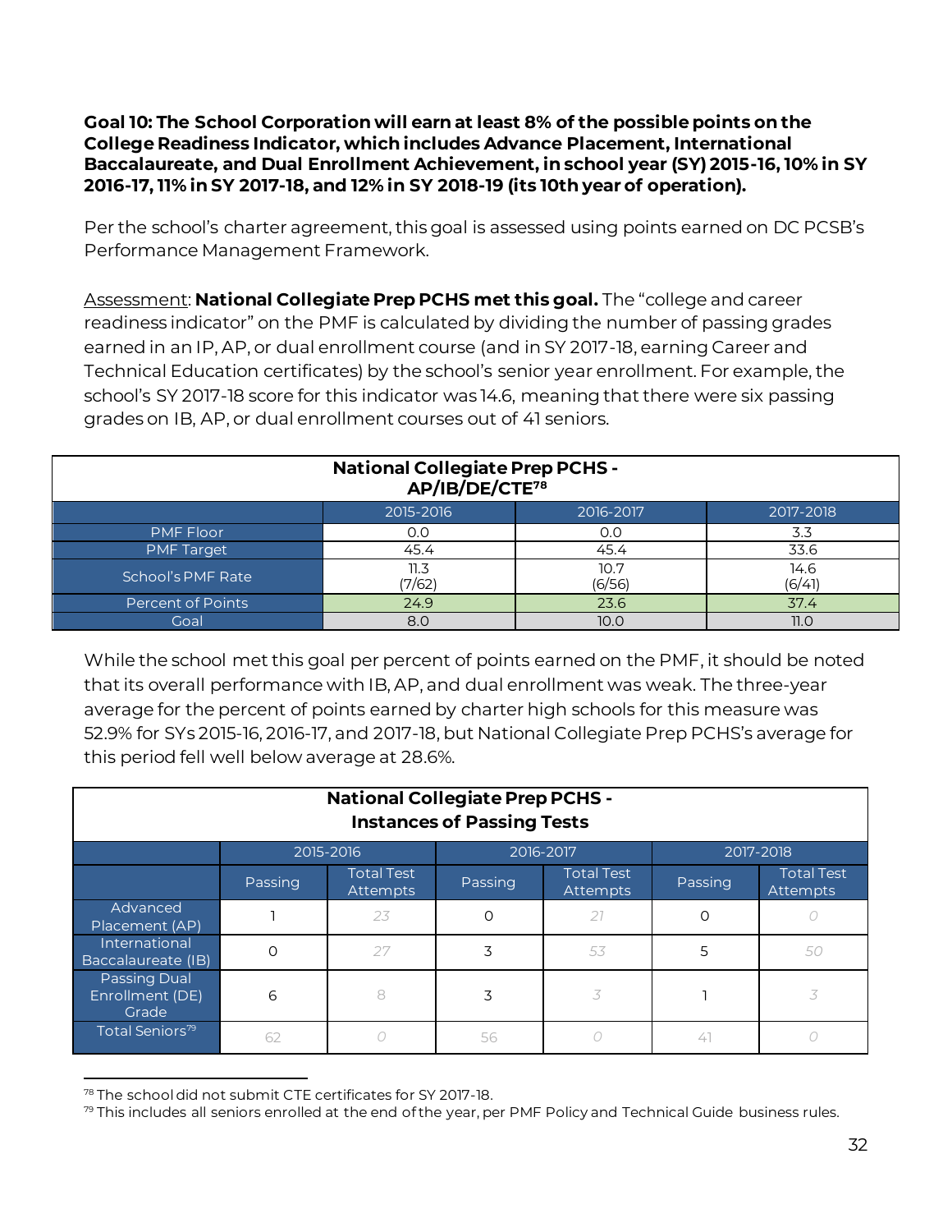**Goal 10: The School Corporation will earn at least 8% of the possible points on the College Readiness Indicator, which includes Advance Placement, International Baccalaureate, and Dual Enrollment Achievement, in school year (SY) 2015-16, 10% in SY 2016-17, 11% in SY 2017-18, and 12% in SY 2018-19 (its 10th year of operation).**

Per the school's charter agreement, this goal is assessed using points earned on DC PCSB's Performance Management Framework.

Assessment: **National Collegiate Prep PCHS met this goal.** The "college and career readiness indicator" on the PMF is calculated by dividing the number of passing grades earned in an IP, AP, or dual enrollment course (and in SY 2017-18, earning Career and Technical Education certificates) by the school's senior year enrollment. For example, the school's SY 2017-18 score for this indicator was 14.6, meaning that there were six passing grades on IB, AP, or dual enrollment courses out of 41 seniors.

**National Collegiate Prep PCHS - AP/IB/DE/CTE[78]**

| | 2015-2016 | 2016-2017 | 2017-2018 |
|---|---|---|---|
| PMF Floor | 0.0 | 0.0 | 3.3 |
| PMF Target | 45.4 | 45.4 | 33.6 |
| School's PMF Rate | 11.3 (7/62) | 10.7 (6/56) | 14.6 (6/41) |
| Percent of Points | 24.9 | 23.6 | 37.4 |
| Goal | 8.0 | 10.0 | 11.0 |

While the school met this goal per percent of points earned on the PMF, it should be noted that its overall performance with IB, AP, and dual enrollment was weak. The three-year average for the percent of points earned by charter high schools for this measure was 52.9% for SYs 2015-16, 2016-17, and 2017-18, but National Collegiate Prep PCHS's average for this period fell well below average at 28.6%.

**National Collegiate Prep PCHS - Instances of Passing Tests**

| | 2015-2016 | | 2016-2017 | | 2017-2018 | |
|---|---|---|---|---|---|---|
| | Passing | Total Test Attempts | Passing | Total Test Attempts | Passing | Total Test Attempts |
| Advanced Placement (AP) | 1 | 23 | 0 | 21 | 0 | 0 |
| International Baccalaureate (IB) | 0 | 27 | 3 | 53 | 5 | 50 |
| Passing Dual Enrollment (DE) Grade | 6 | 8 | 3 | 3 | 1 | 3 |
| Total Seniors[79] | 62 | 0 | 56 | 0 | 41 | 0 |

[78] The school did not submit CTE certificates for SY 2017-18.

[79] This includes all seniors enrolled at the end of the year, per PMF Policy and Technical Guide business rules.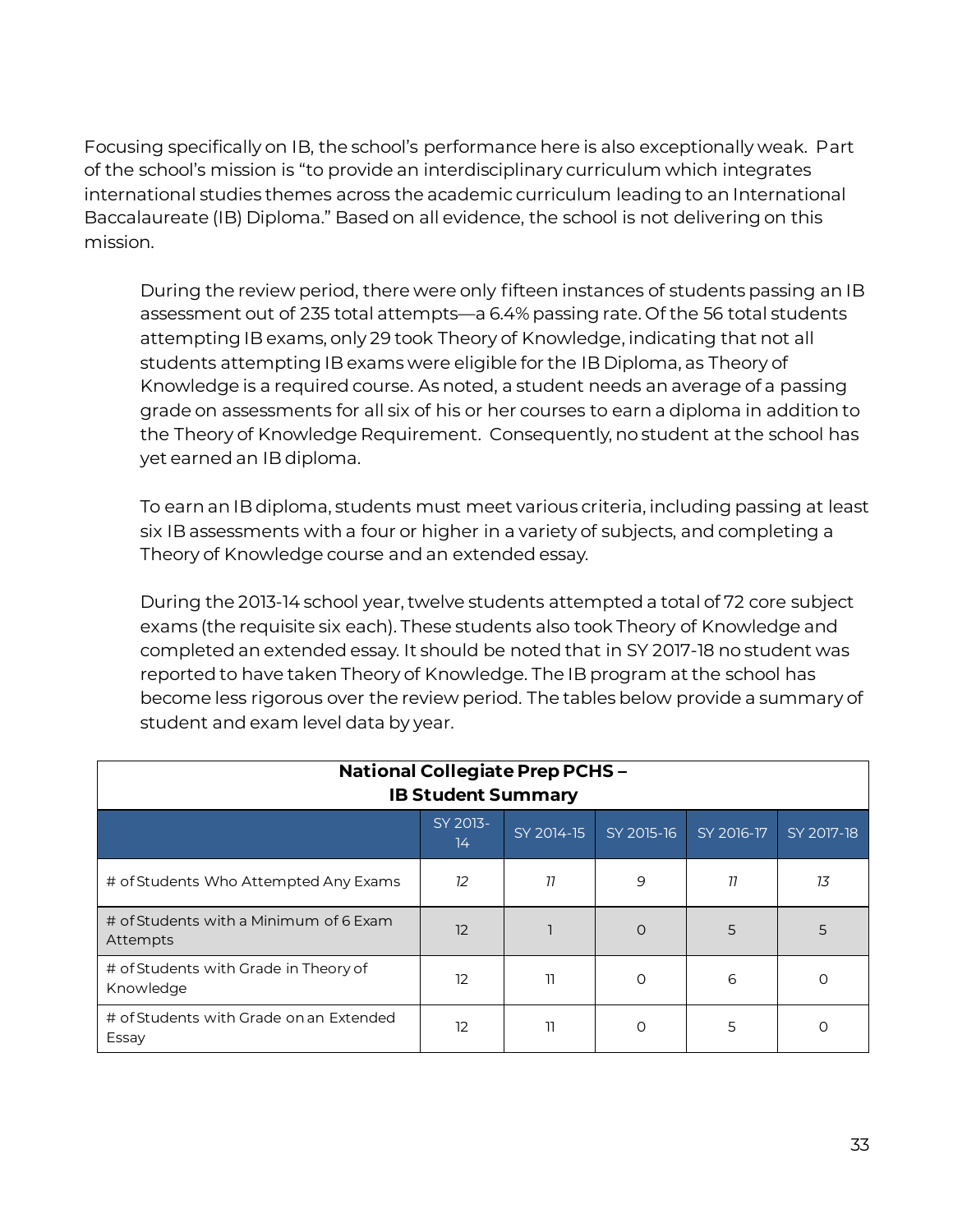Focusing specifically on IB, the school's performance here is also exceptionally weak. Part of the school's mission is "to provide an interdisciplinary curriculum which integrates international studies themes across the academic curriculum leading to an International Baccalaureate (IB) Diploma." Based on all evidence, the school is not delivering on this mission.

> During the review period, there were only fifteen instances of students passing an IB assessment out of 235 total attempts—a 6.4% passing rate. Of the 56 total students attempting IB exams, only 29 took Theory of Knowledge, indicating that not all students attempting IB exams were eligible for the IB Diploma, as Theory of Knowledge is a required course. As noted, a student needs an average of a passing grade on assessments for all six of his or her courses to earn a diploma in addition to the Theory of Knowledge Requirement. Consequently, no student at the school has yet earned an IB diploma.
>
> To earn an IB diploma, students must meet various criteria, including passing at least six IB assessments with a four or higher in a variety of subjects, and completing a Theory of Knowledge course and an extended essay.
>
> During the 2013-14 school year, twelve students attempted a total of 72 core subject exams (the requisite six each). These students also took Theory of Knowledge and completed an extended essay. It should be noted that in SY 2017-18 no student was reported to have taken Theory of Knowledge. The IB program at the school has become less rigorous over the review period. The tables below provide a summary of student and exam level data by year.

**National Collegiate Prep PCHS – IB Student Summary**

| | SY 2013-14 | SY 2014-15 | SY 2015-16 | SY 2016-17 | SY 2017-18 |
|---|---|---|---|---|---|
| # of Students Who Attempted Any Exams | *12* | *11* | *9* | *11* | *13* |
| # of Students with a Minimum of 6 Exam Attempts | 12 | 1 | 0 | 5 | 5 |
| # of Students with Grade in Theory of Knowledge | 12 | 11 | 0 | 6 | 0 |
| # of Students with Grade on an Extended Essay | 12 | 11 | 0 | 5 | 0 |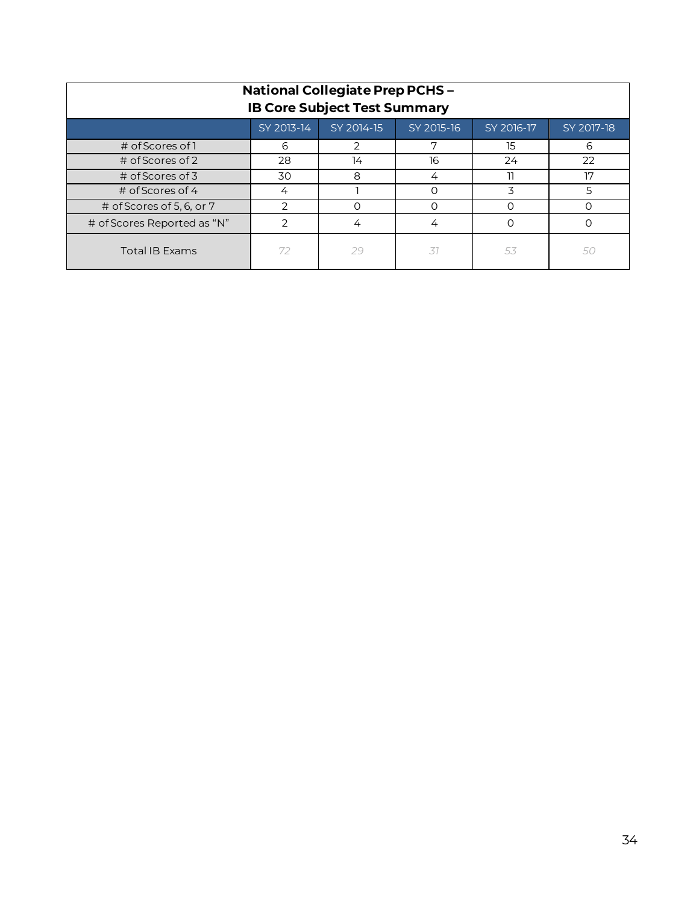| National Collegiate Prep PCHS – IB Core Subject Test Summary | | | | | |
|---|---|---|---|---|---|
| | SY 2013-14 | SY 2014-15 | SY 2015-16 | SY 2016-17 | SY 2017-18 |
| # of Scores of 1 | 6 | 2 | 7 | 15 | 6 |
| # of Scores of 2 | 28 | 14 | 16 | 24 | 22 |
| # of Scores of 3 | 30 | 8 | 4 | 11 | 17 |
| # of Scores of 4 | 4 | 1 | 0 | 3 | 5 |
| # of Scores of 5, 6, or 7 | 2 | 0 | 0 | 0 | 0 |
| # of Scores Reported as "N" | 2 | 4 | 4 | 0 | 0 |
| Total IB Exams | *72* | *29* | *31* | *53* | *50* |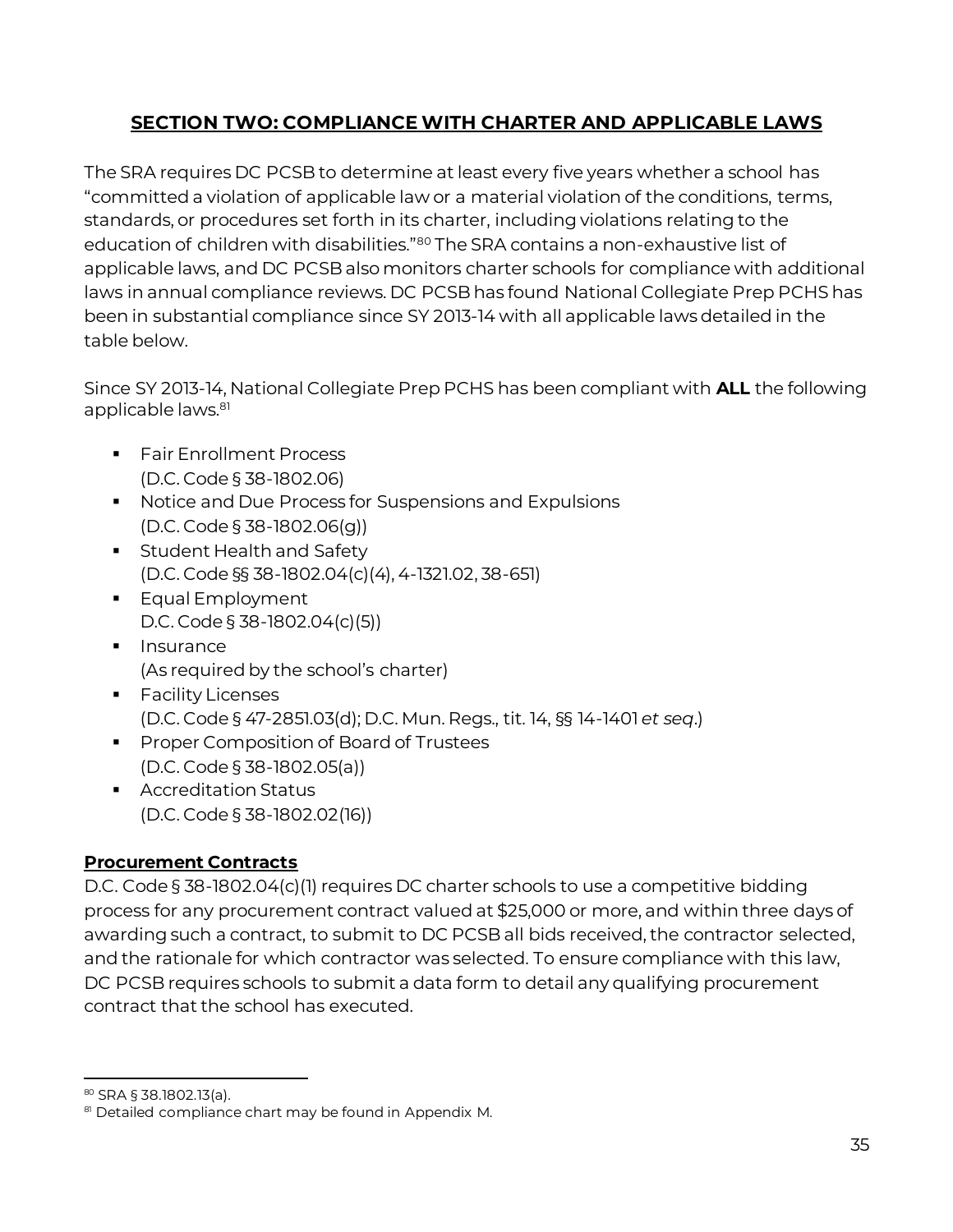## SECTION TWO: COMPLIANCE WITH CHARTER AND APPLICABLE LAWS

The SRA requires DC PCSB to determine at least every five years whether a school has "committed a violation of applicable law or a material violation of the conditions, terms, standards, or procedures set forth in its charter, including violations relating to the education of children with disabilities."[80] The SRA contains a non-exhaustive list of applicable laws, and DC PCSB also monitors charter schools for compliance with additional laws in annual compliance reviews. DC PCSB has found National Collegiate Prep PCHS has been in substantial compliance since SY 2013-14 with all applicable laws detailed in the table below.

Since SY 2013-14, National Collegiate Prep PCHS has been compliant with **ALL** the following applicable laws.[81]

- Fair Enrollment Process
  (D.C. Code § 38-1802.06)
- Notice and Due Process for Suspensions and Expulsions
  (D.C. Code § 38-1802.06(g))
- Student Health and Safety
  (D.C. Code §§ 38-1802.04(c)(4), 4-1321.02, 38-651)
- Equal Employment
  D.C. Code § 38-1802.04(c)(5))
- Insurance
  (As required by the school's charter)
- Facility Licenses
  (D.C. Code § 47-2851.03(d); D.C. Mun. Regs., tit. 14, §§ 14-1401 *et seq*.)
- Proper Composition of Board of Trustees
  (D.C. Code § 38-1802.05(a))
- Accreditation Status
  (D.C. Code § 38-1802.02(16))

### Procurement Contracts

D.C. Code § 38-1802.04(c)(1) requires DC charter schools to use a competitive bidding process for any procurement contract valued at $25,000 or more, and within three days of awarding such a contract, to submit to DC PCSB all bids received, the contractor selected, and the rationale for which contractor was selected. To ensure compliance with this law, DC PCSB requires schools to submit a data form to detail any qualifying procurement contract that the school has executed.

---

[80] SRA § 38.1802.13(a).

[81] Detailed compliance chart may be found in Appendix M.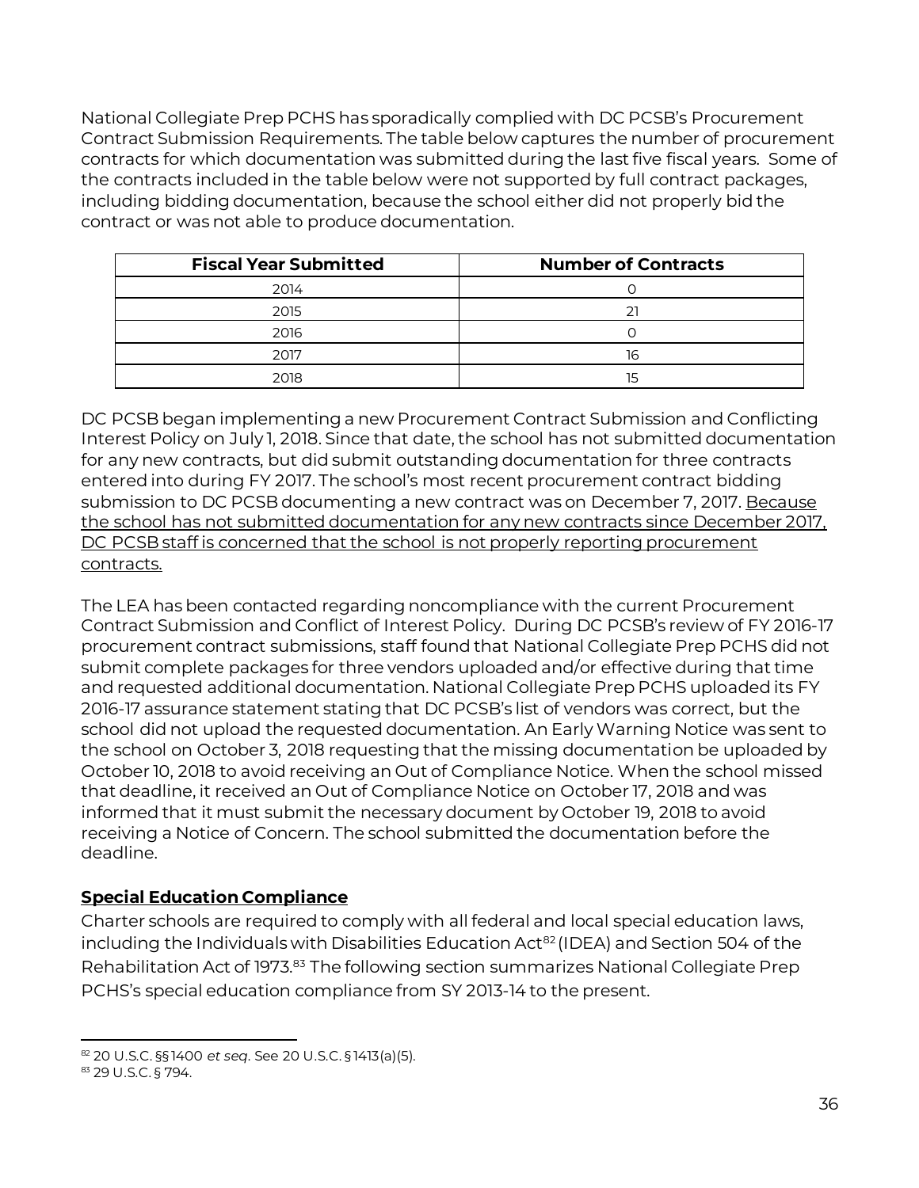National Collegiate Prep PCHS has sporadically complied with DC PCSB's Procurement Contract Submission Requirements. The table below captures the number of procurement contracts for which documentation was submitted during the last five fiscal years. Some of the contracts included in the table below were not supported by full contract packages, including bidding documentation, because the school either did not properly bid the contract or was not able to produce documentation.

| Fiscal Year Submitted | Number of Contracts |
|---|---|
| 2014 | 0 |
| 2015 | 21 |
| 2016 | 0 |
| 2017 | 16 |
| 2018 | 15 |

DC PCSB began implementing a new Procurement Contract Submission and Conflicting Interest Policy on July 1, 2018. Since that date, the school has not submitted documentation for any new contracts, but did submit outstanding documentation for three contracts entered into during FY 2017. The school's most recent procurement contract bidding submission to DC PCSB documenting a new contract was on December 7, 2017. <u>Because the school has not submitted documentation for any new contracts since December 2017, DC PCSB staff is concerned that the school is not properly reporting procurement contracts.</u>

The LEA has been contacted regarding noncompliance with the current Procurement Contract Submission and Conflict of Interest Policy. During DC PCSB's review of FY 2016-17 procurement contract submissions, staff found that National Collegiate Prep PCHS did not submit complete packages for three vendors uploaded and/or effective during that time and requested additional documentation. National Collegiate Prep PCHS uploaded its FY 2016-17 assurance statement stating that DC PCSB's list of vendors was correct, but the school did not upload the requested documentation. An Early Warning Notice was sent to the school on October 3, 2018 requesting that the missing documentation be uploaded by October 10, 2018 to avoid receiving an Out of Compliance Notice. When the school missed that deadline, it received an Out of Compliance Notice on October 17, 2018 and was informed that it must submit the necessary document by October 19, 2018 to avoid receiving a Notice of Concern. The school submitted the documentation before the deadline.

## **<u>Special Education Compliance</u>**

Charter schools are required to comply with all federal and local special education laws, including the Individuals with Disabilities Education Act[82] (IDEA) and Section 504 of the Rehabilitation Act of 1973.[83] The following section summarizes National Collegiate Prep PCHS's special education compliance from SY 2013-14 to the present.

---

[82] 20 U.S.C. §§1400 *et seq*. See 20 U.S.C. §1413(a)(5).
[83] 29 U.S.C. § 794.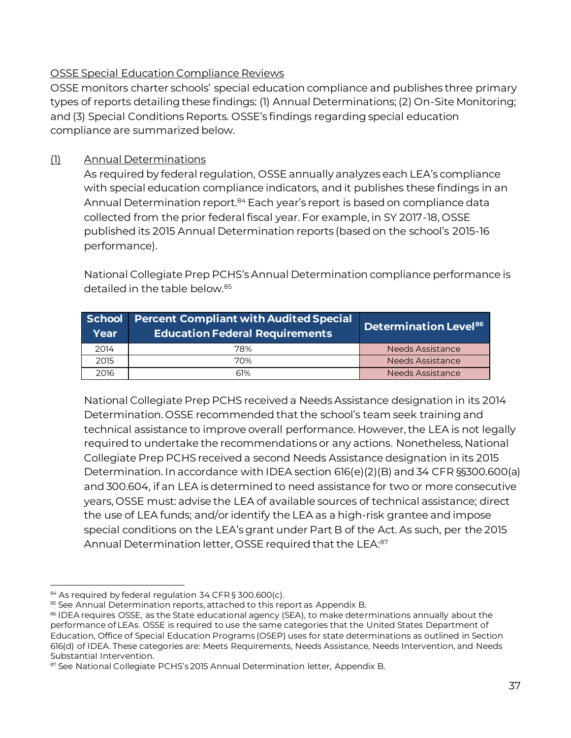OSSE Special Education Compliance Reviews

OSSE monitors charter schools' special education compliance and publishes three primary types of reports detailing these findings: (1) Annual Determinations; (2) On-Site Monitoring; and (3) Special Conditions Reports. OSSE's findings regarding special education compliance are summarized below.

(1) Annual Determinations

As required by federal regulation, OSSE annually analyzes each LEA's compliance with special education compliance indicators, and it publishes these findings in an Annual Determination report.[84] Each year's report is based on compliance data collected from the prior federal fiscal year. For example, in SY 2017-18, OSSE published its 2015 Annual Determination reports (based on the school's 2015-16 performance).

National Collegiate Prep PCHS's Annual Determination compliance performance is detailed in the table below.[85]

| School Year | Percent Compliant with Audited Special Education Federal Requirements | Determination Level[86] |
|---|---|---|
| 2014 | 78% | Needs Assistance |
| 2015 | 70% | Needs Assistance |
| 2016 | 61% | Needs Assistance |

National Collegiate Prep PCHS received a Needs Assistance designation in its 2014 Determination. OSSE recommended that the school's team seek training and technical assistance to improve overall performance. However, the LEA is not legally required to undertake the recommendations or any actions. Nonetheless, National Collegiate Prep PCHS received a second Needs Assistance designation in its 2015 Determination. In accordance with IDEA section 616(e)(2)(B) and 34 CFR §§300.600(a) and 300.604, if an LEA is determined to need assistance for two or more consecutive years, OSSE must: advise the LEA of available sources of technical assistance; direct the use of LEA funds; and/or identify the LEA as a high-risk grantee and impose special conditions on the LEA's grant under Part B of the Act. As such, per the 2015 Annual Determination letter, OSSE required that the LEA:[87]

---

[84] As required by federal regulation 34 CFR § 300.600(c).

[85] See Annual Determination reports, attached to this report as Appendix B.

[86] IDEA requires OSSE, as the State educational agency (SEA), to make determinations annually about the performance of LEAs. OSSE is required to use the same categories that the United States Department of Education, Office of Special Education Programs (OSEP) uses for state determinations as outlined in Section 616(d) of IDEA. These categories are: Meets Requirements, Needs Assistance, Needs Intervention, and Needs Substantial Intervention.

[87] See National Collegiate PCHS's 2015 Annual Determination letter, Appendix B.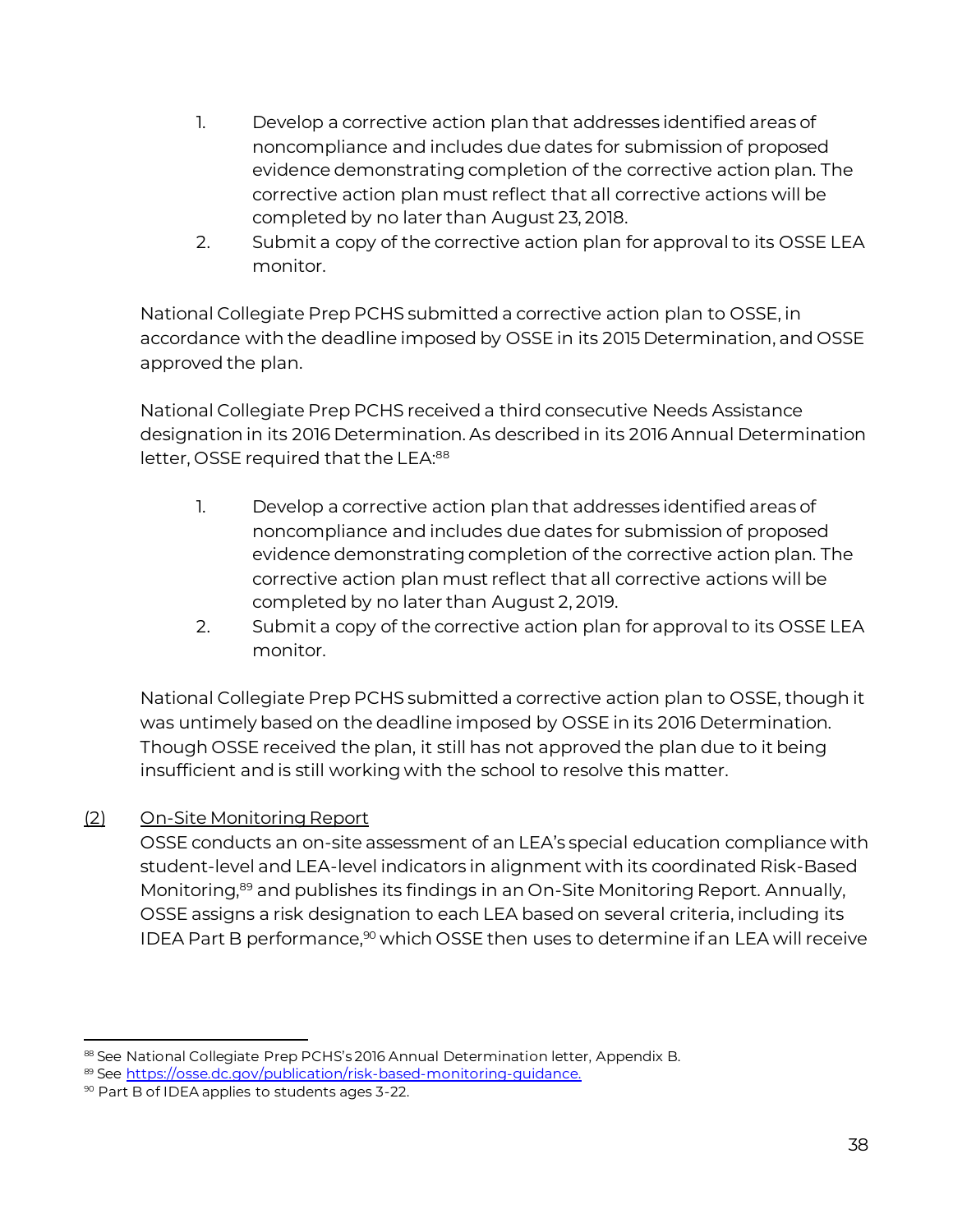1. Develop a corrective action plan that addresses identified areas of noncompliance and includes due dates for submission of proposed evidence demonstrating completion of the corrective action plan. The corrective action plan must reflect that all corrective actions will be completed by no later than August 23, 2018.
2. Submit a copy of the corrective action plan for approval to its OSSE LEA monitor.

National Collegiate Prep PCHS submitted a corrective action plan to OSSE, in accordance with the deadline imposed by OSSE in its 2015 Determination, and OSSE approved the plan.

National Collegiate Prep PCHS received a third consecutive Needs Assistance designation in its 2016 Determination. As described in its 2016 Annual Determination letter, OSSE required that the LEA:[88]

1. Develop a corrective action plan that addresses identified areas of noncompliance and includes due dates for submission of proposed evidence demonstrating completion of the corrective action plan. The corrective action plan must reflect that all corrective actions will be completed by no later than August 2, 2019.
2. Submit a copy of the corrective action plan for approval to its OSSE LEA monitor.

National Collegiate Prep PCHS submitted a corrective action plan to OSSE, though it was untimely based on the deadline imposed by OSSE in its 2016 Determination. Though OSSE received the plan, it still has not approved the plan due to it being insufficient and is still working with the school to resolve this matter.

(2) On-Site Monitoring Report

OSSE conducts an on-site assessment of an LEA's special education compliance with student-level and LEA-level indicators in alignment with its coordinated Risk-Based Monitoring,[89] and publishes its findings in an On-Site Monitoring Report. Annually, OSSE assigns a risk designation to each LEA based on several criteria, including its IDEA Part B performance,[90] which OSSE then uses to determine if an LEA will receive

---

[88] See National Collegiate Prep PCHS's 2016 Annual Determination letter, Appendix B.

[89] See https://osse.dc.gov/publication/risk-based-monitoring-guidance.

[90] Part B of IDEA applies to students ages 3-22.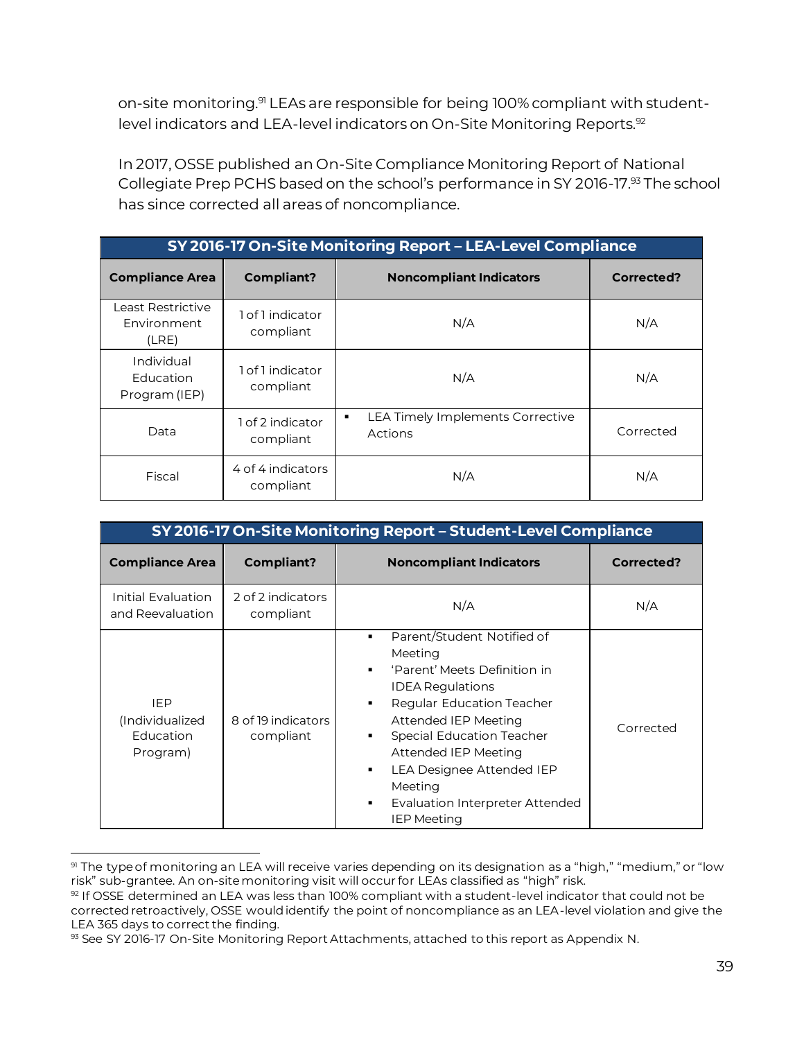on-site monitoring.[91] LEAs are responsible for being 100% compliant with student-level indicators and LEA-level indicators on On-Site Monitoring Reports.[92]

In 2017, OSSE published an On-Site Compliance Monitoring Report of National Collegiate Prep PCHS based on the school's performance in SY 2016-17.[93] The school has since corrected all areas of noncompliance.

| SY 2016-17 On-Site Monitoring Report – LEA-Level Compliance | | | |
|---|---|---|---|
| **Compliance Area** | **Compliant?** | **Noncompliant Indicators** | **Corrected?** |
| Least Restrictive Environment (LRE) | 1 of 1 indicator compliant | N/A | N/A |
| Individual Education Program (IEP) | 1 of 1 indicator compliant | N/A | N/A |
| Data | 1 of 2 indicator compliant | ▪ LEA Timely Implements Corrective Actions | Corrected |
| Fiscal | 4 of 4 indicators compliant | N/A | N/A |

| SY 2016-17 On-Site Monitoring Report – Student-Level Compliance | | | |
|---|---|---|---|
| **Compliance Area** | **Compliant?** | **Noncompliant Indicators** | **Corrected?** |
| Initial Evaluation and Reevaluation | 2 of 2 indicators compliant | N/A | N/A |
| IEP (Individualized Education Program) | 8 of 19 indicators compliant | ▪ Parent/Student Notified of Meeting<br>▪ 'Parent' Meets Definition in IDEA Regulations<br>▪ Regular Education Teacher Attended IEP Meeting<br>▪ Special Education Teacher Attended IEP Meeting<br>▪ LEA Designee Attended IEP Meeting<br>▪ Evaluation Interpreter Attended IEP Meeting | Corrected |

[91] The type of monitoring an LEA will receive varies depending on its designation as a "high," "medium," or "low risk" sub-grantee. An on-site monitoring visit will occur for LEAs classified as "high" risk.

[92] If OSSE determined an LEA was less than 100% compliant with a student-level indicator that could not be corrected retroactively, OSSE would identify the point of noncompliance as an LEA-level violation and give the LEA 365 days to correct the finding.

[93] See SY 2016-17 On-Site Monitoring Report Attachments, attached to this report as Appendix N.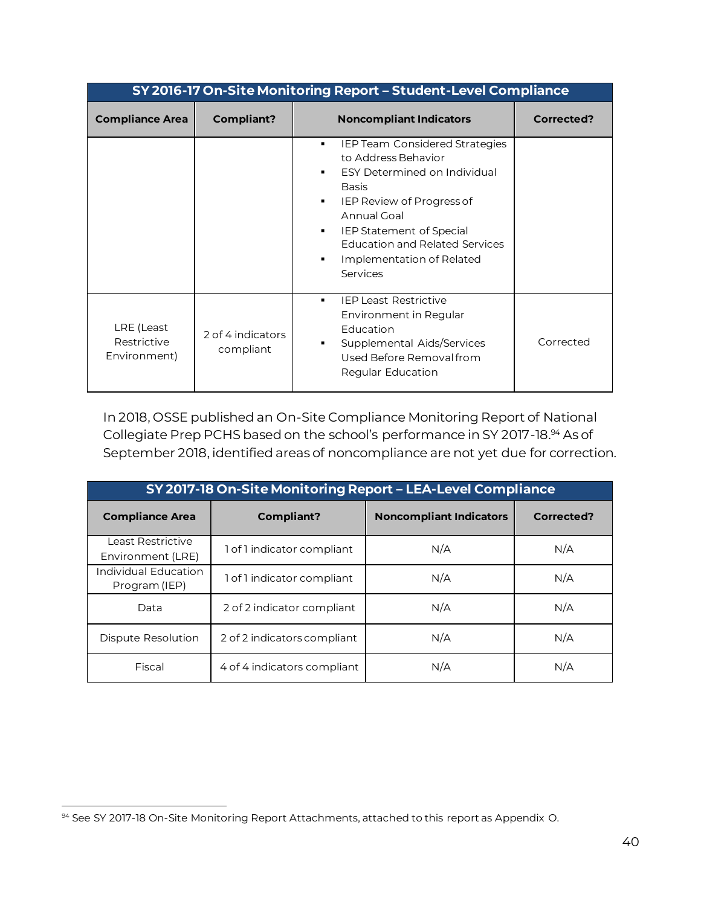| SY 2016-17 On-Site Monitoring Report – Student-Level Compliance | | | |
|---|---|---|---|
| **Compliance Area** | **Compliant?** | **Noncompliant Indicators** | **Corrected?** |
| | | ▪ IEP Team Considered Strategies to Address Behavior<br>▪ ESY Determined on Individual Basis<br>▪ IEP Review of Progress of Annual Goal<br>▪ IEP Statement of Special Education and Related Services<br>▪ Implementation of Related Services | |
| LRE (Least Restrictive Environment) | 2 of 4 indicators compliant | ▪ IEP Least Restrictive Environment in Regular Education<br>▪ Supplemental Aids/Services Used Before Removal from Regular Education | Corrected |

In 2018, OSSE published an On-Site Compliance Monitoring Report of National Collegiate Prep PCHS based on the school's performance in SY 2017-18.[94] As of September 2018, identified areas of noncompliance are not yet due for correction.

| SY 2017-18 On-Site Monitoring Report – LEA-Level Compliance | | | |
|---|---|---|---|
| **Compliance Area** | **Compliant?** | **Noncompliant Indicators** | **Corrected?** |
| Least Restrictive Environment (LRE) | 1 of 1 indicator compliant | N/A | N/A |
| Individual Education Program (IEP) | 1 of 1 indicator compliant | N/A | N/A |
| Data | 2 of 2 indicator compliant | N/A | N/A |
| Dispute Resolution | 2 of 2 indicators compliant | N/A | N/A |
| Fiscal | 4 of 4 indicators compliant | N/A | N/A |

[94] See SY 2017-18 On-Site Monitoring Report Attachments, attached to this report as Appendix O.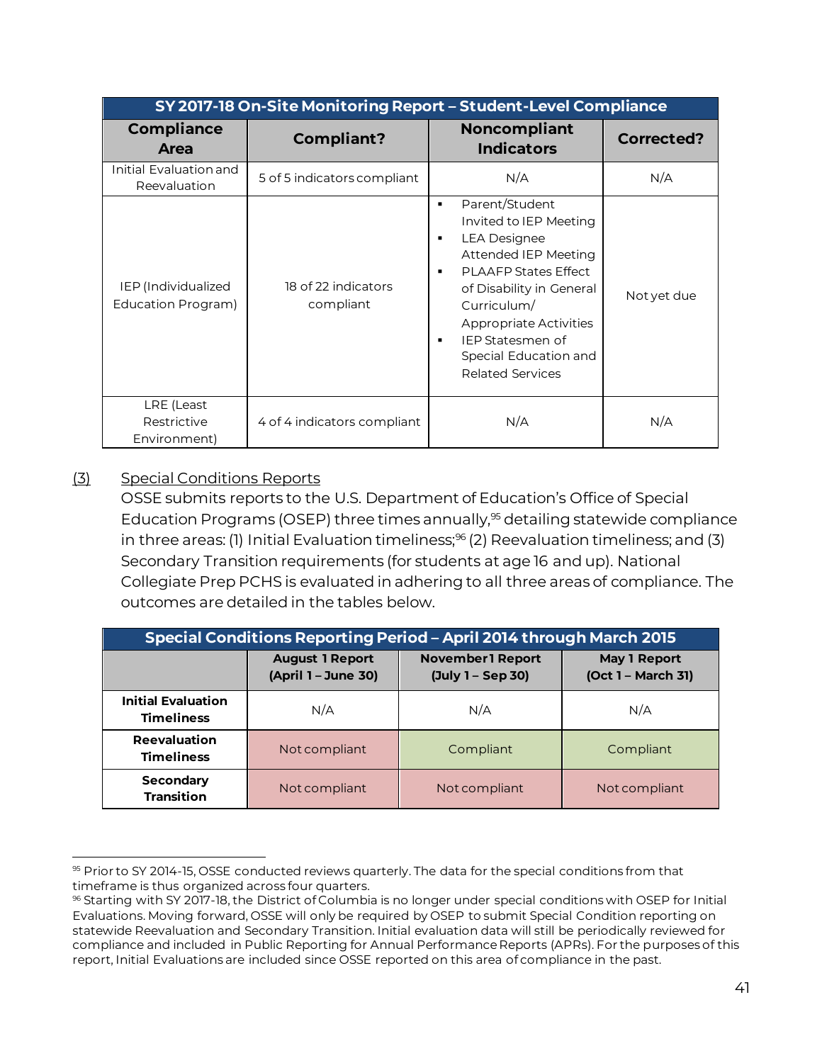| SY 2017-18 On-Site Monitoring Report – Student-Level Compliance | | | |
|---|---|---|---|
| **Compliance Area** | **Compliant?** | **Noncompliant Indicators** | **Corrected?** |
| Initial Evaluation and Reevaluation | 5 of 5 indicators compliant | N/A | N/A |
| IEP (Individualized Education Program) | 18 of 22 indicators compliant | ▪ Parent/Student Invited to IEP Meeting<br>▪ LEA Designee Attended IEP Meeting<br>▪ PLAAFP States Effect of Disability in General Curriculum/ Appropriate Activities<br>▪ IEP Statesmen of Special Education and Related Services | Not yet due |
| LRE (Least Restrictive Environment) | 4 of 4 indicators compliant | N/A | N/A |

(3) Special Conditions Reports

OSSE submits reports to the U.S. Department of Education's Office of Special Education Programs (OSEP) three times annually,[95] detailing statewide compliance in three areas: (1) Initial Evaluation timeliness;[96] (2) Reevaluation timeliness; and (3) Secondary Transition requirements (for students at age 16 and up). National Collegiate Prep PCHS is evaluated in adhering to all three areas of compliance. The outcomes are detailed in the tables below.

| Special Conditions Reporting Period – April 2014 through March 2015 | | | |
|---|---|---|---|
| | **August 1 Report (April 1 – June 30)** | **November 1 Report (July 1 – Sep 30)** | **May 1 Report (Oct 1 – March 31)** |
| **Initial Evaluation Timeliness** | N/A | N/A | N/A |
| **Reevaluation Timeliness** | Not compliant | Compliant | Compliant |
| **Secondary Transition** | Not compliant | Not compliant | Not compliant |

[95] Prior to SY 2014-15, OSSE conducted reviews quarterly. The data for the special conditions from that timeframe is thus organized across four quarters.

[96] Starting with SY 2017-18, the District of Columbia is no longer under special conditions with OSEP for Initial Evaluations. Moving forward, OSSE will only be required by OSEP to submit Special Condition reporting on statewide Reevaluation and Secondary Transition. Initial evaluation data will still be periodically reviewed for compliance and included in Public Reporting for Annual Performance Reports (APRs). For the purposes of this report, Initial Evaluations are included since OSSE reported on this area of compliance in the past.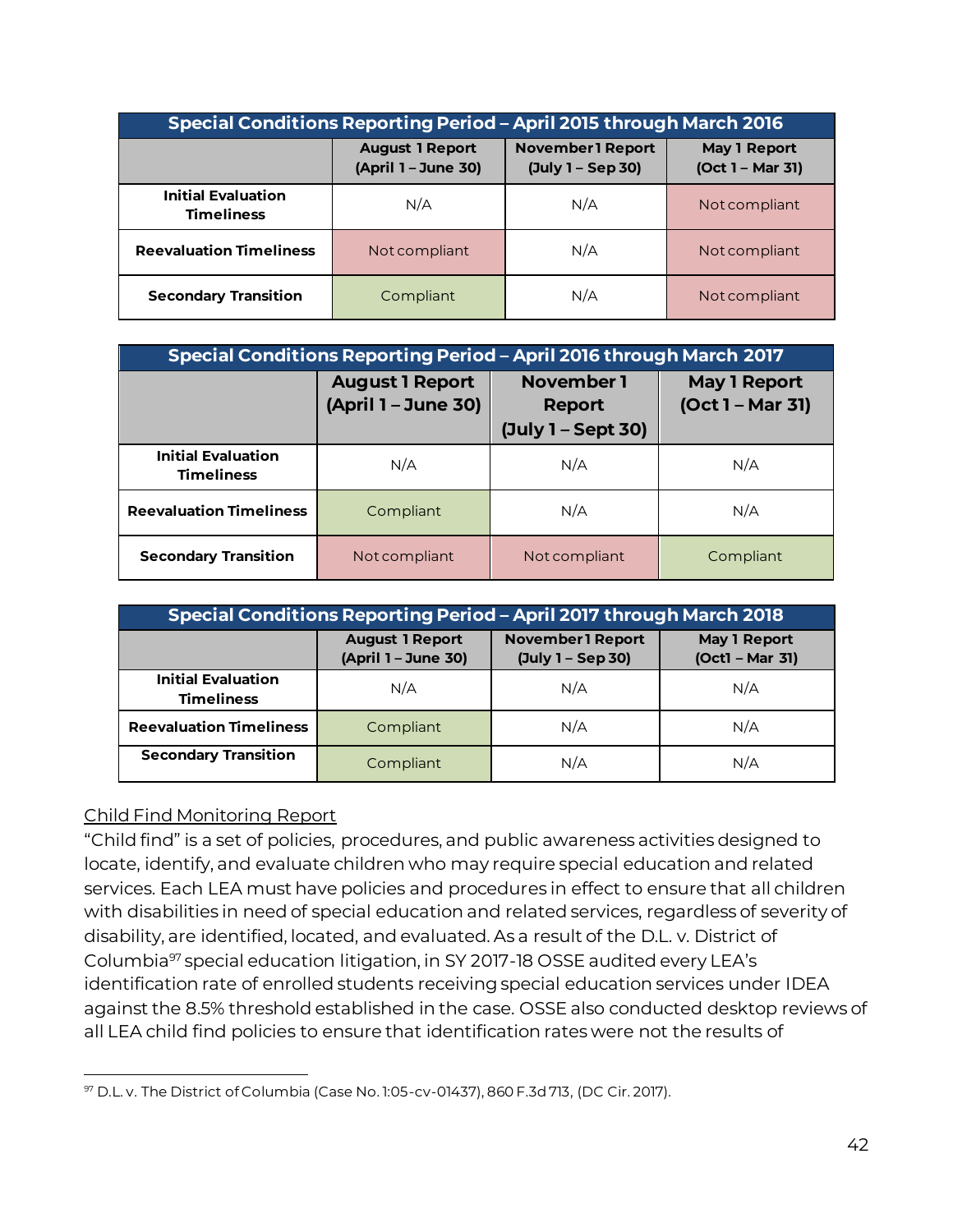| Special Conditions Reporting Period – April 2015 through March 2016 | | | |
|---|---|---|---|
| | **August 1 Report (April 1 – June 30)** | **November 1 Report (July 1 – Sep 30)** | **May 1 Report (Oct 1 – Mar 31)** |
| **Initial Evaluation Timeliness** | N/A | N/A | Not compliant |
| **Reevaluation Timeliness** | Not compliant | N/A | Not compliant |
| **Secondary Transition** | Compliant | N/A | Not compliant |

| Special Conditions Reporting Period – April 2016 through March 2017 | | | |
|---|---|---|---|
| | **August 1 Report (April 1 – June 30)** | **November 1 Report (July 1 – Sept 30)** | **May 1 Report (Oct 1 – Mar 31)** |
| **Initial Evaluation Timeliness** | N/A | N/A | N/A |
| **Reevaluation Timeliness** | Compliant | N/A | N/A |
| **Secondary Transition** | Not compliant | Not compliant | Compliant |

| Special Conditions Reporting Period – April 2017 through March 2018 | | | |
|---|---|---|---|
| | **August 1 Report (April 1 – June 30)** | **November 1 Report (July 1 – Sep 30)** | **May 1 Report (Oct1 – Mar 31)** |
| **Initial Evaluation Timeliness** | N/A | N/A | N/A |
| **Reevaluation Timeliness** | Compliant | N/A | N/A |
| **Secondary Transition** | Compliant | N/A | N/A |

Child Find Monitoring Report

"Child find" is a set of policies, procedures, and public awareness activities designed to locate, identify, and evaluate children who may require special education and related services. Each LEA must have policies and procedures in effect to ensure that all children with disabilities in need of special education and related services, regardless of severity of disability, are identified, located, and evaluated. As a result of the D.L. v. District of Columbia[97] special education litigation, in SY 2017-18 OSSE audited every LEA's identification rate of enrolled students receiving special education services under IDEA against the 8.5% threshold established in the case. OSSE also conducted desktop reviews of all LEA child find policies to ensure that identification rates were not the results of

[97] D.L. v. The District of Columbia (Case No. 1:05-cv-01437), 860 F.3d 713, (DC Cir. 2017).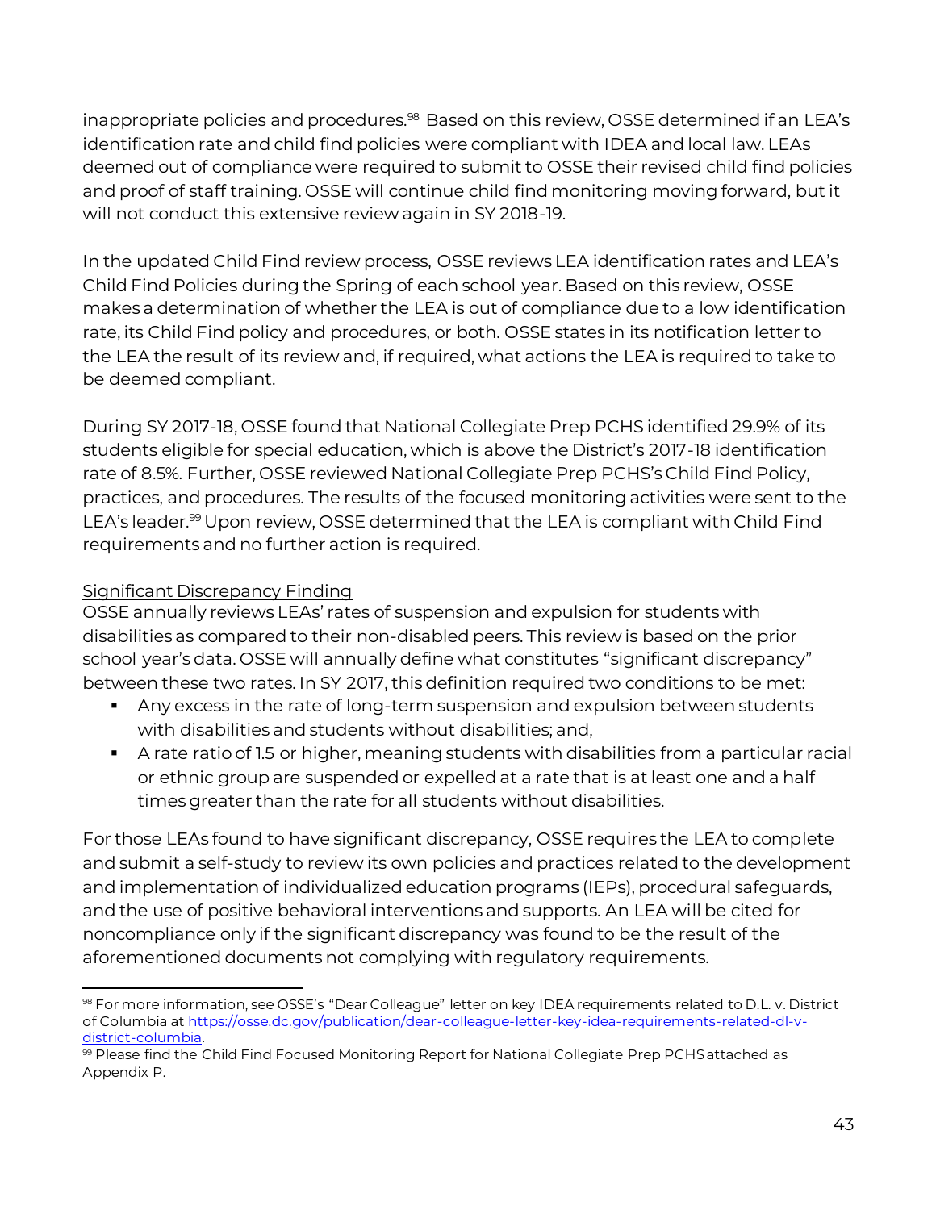inappropriate policies and procedures.[98] Based on this review, OSSE determined if an LEA's identification rate and child find policies were compliant with IDEA and local law. LEAs deemed out of compliance were required to submit to OSSE their revised child find policies and proof of staff training. OSSE will continue child find monitoring moving forward, but it will not conduct this extensive review again in SY 2018-19.

In the updated Child Find review process, OSSE reviews LEA identification rates and LEA's Child Find Policies during the Spring of each school year. Based on this review, OSSE makes a determination of whether the LEA is out of compliance due to a low identification rate, its Child Find policy and procedures, or both. OSSE states in its notification letter to the LEA the result of its review and, if required, what actions the LEA is required to take to be deemed compliant.

During SY 2017-18, OSSE found that National Collegiate Prep PCHS identified 29.9% of its students eligible for special education, which is above the District's 2017-18 identification rate of 8.5%. Further, OSSE reviewed National Collegiate Prep PCHS's Child Find Policy, practices, and procedures. The results of the focused monitoring activities were sent to the LEA's leader.[99] Upon review, OSSE determined that the LEA is compliant with Child Find requirements and no further action is required.

<u>Significant Discrepancy Finding</u>

OSSE annually reviews LEAs' rates of suspension and expulsion for students with disabilities as compared to their non-disabled peers. This review is based on the prior school year's data. OSSE will annually define what constitutes "significant discrepancy" between these two rates. In SY 2017, this definition required two conditions to be met:

- Any excess in the rate of long-term suspension and expulsion between students with disabilities and students without disabilities; and,
- A rate ratio of 1.5 or higher, meaning students with disabilities from a particular racial or ethnic group are suspended or expelled at a rate that is at least one and a half times greater than the rate for all students without disabilities.

For those LEAs found to have significant discrepancy, OSSE requires the LEA to complete and submit a self-study to review its own policies and practices related to the development and implementation of individualized education programs (IEPs), procedural safeguards, and the use of positive behavioral interventions and supports. An LEA will be cited for noncompliance only if the significant discrepancy was found to be the result of the aforementioned documents not complying with regulatory requirements.

---

[98] For more information, see OSSE's "Dear Colleague" letter on key IDEA requirements related to D.L. v. District of Columbia at https://osse.dc.gov/publication/dear-colleague-letter-key-idea-requirements-related-dl-v-district-columbia.

[99] Please find the Child Find Focused Monitoring Report for National Collegiate Prep PCHS attached as Appendix P.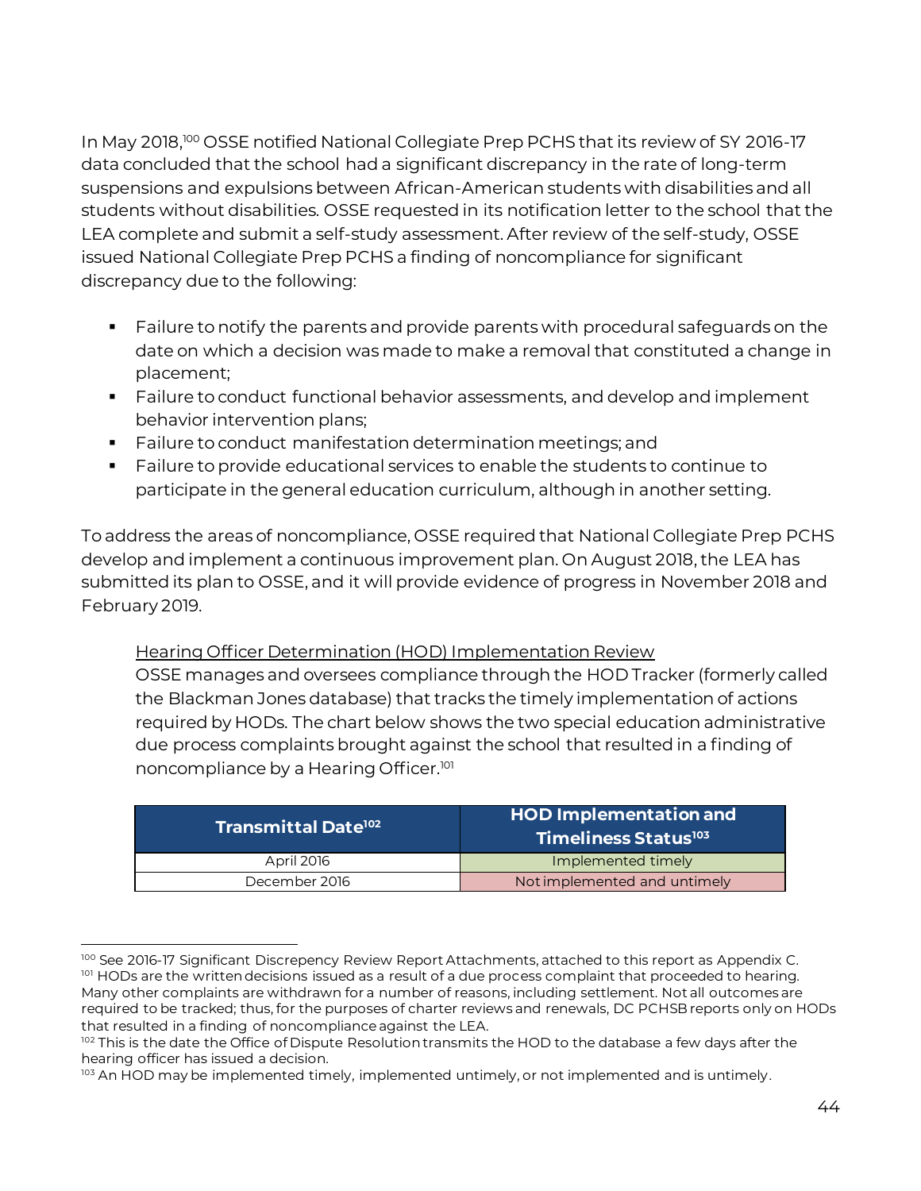In May 2018,[100] OSSE notified National Collegiate Prep PCHS that its review of SY 2016-17 data concluded that the school had a significant discrepancy in the rate of long-term suspensions and expulsions between African-American students with disabilities and all students without disabilities. OSSE requested in its notification letter to the school that the LEA complete and submit a self-study assessment. After review of the self-study, OSSE issued National Collegiate Prep PCHS a finding of noncompliance for significant discrepancy due to the following:

- Failure to notify the parents and provide parents with procedural safeguards on the date on which a decision was made to make a removal that constituted a change in placement;
- Failure to conduct functional behavior assessments, and develop and implement behavior intervention plans;
- Failure to conduct manifestation determination meetings; and
- Failure to provide educational services to enable the students to continue to participate in the general education curriculum, although in another setting.

To address the areas of noncompliance, OSSE required that National Collegiate Prep PCHS develop and implement a continuous improvement plan. On August 2018, the LEA has submitted its plan to OSSE, and it will provide evidence of progress in November 2018 and February 2019.

<u>Hearing Officer Determination (HOD) Implementation Review</u>

OSSE manages and oversees compliance through the HOD Tracker (formerly called the Blackman Jones database) that tracks the timely implementation of actions required by HODs. The chart below shows the two special education administrative due process complaints brought against the school that resulted in a finding of noncompliance by a Hearing Officer.[101]

| Transmittal Date[102] | HOD Implementation and Timeliness Status[103] |
|---|---|
| April 2016 | Implemented timely |
| December 2016 | Not implemented and untimely |

[100] See 2016-17 Significant Discrepency Review Report Attachments, attached to this report as Appendix C.

[101] HODs are the written decisions issued as a result of a due process complaint that proceeded to hearing. Many other complaints are withdrawn for a number of reasons, including settlement. Not all outcomes are required to be tracked; thus, for the purposes of charter reviews and renewals, DC PCHSB reports only on HODs that resulted in a finding of noncompliance against the LEA.

[102] This is the date the Office of Dispute Resolution transmits the HOD to the database a few days after the hearing officer has issued a decision.

[103] An HOD may be implemented timely, implemented untimely, or not implemented and is untimely.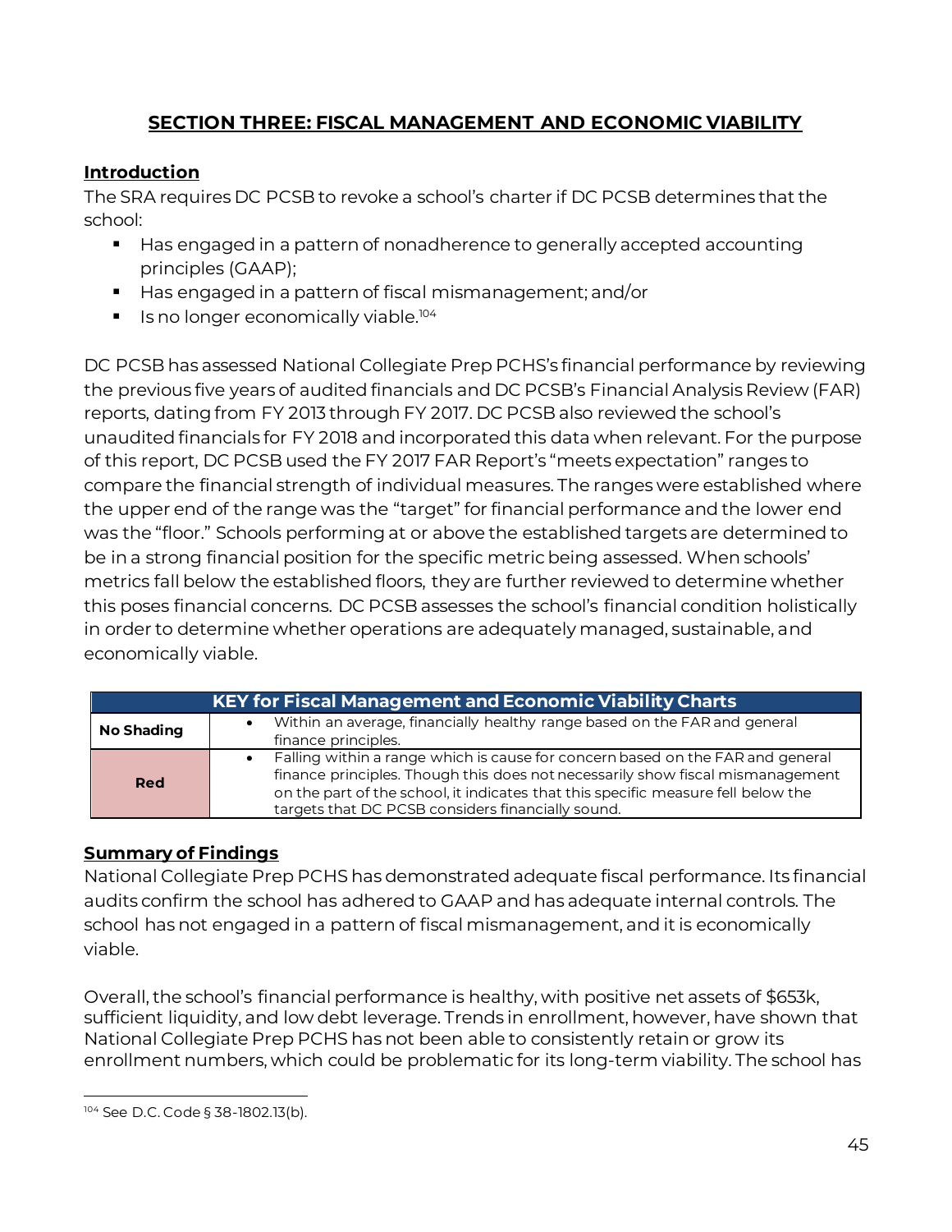## SECTION THREE: FISCAL MANAGEMENT AND ECONOMIC VIABILITY

### Introduction

The SRA requires DC PCSB to revoke a school's charter if DC PCSB determines that the school:

- Has engaged in a pattern of nonadherence to generally accepted accounting principles (GAAP);
- Has engaged in a pattern of fiscal mismanagement; and/or
- Is no longer economically viable.[104]

DC PCSB has assessed National Collegiate Prep PCHS's financial performance by reviewing the previous five years of audited financials and DC PCSB's Financial Analysis Review (FAR) reports, dating from FY 2013 through FY 2017. DC PCSB also reviewed the school's unaudited financials for FY 2018 and incorporated this data when relevant. For the purpose of this report, DC PCSB used the FY 2017 FAR Report's "meets expectation" ranges to compare the financial strength of individual measures. The ranges were established where the upper end of the range was the "target" for financial performance and the lower end was the "floor." Schools performing at or above the established targets are determined to be in a strong financial position for the specific metric being assessed. When schools' metrics fall below the established floors, they are further reviewed to determine whether this poses financial concerns. DC PCSB assesses the school's financial condition holistically in order to determine whether operations are adequately managed, sustainable, and economically viable.

| KEY for Fiscal Management and Economic Viability Charts | |
|---|---|
| **No Shading** | • Within an average, financially healthy range based on the FAR and general finance principles. |
| **Red** | • Falling within a range which is cause for concern based on the FAR and general finance principles. Though this does not necessarily show fiscal mismanagement on the part of the school, it indicates that this specific measure fell below the targets that DC PCSB considers financially sound. |

### Summary of Findings

National Collegiate Prep PCHS has demonstrated adequate fiscal performance. Its financial audits confirm the school has adhered to GAAP and has adequate internal controls. The school has not engaged in a pattern of fiscal mismanagement, and it is economically viable.

Overall, the school's financial performance is healthy, with positive net assets of $653k, sufficient liquidity, and low debt leverage. Trends in enrollment, however, have shown that National Collegiate Prep PCHS has not been able to consistently retain or grow its enrollment numbers, which could be problematic for its long-term viability. The school has

[104] See D.C. Code § 38-1802.13(b).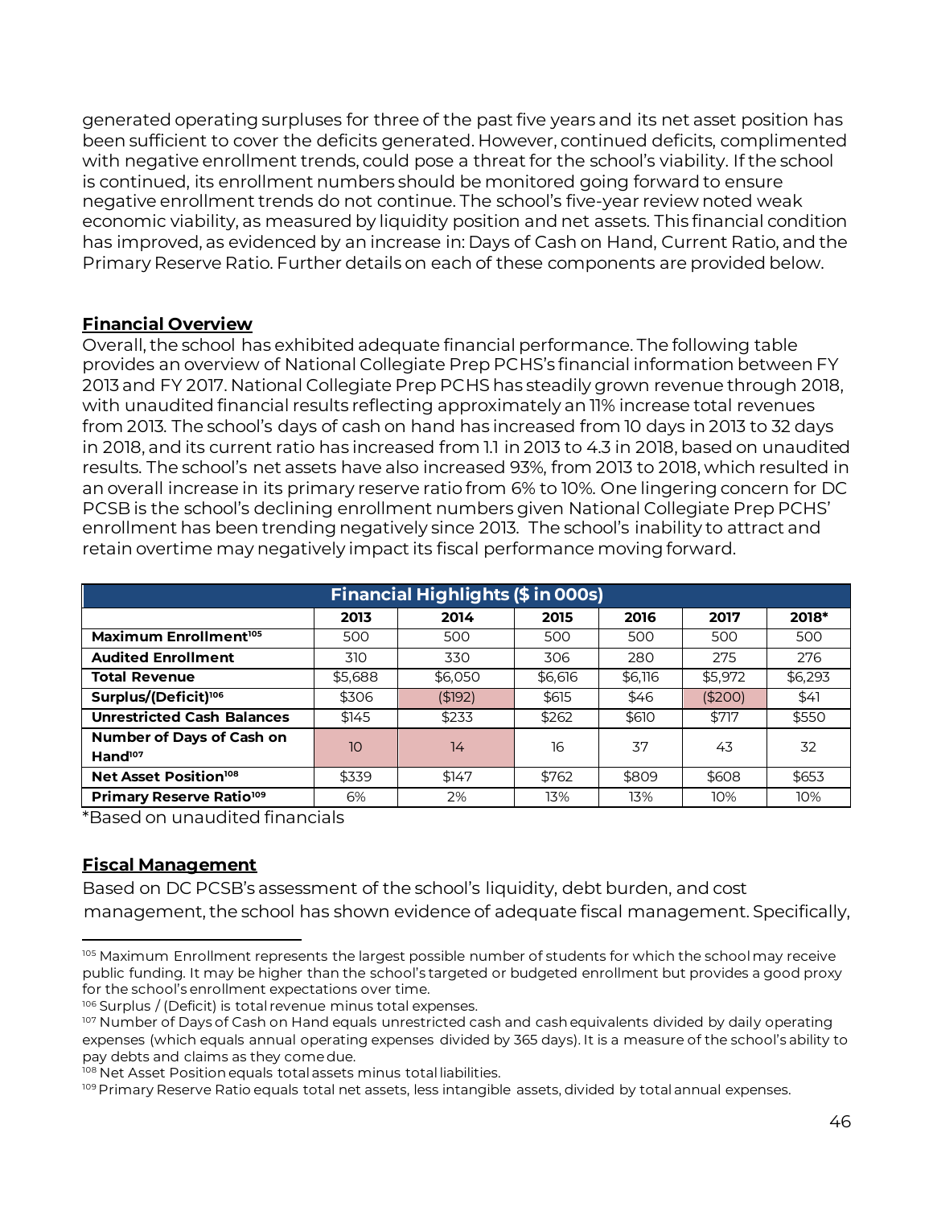generated operating surpluses for three of the past five years and its net asset position has been sufficient to cover the deficits generated. However, continued deficits, complimented with negative enrollment trends, could pose a threat for the school's viability. If the school is continued, its enrollment numbers should be monitored going forward to ensure negative enrollment trends do not continue. The school's five-year review noted weak economic viability, as measured by liquidity position and net assets. This financial condition has improved, as evidenced by an increase in: Days of Cash on Hand, Current Ratio, and the Primary Reserve Ratio. Further details on each of these components are provided below.

## Financial Overview

Overall, the school has exhibited adequate financial performance. The following table provides an overview of National Collegiate Prep PCHS's financial information between FY 2013 and FY 2017. National Collegiate Prep PCHS has steadily grown revenue through 2018, with unaudited financial results reflecting approximately an 11% increase total revenues from 2013. The school's days of cash on hand has increased from 10 days in 2013 to 32 days in 2018, and its current ratio has increased from 1.1 in 2013 to 4.3 in 2018, based on unaudited results. The school's net assets have also increased 93%, from 2013 to 2018, which resulted in an overall increase in its primary reserve ratio from 6% to 10%. One lingering concern for DC PCSB is the school's declining enrollment numbers given National Collegiate Prep PCHS' enrollment has been trending negatively since 2013. The school's inability to attract and retain overtime may negatively impact its fiscal performance moving forward.

| Financial Highlights ($ in 000s) | | | | | | |
|---|---|---|---|---|---|---|
| | 2013 | 2014 | 2015 | 2016 | 2017 | 2018* |
| **Maximum Enrollment**[105] | 500 | 500 | 500 | 500 | 500 | 500 |
| **Audited Enrollment** | 310 | 330 | 306 | 280 | 275 | 276 |
| **Total Revenue** | $5,688 | $6,050 | $6,616 | $6,116 | $5,972 | $6,293 |
| **Surplus/(Deficit)**[106] | $306 | ($192) | $615 | $46 | ($200) | $41 |
| **Unrestricted Cash Balances** | $145 | $233 | $262 | $610 | $717 | $550 |
| **Number of Days of Cash on Hand**[107] | 10 | 14 | 16 | 37 | 43 | 32 |
| **Net Asset Position**[108] | $339 | $147 | $762 | $809 | $608 | $653 |
| **Primary Reserve Ratio**[109] | 6% | 2% | 13% | 13% | 10% | 10% |

*Based on unaudited financials

## Fiscal Management

Based on DC PCSB's assessment of the school's liquidity, debt burden, and cost management, the school has shown evidence of adequate fiscal management. Specifically,

---

[105] Maximum Enrollment represents the largest possible number of students for which the school may receive public funding. It may be higher than the school's targeted or budgeted enrollment but provides a good proxy for the school's enrollment expectations over time.

[106] Surplus / (Deficit) is total revenue minus total expenses.

[107] Number of Days of Cash on Hand equals unrestricted cash and cash equivalents divided by daily operating expenses (which equals annual operating expenses divided by 365 days). It is a measure of the school's ability to pay debts and claims as they come due.

[108] Net Asset Position equals total assets minus total liabilities.

[109] Primary Reserve Ratio equals total net assets, less intangible assets, divided by total annual expenses.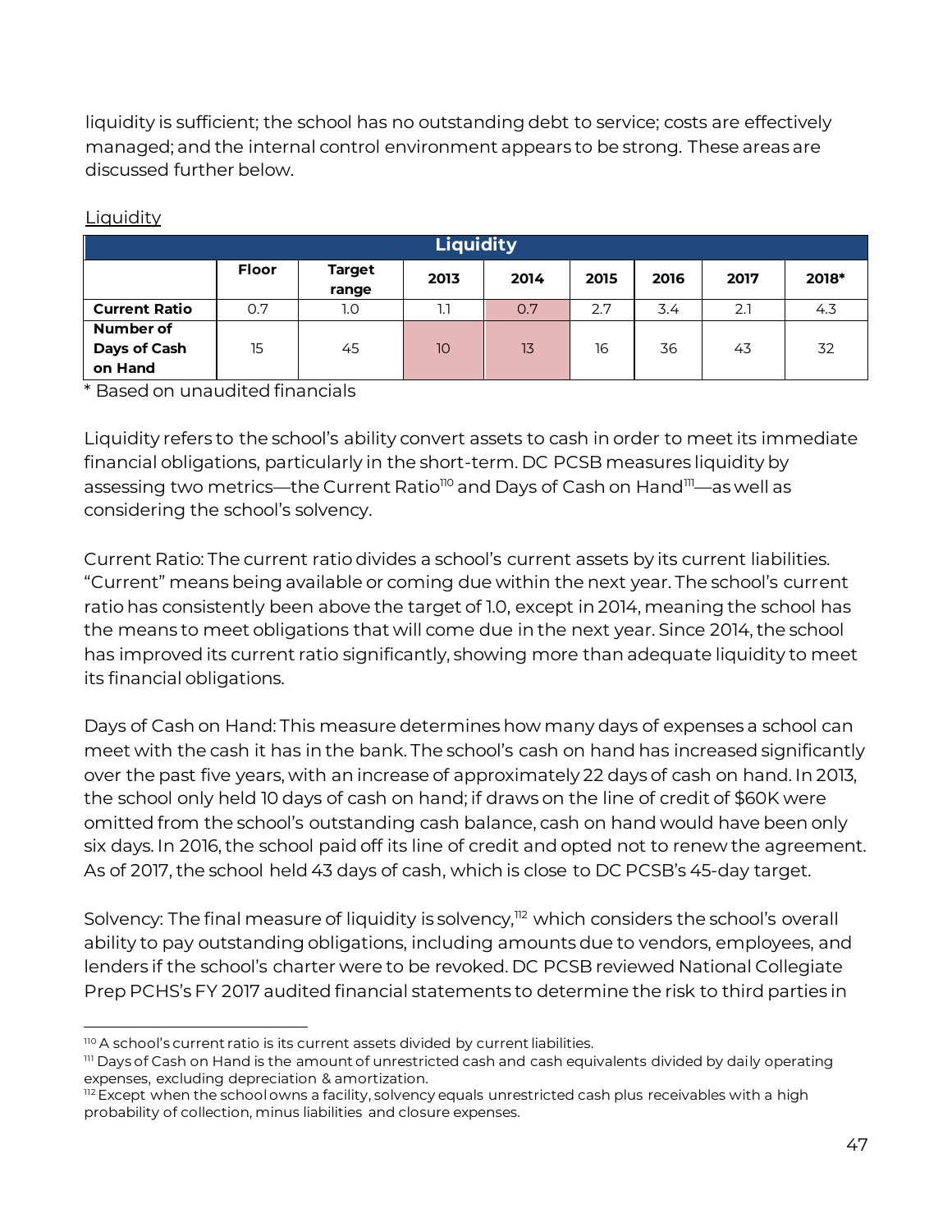liquidity is sufficient; the school has no outstanding debt to service; costs are effectively managed; and the internal control environment appears to be strong. These areas are discussed further below.

Liquidity

| Liquidity | | | | | | | | |
|---|---|---|---|---|---|---|---|---|
| | **Floor** | **Target range** | **2013** | **2014** | **2015** | **2016** | **2017** | **2018*** |
| **Current Ratio** | 0.7 | 1.0 | 1.1 | 0.7 | 2.7 | 3.4 | 2.1 | 4.3 |
| **Number of Days of Cash on Hand** | 15 | 45 | 10 | 13 | 16 | 36 | 43 | 32 |

* Based on unaudited financials

Liquidity refers to the school's ability convert assets to cash in order to meet its immediate financial obligations, particularly in the short-term. DC PCSB measures liquidity by assessing two metrics—the Current Ratio[110] and Days of Cash on Hand[111]—as well as considering the school's solvency.

Current Ratio: The current ratio divides a school's current assets by its current liabilities. "Current" means being available or coming due within the next year. The school's current ratio has consistently been above the target of 1.0, except in 2014, meaning the school has the means to meet obligations that will come due in the next year. Since 2014, the school has improved its current ratio significantly, showing more than adequate liquidity to meet its financial obligations.

Days of Cash on Hand: This measure determines how many days of expenses a school can meet with the cash it has in the bank. The school's cash on hand has increased significantly over the past five years, with an increase of approximately 22 days of cash on hand. In 2013, the school only held 10 days of cash on hand; if draws on the line of credit of $60K were omitted from the school's outstanding cash balance, cash on hand would have been only six days. In 2016, the school paid off its line of credit and opted not to renew the agreement. As of 2017, the school held 43 days of cash, which is close to DC PCSB's 45-day target.

Solvency: The final measure of liquidity is solvency,[112] which considers the school's overall ability to pay outstanding obligations, including amounts due to vendors, employees, and lenders if the school's charter were to be revoked. DC PCSB reviewed National Collegiate Prep PCHS's FY 2017 audited financial statements to determine the risk to third parties in

---

[110] A school's current ratio is its current assets divided by current liabilities.

[111] Days of Cash on Hand is the amount of unrestricted cash and cash equivalents divided by daily operating expenses, excluding depreciation & amortization.

[112] Except when the school owns a facility, solvency equals unrestricted cash plus receivables with a high probability of collection, minus liabilities and closure expenses.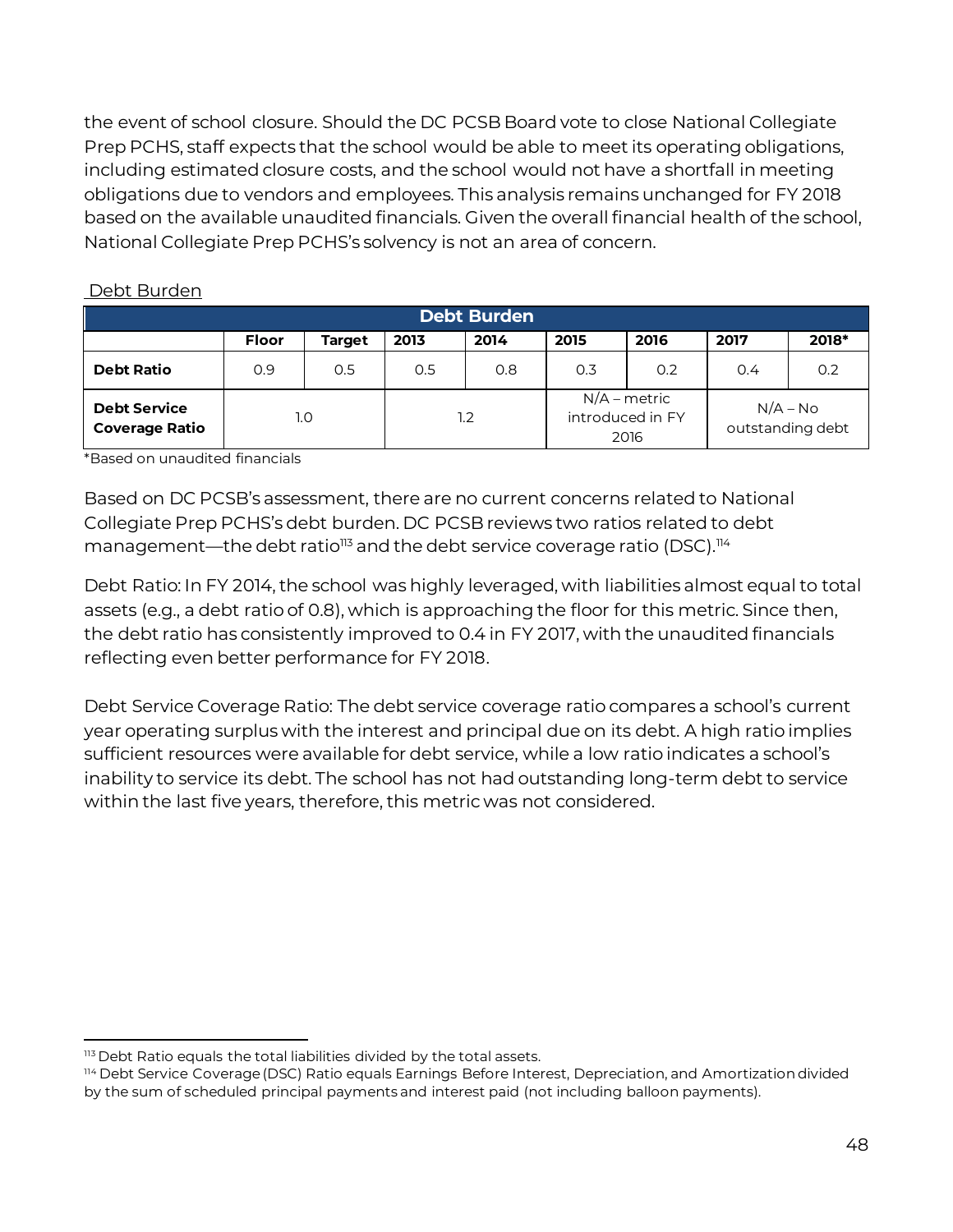the event of school closure. Should the DC PCSB Board vote to close National Collegiate Prep PCHS, staff expects that the school would be able to meet its operating obligations, including estimated closure costs, and the school would not have a shortfall in meeting obligations due to vendors and employees. This analysis remains unchanged for FY 2018 based on the available unaudited financials. Given the overall financial health of the school, National Collegiate Prep PCHS's solvency is not an area of concern.

Debt Burden

| Debt Burden | | | | | | | | |
|---|---|---|---|---|---|---|---|---|
| | **Floor** | **Target** | **2013** | **2014** | **2015** | **2016** | **2017** | **2018*** |
| **Debt Ratio** | 0.9 | 0.5 | 0.5 | 0.8 | 0.3 | 0.2 | 0.4 | 0.2 |
| **Debt Service Coverage Ratio** | 1.0 | | 1.2 | | N/A – metric introduced in FY 2016 | | N/A – No outstanding debt | |

*Based on unaudited financials

Based on DC PCSB's assessment, there are no current concerns related to National Collegiate Prep PCHS's debt burden. DC PCSB reviews two ratios related to debt management—the debt ratio[113] and the debt service coverage ratio (DSC).[114]

Debt Ratio: In FY 2014, the school was highly leveraged, with liabilities almost equal to total assets (e.g., a debt ratio of 0.8), which is approaching the floor for this metric. Since then, the debt ratio has consistently improved to 0.4 in FY 2017, with the unaudited financials reflecting even better performance for FY 2018.

Debt Service Coverage Ratio: The debt service coverage ratio compares a school's current year operating surplus with the interest and principal due on its debt. A high ratio implies sufficient resources were available for debt service, while a low ratio indicates a school's inability to service its debt. The school has not had outstanding long-term debt to service within the last five years, therefore, this metric was not considered.

[113] Debt Ratio equals the total liabilities divided by the total assets.

[114] Debt Service Coverage (DSC) Ratio equals Earnings Before Interest, Depreciation, and Amortization divided by the sum of scheduled principal payments and interest paid (not including balloon payments).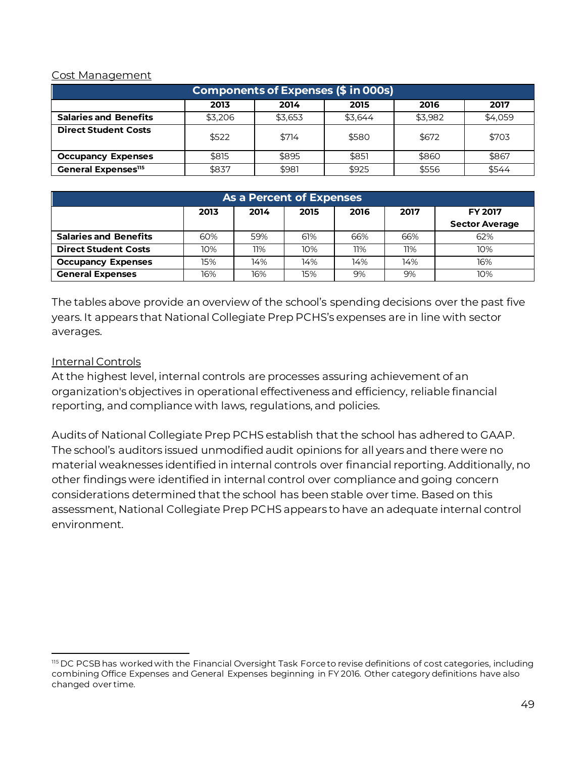Cost Management

| Components of Expenses ($ in 000s) | | | | | |
|---|---|---|---|---|---|
| | 2013 | 2014 | 2015 | 2016 | 2017 |
| **Salaries and Benefits** | $3,206 | $3,653 | $3,644 | $3,982 | $4,059 |
| **Direct Student Costs** | $522 | $714 | $580 | $672 | $703 |
| **Occupancy Expenses** | $815 | $895 | $851 | $860 | $867 |
| **General Expenses**[115] | $837 | $981 | $925 | $556 | $544 |

| As a Percent of Expenses | | | | | | |
|---|---|---|---|---|---|---|
| | 2013 | 2014 | 2015 | 2016 | 2017 | FY 2017 Sector Average |
| **Salaries and Benefits** | 60% | 59% | 61% | 66% | 66% | 62% |
| **Direct Student Costs** | 10% | 11% | 10% | 11% | 11% | 10% |
| **Occupancy Expenses** | 15% | 14% | 14% | 14% | 14% | 16% |
| **General Expenses** | 16% | 16% | 15% | 9% | 9% | 10% |

The tables above provide an overview of the school's spending decisions over the past five years. It appears that National Collegiate Prep PCHS's expenses are in line with sector averages.

Internal Controls

At the highest level, internal controls are processes assuring achievement of an organization's objectives in operational effectiveness and efficiency, reliable financial reporting, and compliance with laws, regulations, and policies.

Audits of National Collegiate Prep PCHS establish that the school has adhered to GAAP. The school's auditors issued unmodified audit opinions for all years and there were no material weaknesses identified in internal controls over financial reporting. Additionally, no other findings were identified in internal control over compliance and going concern considerations determined that the school has been stable over time. Based on this assessment, National Collegiate Prep PCHS appears to have an adequate internal control environment.

[115] DC PCSB has worked with the Financial Oversight Task Force to revise definitions of cost categories, including combining Office Expenses and General Expenses beginning in FY 2016. Other category definitions have also changed over time.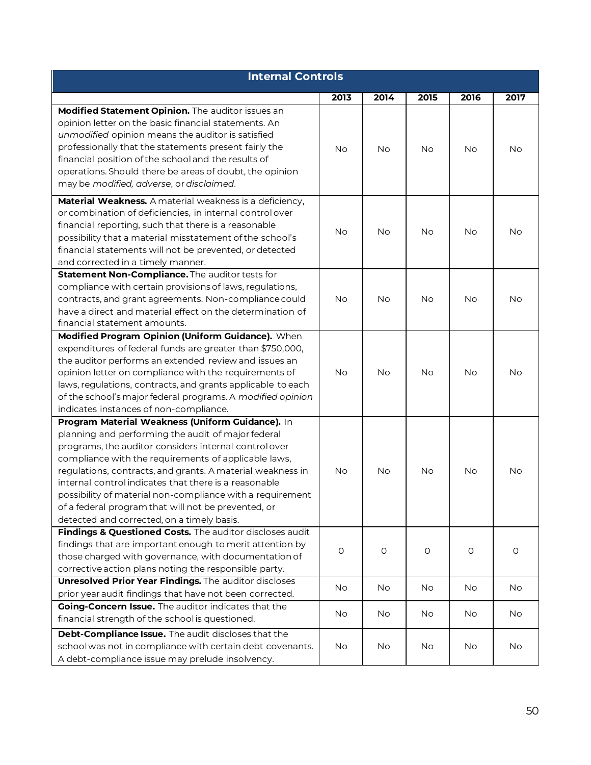| Internal Controls | | | | | |
|---|---|---|---|---|---|
| | **2013** | **2014** | **2015** | **2016** | **2017** |
| **Modified Statement Opinion.** The auditor issues an opinion letter on the basic financial statements. An *unmodified* opinion means the auditor is satisfied professionally that the statements present fairly the financial position of the school and the results of operations. Should there be areas of doubt, the opinion may be *modified, adverse*, or *disclaimed*. | No | No | No | No | No |
| **Material Weakness.** A material weakness is a deficiency, or combination of deficiencies, in internal control over financial reporting, such that there is a reasonable possibility that a material misstatement of the school's financial statements will not be prevented, or detected and corrected in a timely manner. | No | No | No | No | No |
| **Statement Non-Compliance.** The auditor tests for compliance with certain provisions of laws, regulations, contracts, and grant agreements. Non-compliance could have a direct and material effect on the determination of financial statement amounts. | No | No | No | No | No |
| **Modified Program Opinion (Uniform Guidance).** When expenditures of federal funds are greater than $750,000, the auditor performs an extended review and issues an opinion letter on compliance with the requirements of laws, regulations, contracts, and grants applicable to each of the school's major federal programs. A *modified opinion* indicates instances of non-compliance. | No | No | No | No | No |
| **Program Material Weakness (Uniform Guidance).** In planning and performing the audit of major federal programs, the auditor considers internal control over compliance with the requirements of applicable laws, regulations, contracts, and grants. A material weakness in internal control indicates that there is a reasonable possibility of material non-compliance with a requirement of a federal program that will not be prevented, or detected and corrected, on a timely basis. | No | No | No | No | No |
| **Findings & Questioned Costs.** The auditor discloses audit findings that are important enough to merit attention by those charged with governance, with documentation of corrective action plans noting the responsible party. | 0 | 0 | 0 | 0 | 0 |
| **Unresolved Prior Year Findings.** The auditor discloses prior year audit findings that have not been corrected. | No | No | No | No | No |
| **Going-Concern Issue.** The auditor indicates that the financial strength of the school is questioned. | No | No | No | No | No |
| **Debt-Compliance Issue.** The audit discloses that the school was not in compliance with certain debt covenants. A debt-compliance issue may prelude insolvency. | No | No | No | No | No |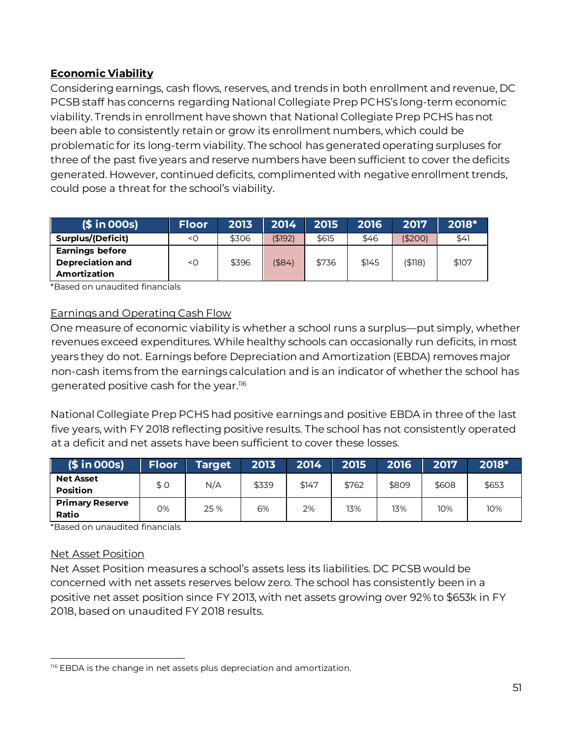**Economic Viability**

Considering earnings, cash flows, reserves, and trends in both enrollment and revenue, DC PCSB staff has concerns regarding National Collegiate Prep PCHS's long-term economic viability. Trends in enrollment have shown that National Collegiate Prep PCHS has not been able to consistently retain or grow its enrollment numbers, which could be problematic for its long-term viability. The school has generated operating surpluses for three of the past five years and reserve numbers have been sufficient to cover the deficits generated. However, continued deficits, complimented with negative enrollment trends, could pose a threat for the school's viability.

| ($ in 000s) | Floor | 2013 | 2014 | 2015 | 2016 | 2017 | 2018* |
|---|---|---|---|---|---|---|---|
| **Surplus/(Deficit)** | <0 | $306 | ($192) | $615 | $46 | ($200) | $41 |
| **Earnings before Depreciation and Amortization** | <0 | $396 | ($84) | $736 | $145 | ($118) | $107 |

*Based on unaudited financials

Earnings and Operating Cash Flow

One measure of economic viability is whether a school runs a surplus—put simply, whether revenues exceed expenditures. While healthy schools can occasionally run deficits, in most years they do not. Earnings before Depreciation and Amortization (EBDA) removes major non-cash items from the earnings calculation and is an indicator of whether the school has generated positive cash for the year.[116]

National Collegiate Prep PCHS had positive earnings and positive EBDA in three of the last five years, with FY 2018 reflecting positive results. The school has not consistently operated at a deficit and net assets have been sufficient to cover these losses.

| ($ in 000s) | Floor | Target | 2013 | 2014 | 2015 | 2016 | 2017 | 2018* |
|---|---|---|---|---|---|---|---|---|
| **Net Asset Position** | $ 0 | N/A | $339 | $147 | $762 | $809 | $608 | $653 |
| **Primary Reserve Ratio** | 0% | 25 % | 6% | 2% | 13% | 13% | 10% | 10% |

*Based on unaudited financials

Net Asset Position

Net Asset Position measures a school's assets less its liabilities. DC PCSB would be concerned with net assets reserves below zero. The school has consistently been in a positive net asset position since FY 2013, with net assets growing over 92% to $653k in FY 2018, based on unaudited FY 2018 results.

[116] EBDA is the change in net assets plus depreciation and amortization.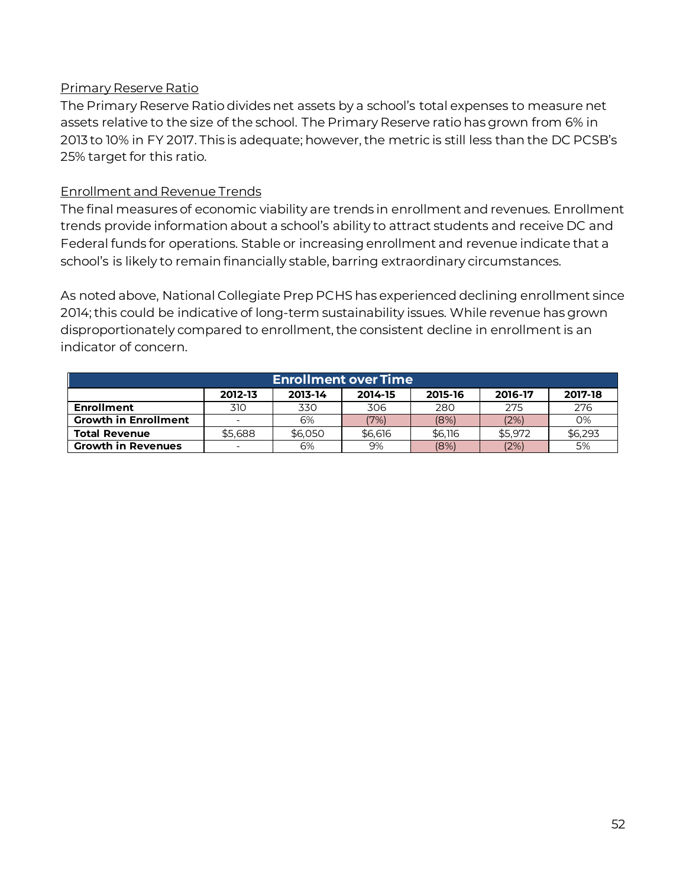<u>Primary Reserve Ratio</u>

The Primary Reserve Ratio divides net assets by a school's total expenses to measure net assets relative to the size of the school. The Primary Reserve ratio has grown from 6% in 2013 to 10% in FY 2017. This is adequate; however, the metric is still less than the DC PCSB's 25% target for this ratio.

<u>Enrollment and Revenue Trends</u>

The final measures of economic viability are trends in enrollment and revenues. Enrollment trends provide information about a school's ability to attract students and receive DC and Federal funds for operations. Stable or increasing enrollment and revenue indicate that a school's is likely to remain financially stable, barring extraordinary circumstances.

As noted above, National Collegiate Prep PCHS has experienced declining enrollment since 2014; this could be indicative of long-term sustainability issues. While revenue has grown disproportionately compared to enrollment, the consistent decline in enrollment is an indicator of concern.

**Enrollment over Time**

| | 2012-13 | 2013-14 | 2014-15 | 2015-16 | 2016-17 | 2017-18 |
|---|---|---|---|---|---|---|
| **Enrollment** | 310 | 330 | 306 | 280 | 275 | 276 |
| **Growth in Enrollment** | - | 6% | (7%) | (8%) | (2%) | 0% |
| **Total Revenue** | $5,688 | $6,050 | $6,616 | $6,116 | $5,972 | $6,293 |
| **Growth in Revenues** | - | 6% | 9% | (8%) | (2%) | 5% |